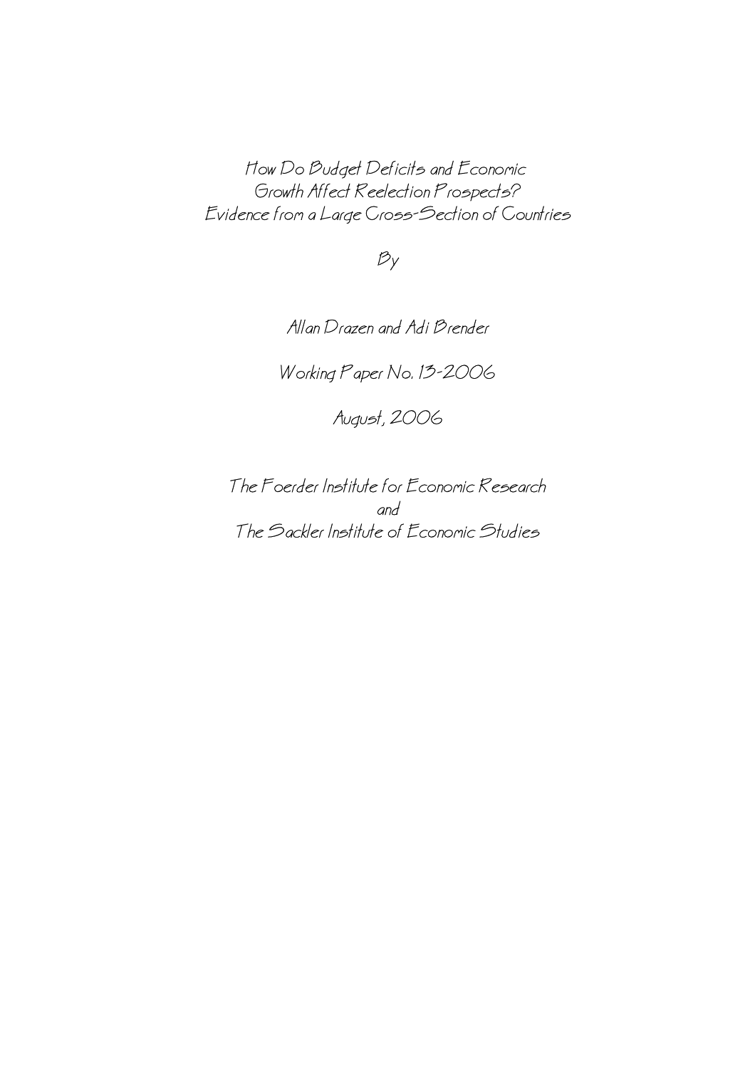# How Do Budget Deficits and Economic Growth Affect Reelection Prospects? Evidence from a Large Cross-Section of Countries

By

Allan Drazen and Adi Brender

Working Paper No. 13-2006

August, 2006

The Foerder Institute for Economic Research
and
The Sackler Institute of Economic Studies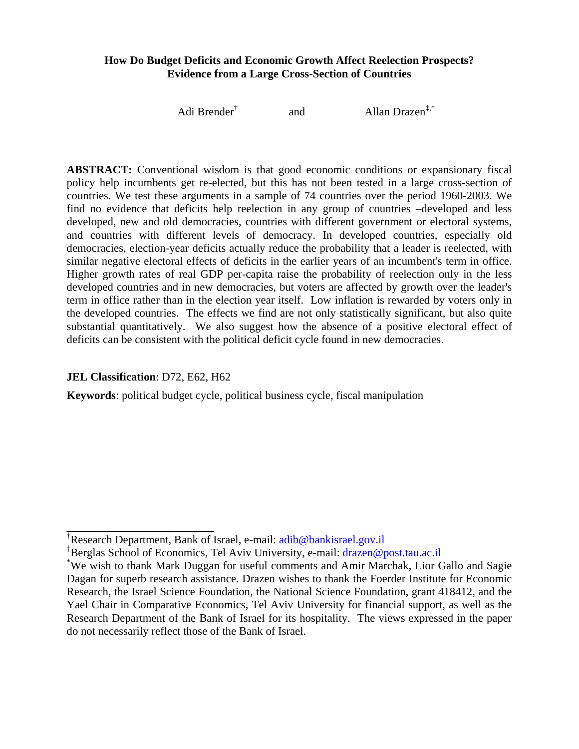**How Do Budget Deficits and Economic Growth Affect Reelection Prospects? Evidence from a Large Cross-Section of Countries**

Adi Brender[†] and Allan Drazen[‡,*]

**ABSTRACT:** Conventional wisdom is that good economic conditions or expansionary fiscal policy help incumbents get re-elected, but this has not been tested in a large cross-section of countries. We test these arguments in a sample of 74 countries over the period 1960-2003. We find no evidence that deficits help reelection in any group of countries –developed and less developed, new and old democracies, countries with different government or electoral systems, and countries with different levels of democracy. In developed countries, especially old democracies, election-year deficits actually reduce the probability that a leader is reelected, with similar negative electoral effects of deficits in the earlier years of an incumbent's term in office. Higher growth rates of real GDP per-capita raise the probability of reelection only in the less developed countries and in new democracies, but voters are affected by growth over the leader's term in office rather than in the election year itself. Low inflation is rewarded by voters only in the developed countries. The effects we find are not only statistically significant, but also quite substantial quantitatively. We also suggest how the absence of a positive electoral effect of deficits can be consistent with the political deficit cycle found in new democracies.

**JEL Classification**: D72, E62, H62

**Keywords**: political budget cycle, political business cycle, fiscal manipulation

---

[†]Research Department, Bank of Israel, e-mail: adib@bankisrael.gov.il

[‡]Berglas School of Economics, Tel Aviv University, e-mail: drazen@post.tau.ac.il

[*]We wish to thank Mark Duggan for useful comments and Amir Marchak, Lior Gallo and Sagie Dagan for superb research assistance. Drazen wishes to thank the Foerder Institute for Economic Research, the Israel Science Foundation, the National Science Foundation, grant 418412, and the Yael Chair in Comparative Economics, Tel Aviv University for financial support, as well as the Research Department of the Bank of Israel for its hospitality. The views expressed in the paper do not necessarily reflect those of the Bank of Israel.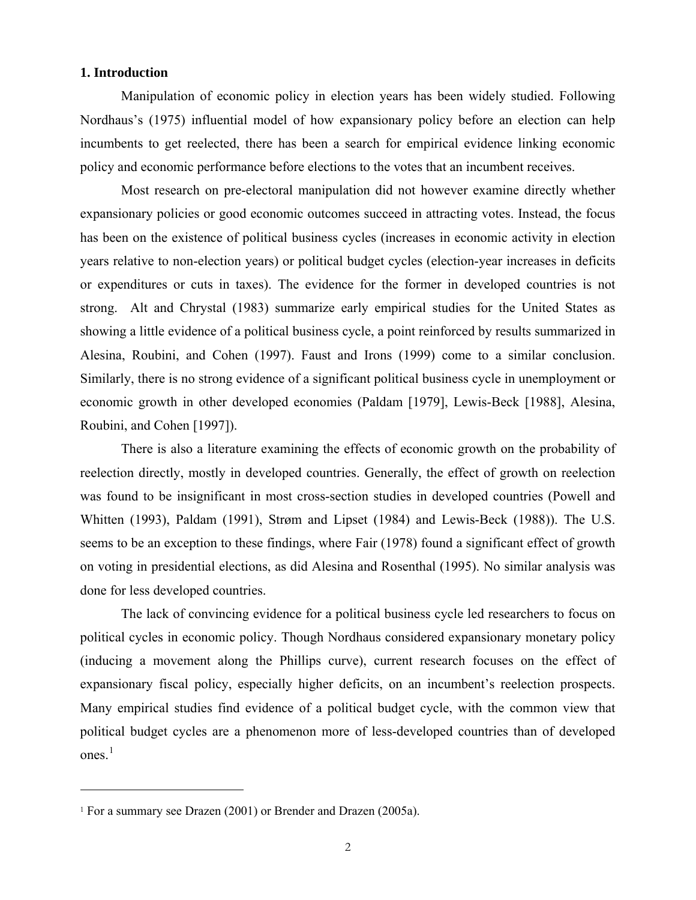## 1. Introduction

Manipulation of economic policy in election years has been widely studied. Following Nordhaus's (1975) influential model of how expansionary policy before an election can help incumbents to get reelected, there has been a search for empirical evidence linking economic policy and economic performance before elections to the votes that an incumbent receives.

Most research on pre-electoral manipulation did not however examine directly whether expansionary policies or good economic outcomes succeed in attracting votes. Instead, the focus has been on the existence of political business cycles (increases in economic activity in election years relative to non-election years) or political budget cycles (election-year increases in deficits or expenditures or cuts in taxes). The evidence for the former in developed countries is not strong. Alt and Chrystal (1983) summarize early empirical studies for the United States as showing a little evidence of a political business cycle, a point reinforced by results summarized in Alesina, Roubini, and Cohen (1997). Faust and Irons (1999) come to a similar conclusion. Similarly, there is no strong evidence of a significant political business cycle in unemployment or economic growth in other developed economies (Paldam [1979], Lewis-Beck [1988], Alesina, Roubini, and Cohen [1997]).

There is also a literature examining the effects of economic growth on the probability of reelection directly, mostly in developed countries. Generally, the effect of growth on reelection was found to be insignificant in most cross-section studies in developed countries (Powell and Whitten (1993), Paldam (1991), Strøm and Lipset (1984) and Lewis-Beck (1988)). The U.S. seems to be an exception to these findings, where Fair (1978) found a significant effect of growth on voting in presidential elections, as did Alesina and Rosenthal (1995). No similar analysis was done for less developed countries.

The lack of convincing evidence for a political business cycle led researchers to focus on political cycles in economic policy. Though Nordhaus considered expansionary monetary policy (inducing a movement along the Phillips curve), current research focuses on the effect of expansionary fiscal policy, especially higher deficits, on an incumbent's reelection prospects. Many empirical studies find evidence of a political budget cycle, with the common view that political budget cycles are a phenomenon more of less-developed countries than of developed ones.[1]

---

[1] For a summary see Drazen (2001) or Brender and Drazen (2005a).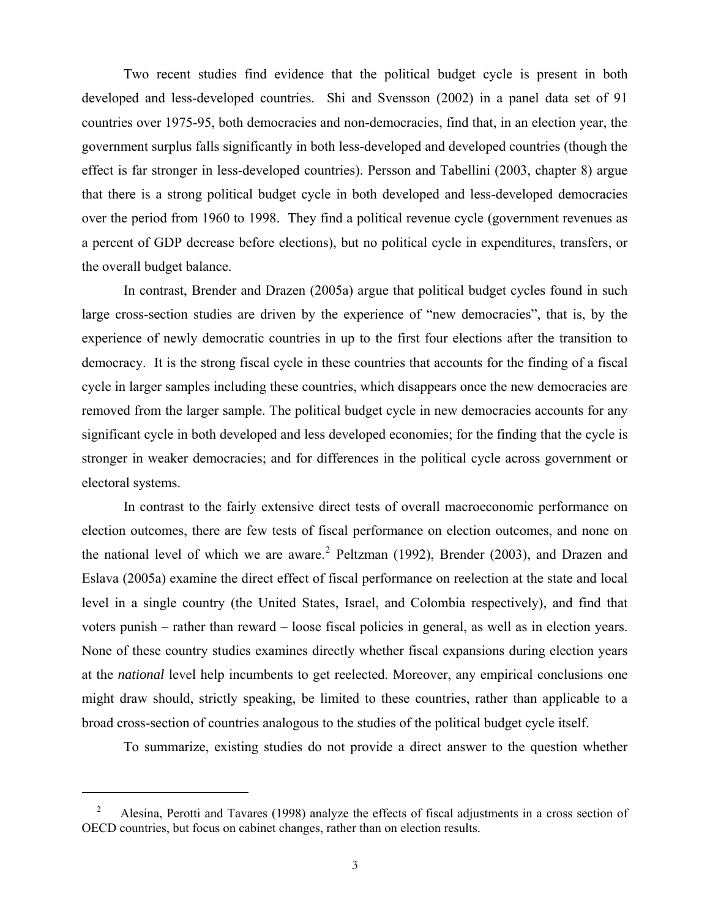Two recent studies find evidence that the political budget cycle is present in both developed and less-developed countries. Shi and Svensson (2002) in a panel data set of 91 countries over 1975-95, both democracies and non-democracies, find that, in an election year, the government surplus falls significantly in both less-developed and developed countries (though the effect is far stronger in less-developed countries). Persson and Tabellini (2003, chapter 8) argue that there is a strong political budget cycle in both developed and less-developed democracies over the period from 1960 to 1998. They find a political revenue cycle (government revenues as a percent of GDP decrease before elections), but no political cycle in expenditures, transfers, or the overall budget balance.

In contrast, Brender and Drazen (2005a) argue that political budget cycles found in such large cross-section studies are driven by the experience of "new democracies", that is, by the experience of newly democratic countries in up to the first four elections after the transition to democracy. It is the strong fiscal cycle in these countries that accounts for the finding of a fiscal cycle in larger samples including these countries, which disappears once the new democracies are removed from the larger sample. The political budget cycle in new democracies accounts for any significant cycle in both developed and less developed economies; for the finding that the cycle is stronger in weaker democracies; and for differences in the political cycle across government or electoral systems.

In contrast to the fairly extensive direct tests of overall macroeconomic performance on election outcomes, there are few tests of fiscal performance on election outcomes, and none on the national level of which we are aware.[2] Peltzman (1992), Brender (2003), and Drazen and Eslava (2005a) examine the direct effect of fiscal performance on reelection at the state and local level in a single country (the United States, Israel, and Colombia respectively), and find that voters punish – rather than reward – loose fiscal policies in general, as well as in election years. None of these country studies examines directly whether fiscal expansions during election years at the *national* level help incumbents to get reelected. Moreover, any empirical conclusions one might draw should, strictly speaking, be limited to these countries, rather than applicable to a broad cross-section of countries analogous to the studies of the political budget cycle itself.

To summarize, existing studies do not provide a direct answer to the question whether

[2] Alesina, Perotti and Tavares (1998) analyze the effects of fiscal adjustments in a cross section of OECD countries, but focus on cabinet changes, rather than on election results.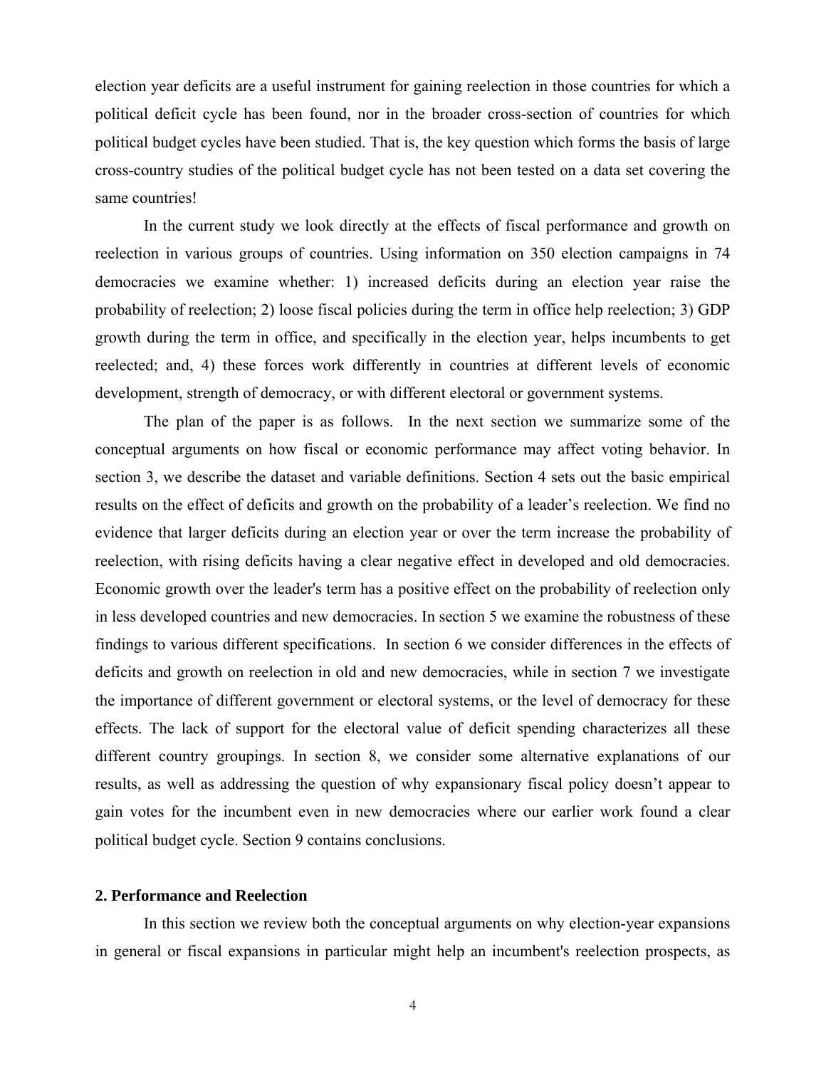election year deficits are a useful instrument for gaining reelection in those countries for which a political deficit cycle has been found, nor in the broader cross-section of countries for which political budget cycles have been studied. That is, the key question which forms the basis of large cross-country studies of the political budget cycle has not been tested on a data set covering the same countries!

In the current study we look directly at the effects of fiscal performance and growth on reelection in various groups of countries. Using information on 350 election campaigns in 74 democracies we examine whether: 1) increased deficits during an election year raise the probability of reelection; 2) loose fiscal policies during the term in office help reelection; 3) GDP growth during the term in office, and specifically in the election year, helps incumbents to get reelected; and, 4) these forces work differently in countries at different levels of economic development, strength of democracy, or with different electoral or government systems.

The plan of the paper is as follows. In the next section we summarize some of the conceptual arguments on how fiscal or economic performance may affect voting behavior. In section 3, we describe the dataset and variable definitions. Section 4 sets out the basic empirical results on the effect of deficits and growth on the probability of a leader's reelection. We find no evidence that larger deficits during an election year or over the term increase the probability of reelection, with rising deficits having a clear negative effect in developed and old democracies. Economic growth over the leader's term has a positive effect on the probability of reelection only in less developed countries and new democracies. In section 5 we examine the robustness of these findings to various different specifications. In section 6 we consider differences in the effects of deficits and growth on reelection in old and new democracies, while in section 7 we investigate the importance of different government or electoral systems, or the level of democracy for these effects. The lack of support for the electoral value of deficit spending characterizes all these different country groupings. In section 8, we consider some alternative explanations of our results, as well as addressing the question of why expansionary fiscal policy doesn't appear to gain votes for the incumbent even in new democracies where our earlier work found a clear political budget cycle. Section 9 contains conclusions.

## 2. Performance and Reelection

In this section we review both the conceptual arguments on why election-year expansions in general or fiscal expansions in particular might help an incumbent's reelection prospects, as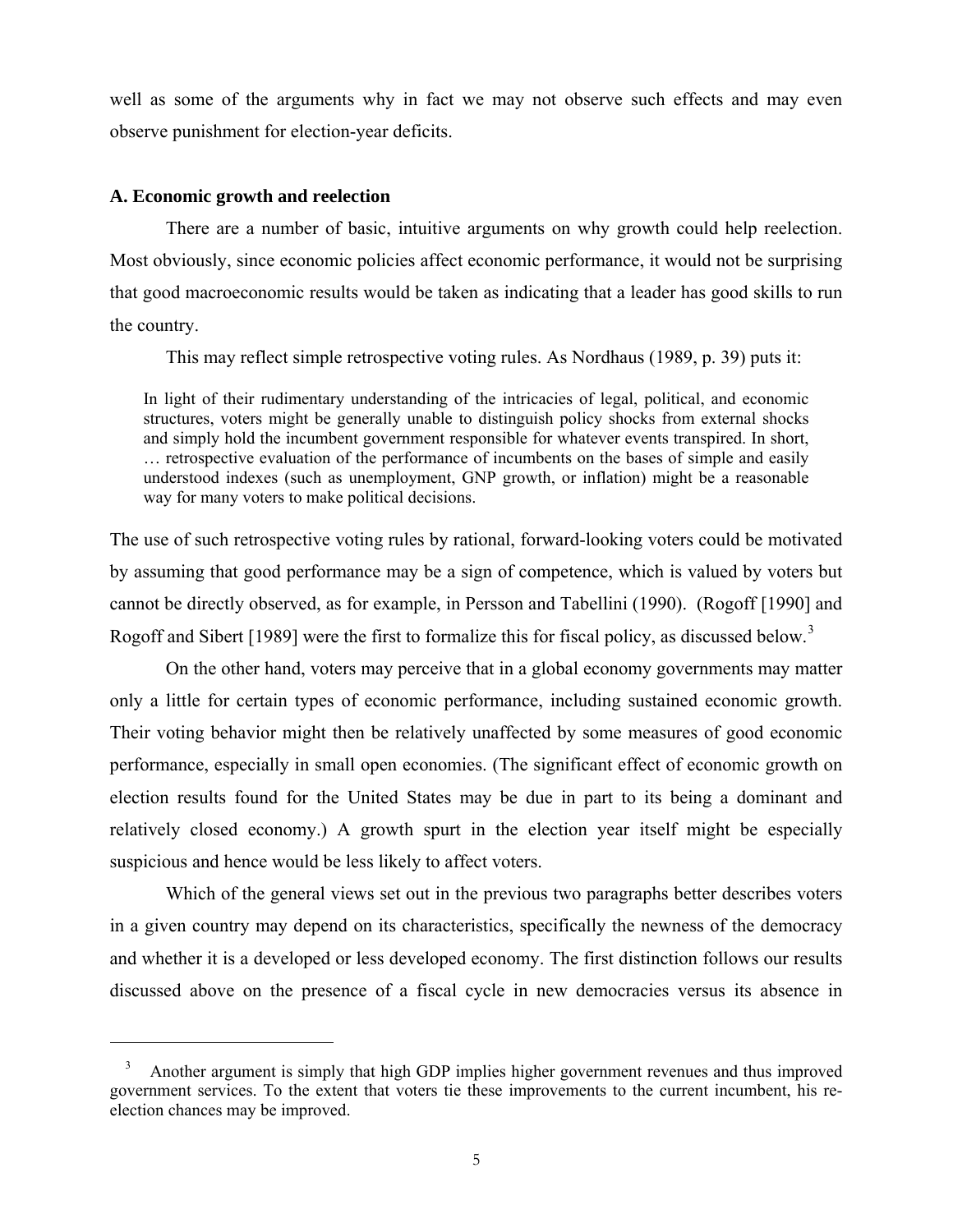well as some of the arguments why in fact we may not observe such effects and may even observe punishment for election-year deficits.

### A. Economic growth and reelection

There are a number of basic, intuitive arguments on why growth could help reelection. Most obviously, since economic policies affect economic performance, it would not be surprising that good macroeconomic results would be taken as indicating that a leader has good skills to run the country.

This may reflect simple retrospective voting rules. As Nordhaus (1989, p. 39) puts it:

> In light of their rudimentary understanding of the intricacies of legal, political, and economic structures, voters might be generally unable to distinguish policy shocks from external shocks and simply hold the incumbent government responsible for whatever events transpired. In short, … retrospective evaluation of the performance of incumbents on the bases of simple and easily understood indexes (such as unemployment, GNP growth, or inflation) might be a reasonable way for many voters to make political decisions.

The use of such retrospective voting rules by rational, forward-looking voters could be motivated by assuming that good performance may be a sign of competence, which is valued by voters but cannot be directly observed, as for example, in Persson and Tabellini (1990). (Rogoff [1990] and Rogoff and Sibert [1989] were the first to formalize this for fiscal policy, as discussed below.[3]

On the other hand, voters may perceive that in a global economy governments may matter only a little for certain types of economic performance, including sustained economic growth. Their voting behavior might then be relatively unaffected by some measures of good economic performance, especially in small open economies. (The significant effect of economic growth on election results found for the United States may be due in part to its being a dominant and relatively closed economy.) A growth spurt in the election year itself might be especially suspicious and hence would be less likely to affect voters.

Which of the general views set out in the previous two paragraphs better describes voters in a given country may depend on its characteristics, specifically the newness of the democracy and whether it is a developed or less developed economy. The first distinction follows our results discussed above on the presence of a fiscal cycle in new democracies versus its absence in

---

[3] Another argument is simply that high GDP implies higher government revenues and thus improved government services. To the extent that voters tie these improvements to the current incumbent, his re-election chances may be improved.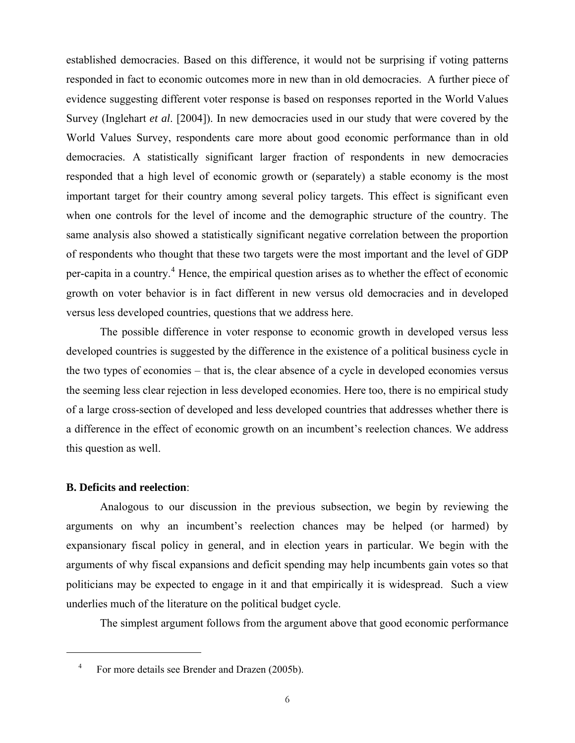established democracies. Based on this difference, it would not be surprising if voting patterns responded in fact to economic outcomes more in new than in old democracies. A further piece of evidence suggesting different voter response is based on responses reported in the World Values Survey (Inglehart *et al*. [2004]). In new democracies used in our study that were covered by the World Values Survey, respondents care more about good economic performance than in old democracies. A statistically significant larger fraction of respondents in new democracies responded that a high level of economic growth or (separately) a stable economy is the most important target for their country among several policy targets. This effect is significant even when one controls for the level of income and the demographic structure of the country. The same analysis also showed a statistically significant negative correlation between the proportion of respondents who thought that these two targets were the most important and the level of GDP per-capita in a country.[4] Hence, the empirical question arises as to whether the effect of economic growth on voter behavior is in fact different in new versus old democracies and in developed versus less developed countries, questions that we address here.

The possible difference in voter response to economic growth in developed versus less developed countries is suggested by the difference in the existence of a political business cycle in the two types of economies – that is, the clear absence of a cycle in developed economies versus the seeming less clear rejection in less developed economies. Here too, there is no empirical study of a large cross-section of developed and less developed countries that addresses whether there is a difference in the effect of economic growth on an incumbent's reelection chances. We address this question as well.

**B. Deficits and reelection**:

Analogous to our discussion in the previous subsection, we begin by reviewing the arguments on why an incumbent's reelection chances may be helped (or harmed) by expansionary fiscal policy in general, and in election years in particular. We begin with the arguments of why fiscal expansions and deficit spending may help incumbents gain votes so that politicians may be expected to engage in it and that empirically it is widespread. Such a view underlies much of the literature on the political budget cycle.

The simplest argument follows from the argument above that good economic performance

[4] For more details see Brender and Drazen (2005b).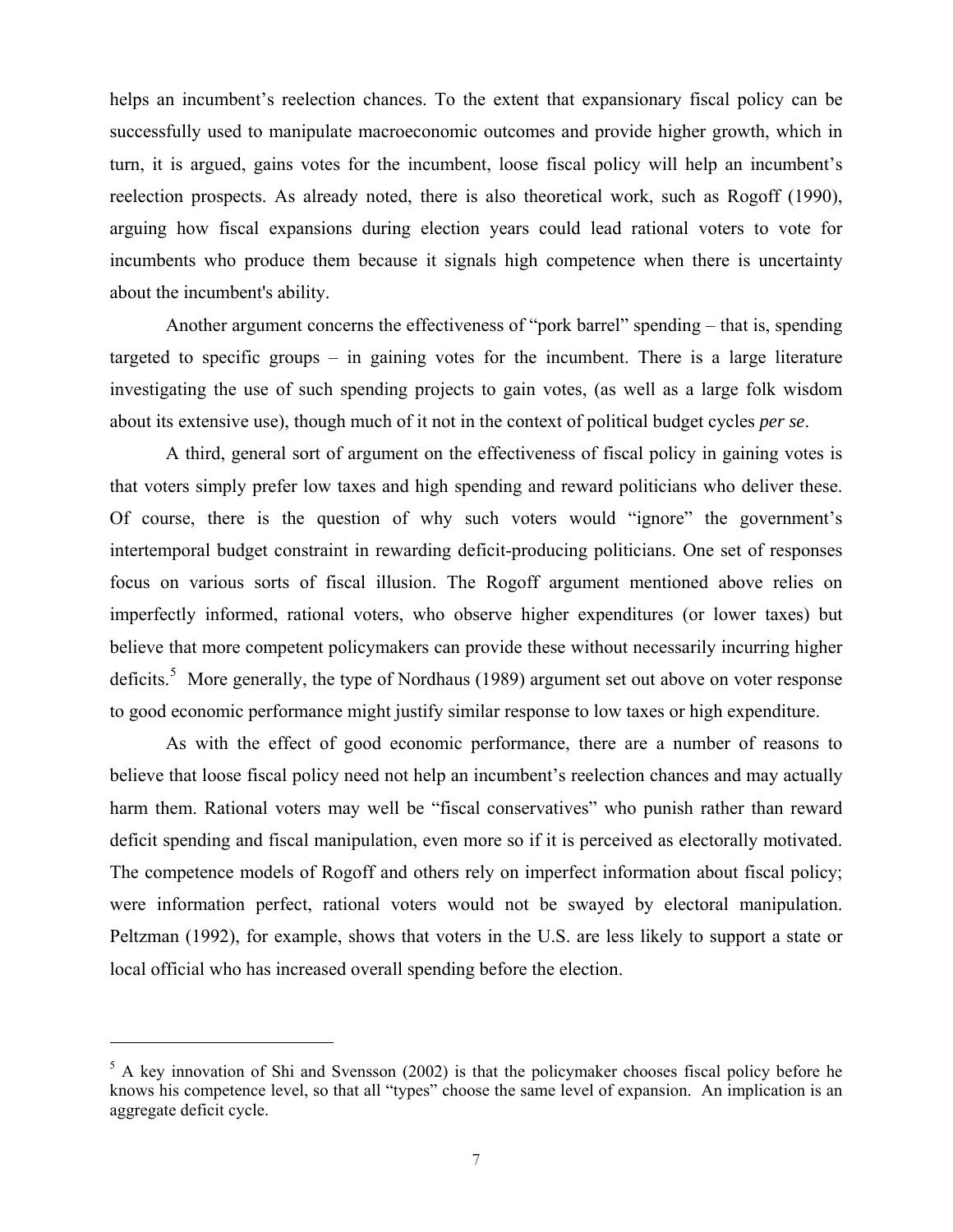helps an incumbent's reelection chances. To the extent that expansionary fiscal policy can be successfully used to manipulate macroeconomic outcomes and provide higher growth, which in turn, it is argued, gains votes for the incumbent, loose fiscal policy will help an incumbent's reelection prospects. As already noted, there is also theoretical work, such as Rogoff (1990), arguing how fiscal expansions during election years could lead rational voters to vote for incumbents who produce them because it signals high competence when there is uncertainty about the incumbent's ability.

Another argument concerns the effectiveness of "pork barrel" spending – that is, spending targeted to specific groups – in gaining votes for the incumbent. There is a large literature investigating the use of such spending projects to gain votes, (as well as a large folk wisdom about its extensive use), though much of it not in the context of political budget cycles *per se*.

A third, general sort of argument on the effectiveness of fiscal policy in gaining votes is that voters simply prefer low taxes and high spending and reward politicians who deliver these. Of course, there is the question of why such voters would "ignore" the government's intertemporal budget constraint in rewarding deficit-producing politicians. One set of responses focus on various sorts of fiscal illusion. The Rogoff argument mentioned above relies on imperfectly informed, rational voters, who observe higher expenditures (or lower taxes) but believe that more competent policymakers can provide these without necessarily incurring higher deficits.[5] More generally, the type of Nordhaus (1989) argument set out above on voter response to good economic performance might justify similar response to low taxes or high expenditure.

As with the effect of good economic performance, there are a number of reasons to believe that loose fiscal policy need not help an incumbent's reelection chances and may actually harm them. Rational voters may well be "fiscal conservatives" who punish rather than reward deficit spending and fiscal manipulation, even more so if it is perceived as electorally motivated. The competence models of Rogoff and others rely on imperfect information about fiscal policy; were information perfect, rational voters would not be swayed by electoral manipulation. Peltzman (1992), for example, shows that voters in the U.S. are less likely to support a state or local official who has increased overall spending before the election.

[5] A key innovation of Shi and Svensson (2002) is that the policymaker chooses fiscal policy before he knows his competence level, so that all "types" choose the same level of expansion. An implication is an aggregate deficit cycle.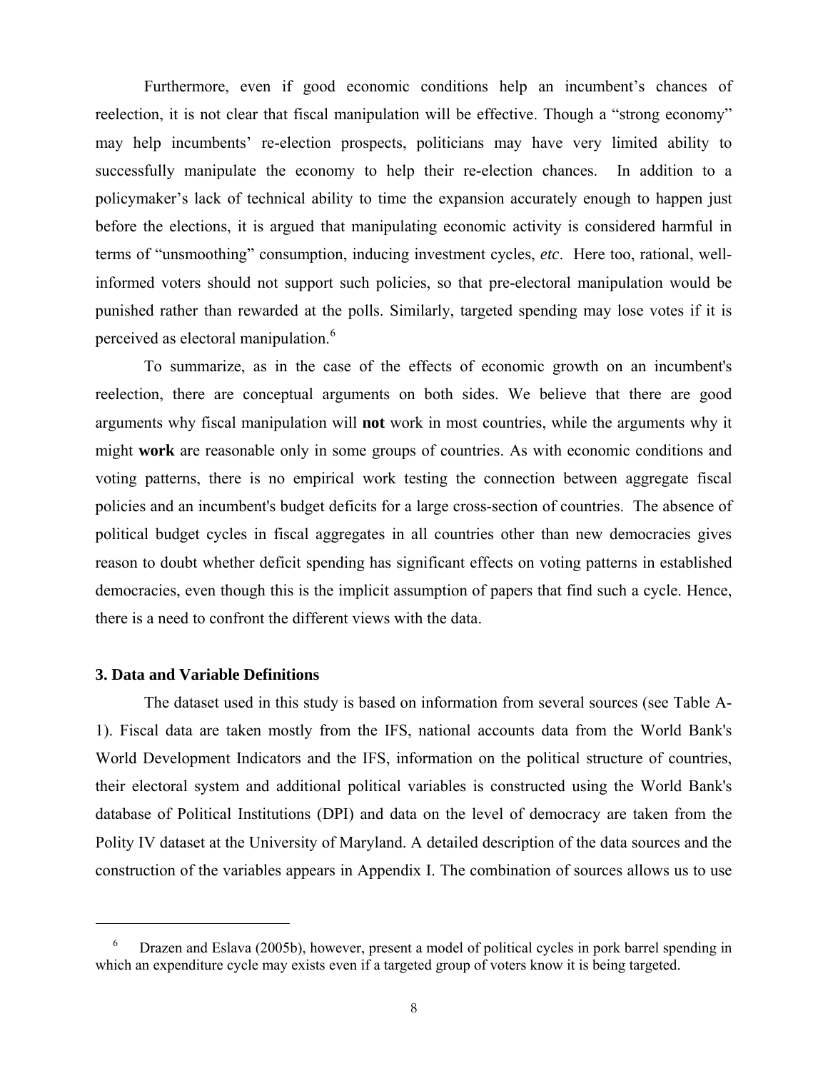Furthermore, even if good economic conditions help an incumbent's chances of reelection, it is not clear that fiscal manipulation will be effective. Though a "strong economy" may help incumbents' re-election prospects, politicians may have very limited ability to successfully manipulate the economy to help their re-election chances. In addition to a policymaker's lack of technical ability to time the expansion accurately enough to happen just before the elections, it is argued that manipulating economic activity is considered harmful in terms of "unsmoothing" consumption, inducing investment cycles, *etc*. Here too, rational, well-informed voters should not support such policies, so that pre-electoral manipulation would be punished rather than rewarded at the polls. Similarly, targeted spending may lose votes if it is perceived as electoral manipulation.[6]

To summarize, as in the case of the effects of economic growth on an incumbent's reelection, there are conceptual arguments on both sides. We believe that there are good arguments why fiscal manipulation will **not** work in most countries, while the arguments why it might **work** are reasonable only in some groups of countries. As with economic conditions and voting patterns, there is no empirical work testing the connection between aggregate fiscal policies and an incumbent's budget deficits for a large cross-section of countries. The absence of political budget cycles in fiscal aggregates in all countries other than new democracies gives reason to doubt whether deficit spending has significant effects on voting patterns in established democracies, even though this is the implicit assumption of papers that find such a cycle. Hence, there is a need to confront the different views with the data.

### 3. Data and Variable Definitions

The dataset used in this study is based on information from several sources (see Table A-1). Fiscal data are taken mostly from the IFS, national accounts data from the World Bank's World Development Indicators and the IFS, information on the political structure of countries, their electoral system and additional political variables is constructed using the World Bank's database of Political Institutions (DPI) and data on the level of democracy are taken from the Polity IV dataset at the University of Maryland. A detailed description of the data sources and the construction of the variables appears in Appendix I. The combination of sources allows us to use

---

[6] Drazen and Eslava (2005b), however, present a model of political cycles in pork barrel spending in which an expenditure cycle may exists even if a targeted group of voters know it is being targeted.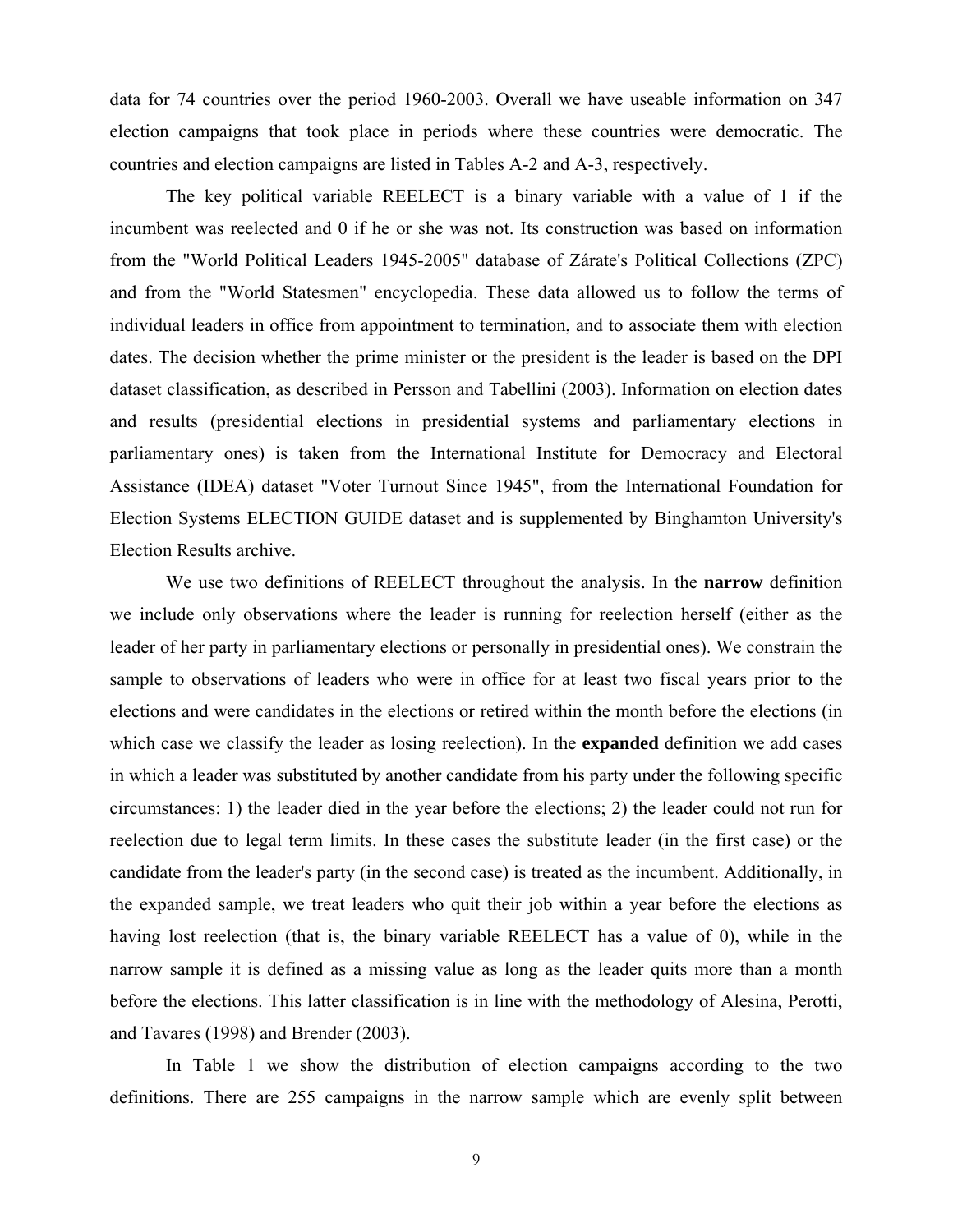data for 74 countries over the period 1960-2003. Overall we have useable information on 347 election campaigns that took place in periods where these countries were democratic. The countries and election campaigns are listed in Tables A-2 and A-3, respectively.

The key political variable REELECT is a binary variable with a value of 1 if the incumbent was reelected and 0 if he or she was not. Its construction was based on information from the "World Political Leaders 1945-2005" database of Zárate's Political Collections (ZPC) and from the "World Statesmen" encyclopedia. These data allowed us to follow the terms of individual leaders in office from appointment to termination, and to associate them with election dates. The decision whether the prime minister or the president is the leader is based on the DPI dataset classification, as described in Persson and Tabellini (2003). Information on election dates and results (presidential elections in presidential systems and parliamentary elections in parliamentary ones) is taken from the International Institute for Democracy and Electoral Assistance (IDEA) dataset "Voter Turnout Since 1945", from the International Foundation for Election Systems ELECTION GUIDE dataset and is supplemented by Binghamton University's Election Results archive.

We use two definitions of REELECT throughout the analysis. In the **narrow** definition we include only observations where the leader is running for reelection herself (either as the leader of her party in parliamentary elections or personally in presidential ones). We constrain the sample to observations of leaders who were in office for at least two fiscal years prior to the elections and were candidates in the elections or retired within the month before the elections (in which case we classify the leader as losing reelection). In the **expanded** definition we add cases in which a leader was substituted by another candidate from his party under the following specific circumstances: 1) the leader died in the year before the elections; 2) the leader could not run for reelection due to legal term limits. In these cases the substitute leader (in the first case) or the candidate from the leader's party (in the second case) is treated as the incumbent. Additionally, in the expanded sample, we treat leaders who quit their job within a year before the elections as having lost reelection (that is, the binary variable REELECT has a value of 0), while in the narrow sample it is defined as a missing value as long as the leader quits more than a month before the elections. This latter classification is in line with the methodology of Alesina, Perotti, and Tavares (1998) and Brender (2003).

In Table 1 we show the distribution of election campaigns according to the two definitions. There are 255 campaigns in the narrow sample which are evenly split between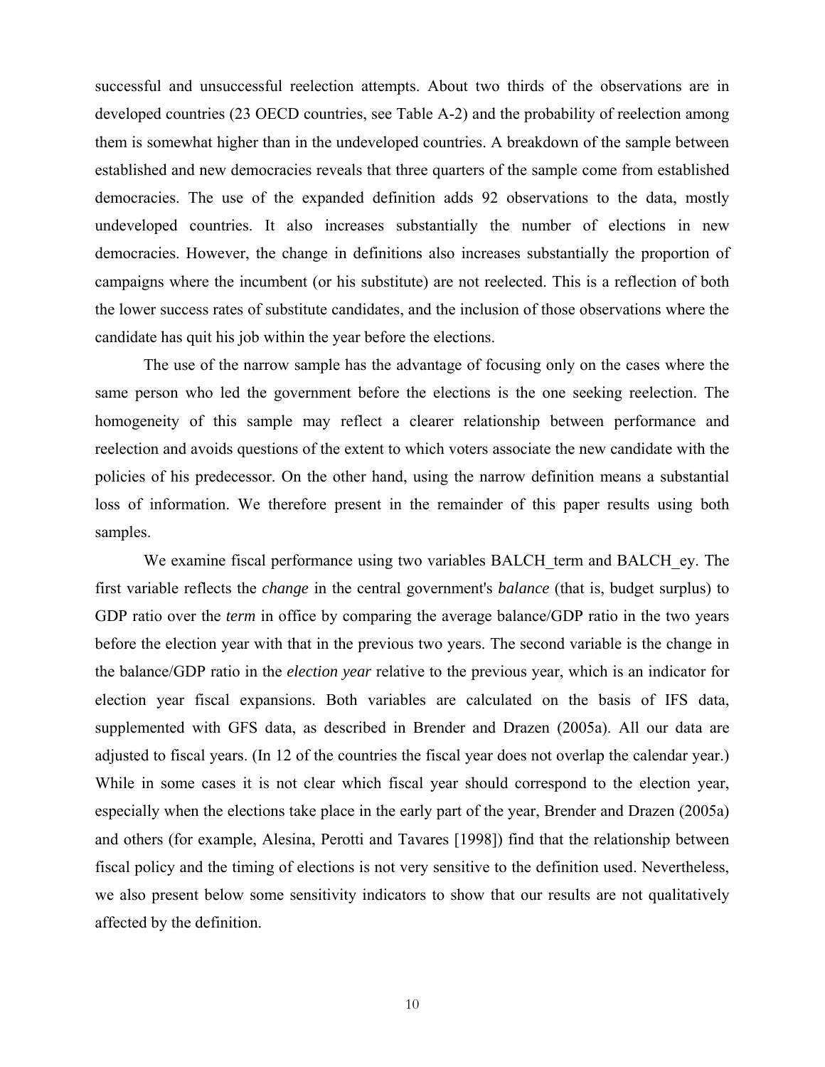successful and unsuccessful reelection attempts. About two thirds of the observations are in developed countries (23 OECD countries, see Table A-2) and the probability of reelection among them is somewhat higher than in the undeveloped countries. A breakdown of the sample between established and new democracies reveals that three quarters of the sample come from established democracies. The use of the expanded definition adds 92 observations to the data, mostly undeveloped countries. It also increases substantially the number of elections in new democracies. However, the change in definitions also increases substantially the proportion of campaigns where the incumbent (or his substitute) are not reelected. This is a reflection of both the lower success rates of substitute candidates, and the inclusion of those observations where the candidate has quit his job within the year before the elections.

The use of the narrow sample has the advantage of focusing only on the cases where the same person who led the government before the elections is the one seeking reelection. The homogeneity of this sample may reflect a clearer relationship between performance and reelection and avoids questions of the extent to which voters associate the new candidate with the policies of his predecessor. On the other hand, using the narrow definition means a substantial loss of information. We therefore present in the remainder of this paper results using both samples.

We examine fiscal performance using two variables BALCH_term and BALCH_ey. The first variable reflects the *change* in the central government's *balance* (that is, budget surplus) to GDP ratio over the *term* in office by comparing the average balance/GDP ratio in the two years before the election year with that in the previous two years. The second variable is the change in the balance/GDP ratio in the *election year* relative to the previous year, which is an indicator for election year fiscal expansions. Both variables are calculated on the basis of IFS data, supplemented with GFS data, as described in Brender and Drazen (2005a). All our data are adjusted to fiscal years. (In 12 of the countries the fiscal year does not overlap the calendar year.) While in some cases it is not clear which fiscal year should correspond to the election year, especially when the elections take place in the early part of the year, Brender and Drazen (2005a) and others (for example, Alesina, Perotti and Tavares [1998]) find that the relationship between fiscal policy and the timing of elections is not very sensitive to the definition used. Nevertheless, we also present below some sensitivity indicators to show that our results are not qualitatively affected by the definition.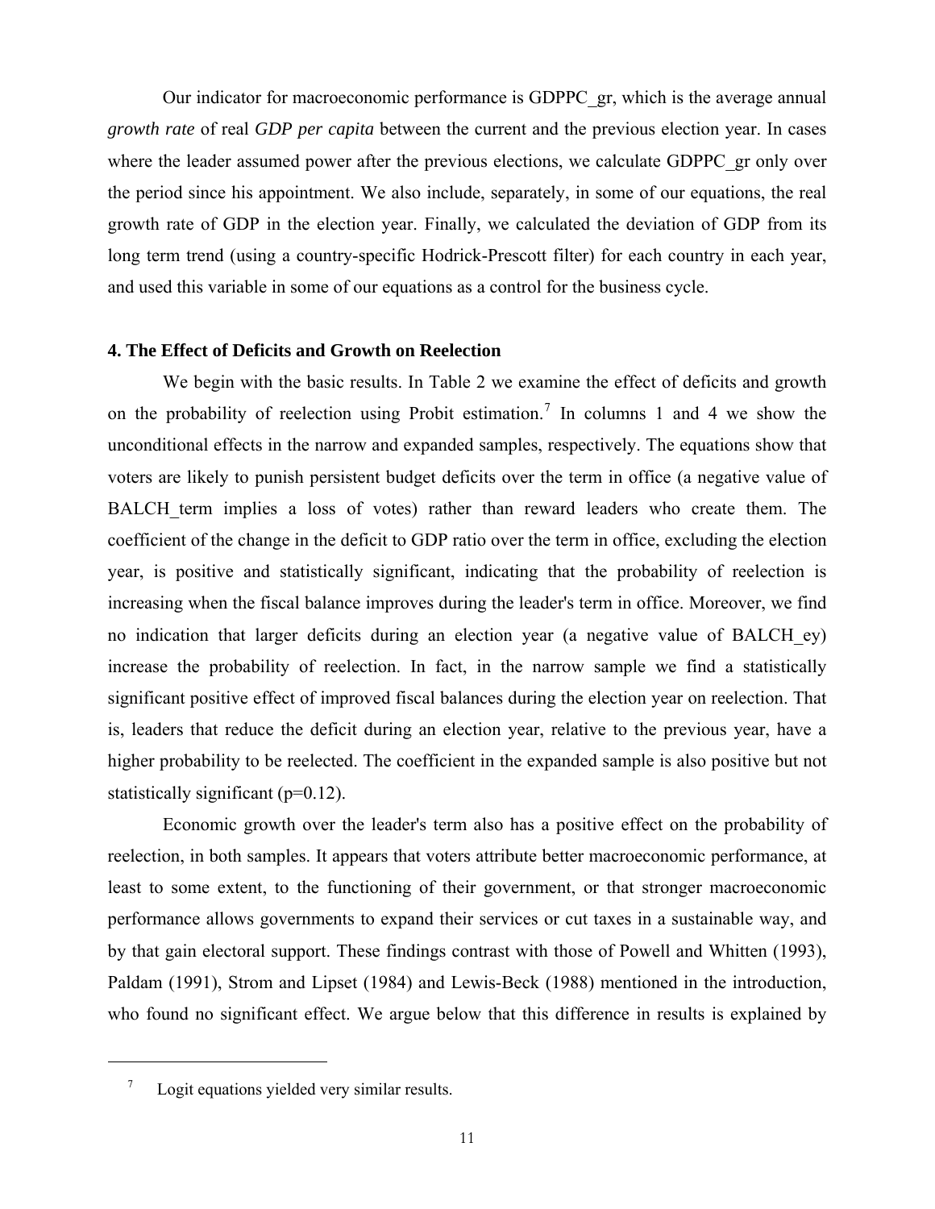Our indicator for macroeconomic performance is GDPPC_gr, which is the average annual *growth rate* of real *GDP per capita* between the current and the previous election year. In cases where the leader assumed power after the previous elections, we calculate GDPPC_gr only over the period since his appointment. We also include, separately, in some of our equations, the real growth rate of GDP in the election year. Finally, we calculated the deviation of GDP from its long term trend (using a country-specific Hodrick-Prescott filter) for each country in each year, and used this variable in some of our equations as a control for the business cycle.

## 4. The Effect of Deficits and Growth on Reelection

We begin with the basic results. In Table 2 we examine the effect of deficits and growth on the probability of reelection using Probit estimation.[7] In columns 1 and 4 we show the unconditional effects in the narrow and expanded samples, respectively. The equations show that voters are likely to punish persistent budget deficits over the term in office (a negative value of BALCH_term implies a loss of votes) rather than reward leaders who create them. The coefficient of the change in the deficit to GDP ratio over the term in office, excluding the election year, is positive and statistically significant, indicating that the probability of reelection is increasing when the fiscal balance improves during the leader's term in office. Moreover, we find no indication that larger deficits during an election year (a negative value of BALCH_ey) increase the probability of reelection. In fact, in the narrow sample we find a statistically significant positive effect of improved fiscal balances during the election year on reelection. That is, leaders that reduce the deficit during an election year, relative to the previous year, have a higher probability to be reelected. The coefficient in the expanded sample is also positive but not statistically significant ($p=0.12$).

Economic growth over the leader's term also has a positive effect on the probability of reelection, in both samples. It appears that voters attribute better macroeconomic performance, at least to some extent, to the functioning of their government, or that stronger macroeconomic performance allows governments to expand their services or cut taxes in a sustainable way, and by that gain electoral support. These findings contrast with those of Powell and Whitten (1993), Paldam (1991), Strom and Lipset (1984) and Lewis-Beck (1988) mentioned in the introduction, who found no significant effect. We argue below that this difference in results is explained by

---

[7] Logit equations yielded very similar results.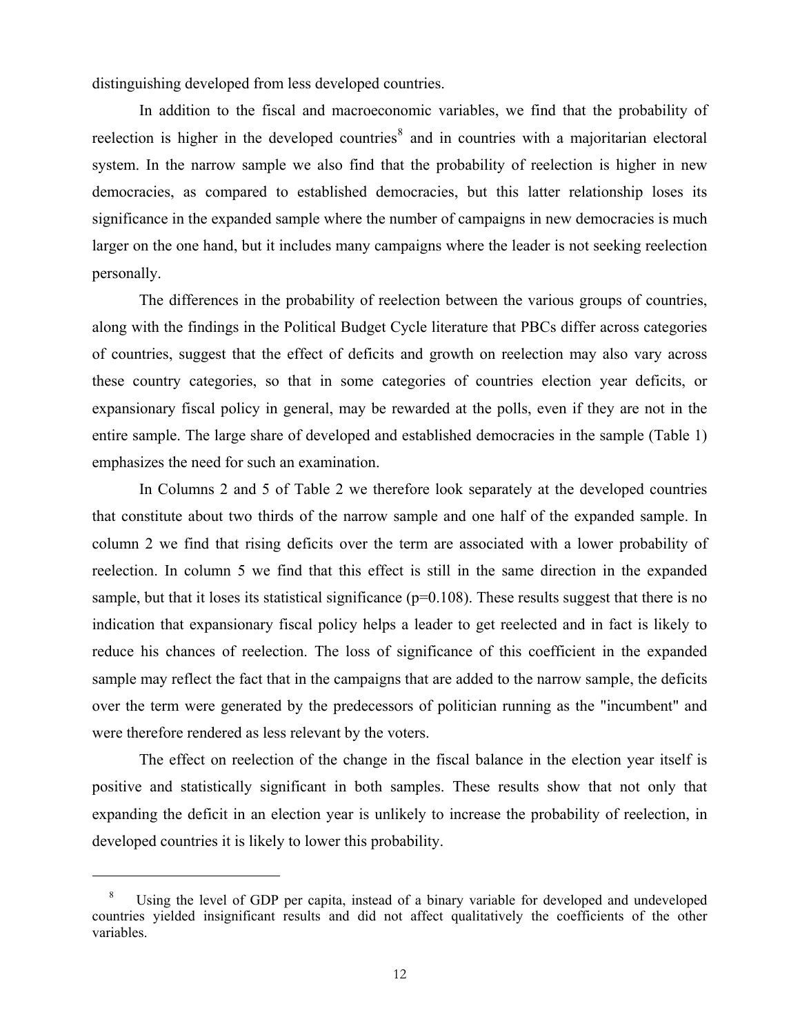distinguishing developed from less developed countries.

In addition to the fiscal and macroeconomic variables, we find that the probability of reelection is higher in the developed countries[8] and in countries with a majoritarian electoral system. In the narrow sample we also find that the probability of reelection is higher in new democracies, as compared to established democracies, but this latter relationship loses its significance in the expanded sample where the number of campaigns in new democracies is much larger on the one hand, but it includes many campaigns where the leader is not seeking reelection personally.

The differences in the probability of reelection between the various groups of countries, along with the findings in the Political Budget Cycle literature that PBCs differ across categories of countries, suggest that the effect of deficits and growth on reelection may also vary across these country categories, so that in some categories of countries election year deficits, or expansionary fiscal policy in general, may be rewarded at the polls, even if they are not in the entire sample. The large share of developed and established democracies in the sample (Table 1) emphasizes the need for such an examination.

In Columns 2 and 5 of Table 2 we therefore look separately at the developed countries that constitute about two thirds of the narrow sample and one half of the expanded sample. In column 2 we find that rising deficits over the term are associated with a lower probability of reelection. In column 5 we find that this effect is still in the same direction in the expanded sample, but that it loses its statistical significance ($p=0.108$). These results suggest that there is no indication that expansionary fiscal policy helps a leader to get reelected and in fact is likely to reduce his chances of reelection. The loss of significance of this coefficient in the expanded sample may reflect the fact that in the campaigns that are added to the narrow sample, the deficits over the term were generated by the predecessors of politician running as the "incumbent" and were therefore rendered as less relevant by the voters.

The effect on reelection of the change in the fiscal balance in the election year itself is positive and statistically significant in both samples. These results show that not only that expanding the deficit in an election year is unlikely to increase the probability of reelection, in developed countries it is likely to lower this probability.

[8] Using the level of GDP per capita, instead of a binary variable for developed and undeveloped countries yielded insignificant results and did not affect qualitatively the coefficients of the other variables.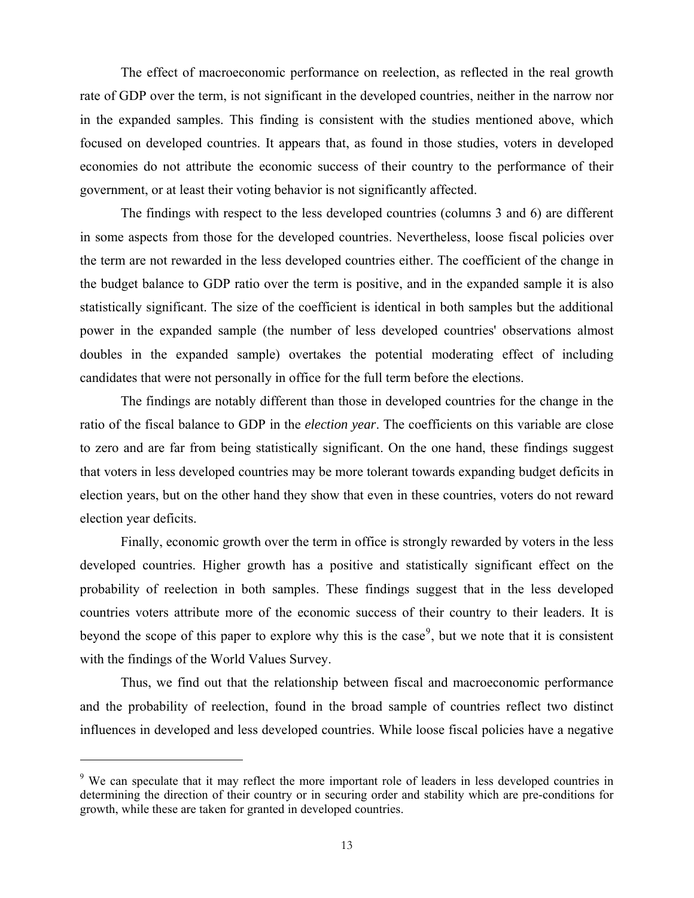The effect of macroeconomic performance on reelection, as reflected in the real growth rate of GDP over the term, is not significant in the developed countries, neither in the narrow nor in the expanded samples. This finding is consistent with the studies mentioned above, which focused on developed countries. It appears that, as found in those studies, voters in developed economies do not attribute the economic success of their country to the performance of their government, or at least their voting behavior is not significantly affected.

The findings with respect to the less developed countries (columns 3 and 6) are different in some aspects from those for the developed countries. Nevertheless, loose fiscal policies over the term are not rewarded in the less developed countries either. The coefficient of the change in the budget balance to GDP ratio over the term is positive, and in the expanded sample it is also statistically significant. The size of the coefficient is identical in both samples but the additional power in the expanded sample (the number of less developed countries' observations almost doubles in the expanded sample) overtakes the potential moderating effect of including candidates that were not personally in office for the full term before the elections.

The findings are notably different than those in developed countries for the change in the ratio of the fiscal balance to GDP in the *election year*. The coefficients on this variable are close to zero and are far from being statistically significant. On the one hand, these findings suggest that voters in less developed countries may be more tolerant towards expanding budget deficits in election years, but on the other hand they show that even in these countries, voters do not reward election year deficits.

Finally, economic growth over the term in office is strongly rewarded by voters in the less developed countries. Higher growth has a positive and statistically significant effect on the probability of reelection in both samples. These findings suggest that in the less developed countries voters attribute more of the economic success of their country to their leaders. It is beyond the scope of this paper to explore why this is the case[9], but we note that it is consistent with the findings of the World Values Survey.

Thus, we find out that the relationship between fiscal and macroeconomic performance and the probability of reelection, found in the broad sample of countries reflect two distinct influences in developed and less developed countries. While loose fiscal policies have a negative

[9] We can speculate that it may reflect the more important role of leaders in less developed countries in determining the direction of their country or in securing order and stability which are pre-conditions for growth, while these are taken for granted in developed countries.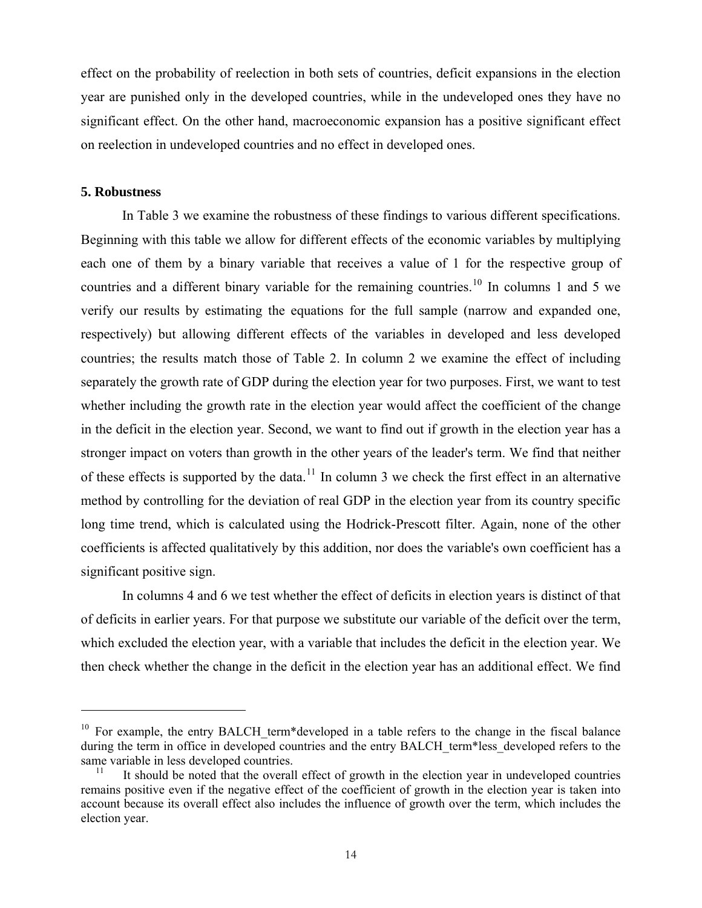effect on the probability of reelection in both sets of countries, deficit expansions in the election year are punished only in the developed countries, while in the undeveloped ones they have no significant effect. On the other hand, macroeconomic expansion has a positive significant effect on reelection in undeveloped countries and no effect in developed ones.

**5. Robustness**

In Table 3 we examine the robustness of these findings to various different specifications. Beginning with this table we allow for different effects of the economic variables by multiplying each one of them by a binary variable that receives a value of 1 for the respective group of countries and a different binary variable for the remaining countries.[10] In columns 1 and 5 we verify our results by estimating the equations for the full sample (narrow and expanded one, respectively) but allowing different effects of the variables in developed and less developed countries; the results match those of Table 2. In column 2 we examine the effect of including separately the growth rate of GDP during the election year for two purposes. First, we want to test whether including the growth rate in the election year would affect the coefficient of the change in the deficit in the election year. Second, we want to find out if growth in the election year has a stronger impact on voters than growth in the other years of the leader's term. We find that neither of these effects is supported by the data.[11] In column 3 we check the first effect in an alternative method by controlling for the deviation of real GDP in the election year from its country specific long time trend, which is calculated using the Hodrick-Prescott filter. Again, none of the other coefficients is affected qualitatively by this addition, nor does the variable's own coefficient has a significant positive sign.

In columns 4 and 6 we test whether the effect of deficits in election years is distinct of that of deficits in earlier years. For that purpose we substitute our variable of the deficit over the term, which excluded the election year, with a variable that includes the deficit in the election year. We then check whether the change in the deficit in the election year has an additional effect. We find

---

[10] For example, the entry BALCH_term*developed in a table refers to the change in the fiscal balance during the term in office in developed countries and the entry BALCH_term*less_developed refers to the same variable in less developed countries.

[11] It should be noted that the overall effect of growth in the election year in undeveloped countries remains positive even if the negative effect of the coefficient of growth in the election year is taken into account because its overall effect also includes the influence of growth over the term, which includes the election year.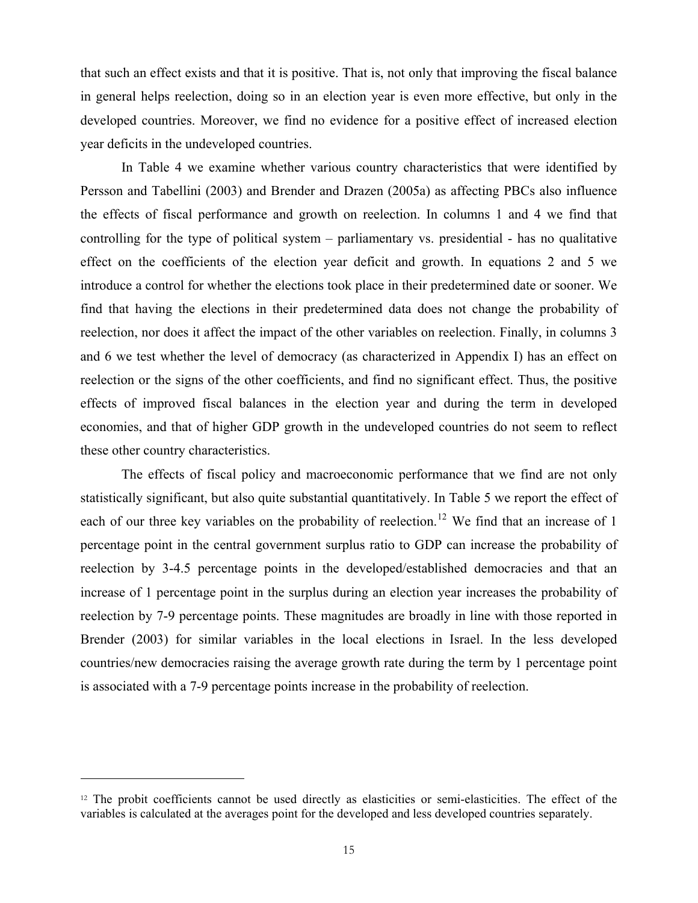that such an effect exists and that it is positive. That is, not only that improving the fiscal balance in general helps reelection, doing so in an election year is even more effective, but only in the developed countries. Moreover, we find no evidence for a positive effect of increased election year deficits in the undeveloped countries.

In Table 4 we examine whether various country characteristics that were identified by Persson and Tabellini (2003) and Brender and Drazen (2005a) as affecting PBCs also influence the effects of fiscal performance and growth on reelection. In columns 1 and 4 we find that controlling for the type of political system – parliamentary vs. presidential - has no qualitative effect on the coefficients of the election year deficit and growth. In equations 2 and 5 we introduce a control for whether the elections took place in their predetermined date or sooner. We find that having the elections in their predetermined data does not change the probability of reelection, nor does it affect the impact of the other variables on reelection. Finally, in columns 3 and 6 we test whether the level of democracy (as characterized in Appendix I) has an effect on reelection or the signs of the other coefficients, and find no significant effect. Thus, the positive effects of improved fiscal balances in the election year and during the term in developed economies, and that of higher GDP growth in the undeveloped countries do not seem to reflect these other country characteristics.

The effects of fiscal policy and macroeconomic performance that we find are not only statistically significant, but also quite substantial quantitatively. In Table 5 we report the effect of each of our three key variables on the probability of reelection.[12] We find that an increase of 1 percentage point in the central government surplus ratio to GDP can increase the probability of reelection by 3-4.5 percentage points in the developed/established democracies and that an increase of 1 percentage point in the surplus during an election year increases the probability of reelection by 7-9 percentage points. These magnitudes are broadly in line with those reported in Brender (2003) for similar variables in the local elections in Israel. In the less developed countries/new democracies raising the average growth rate during the term by 1 percentage point is associated with a 7-9 percentage points increase in the probability of reelection.

[12] The probit coefficients cannot be used directly as elasticities or semi-elasticities. The effect of the variables is calculated at the averages point for the developed and less developed countries separately.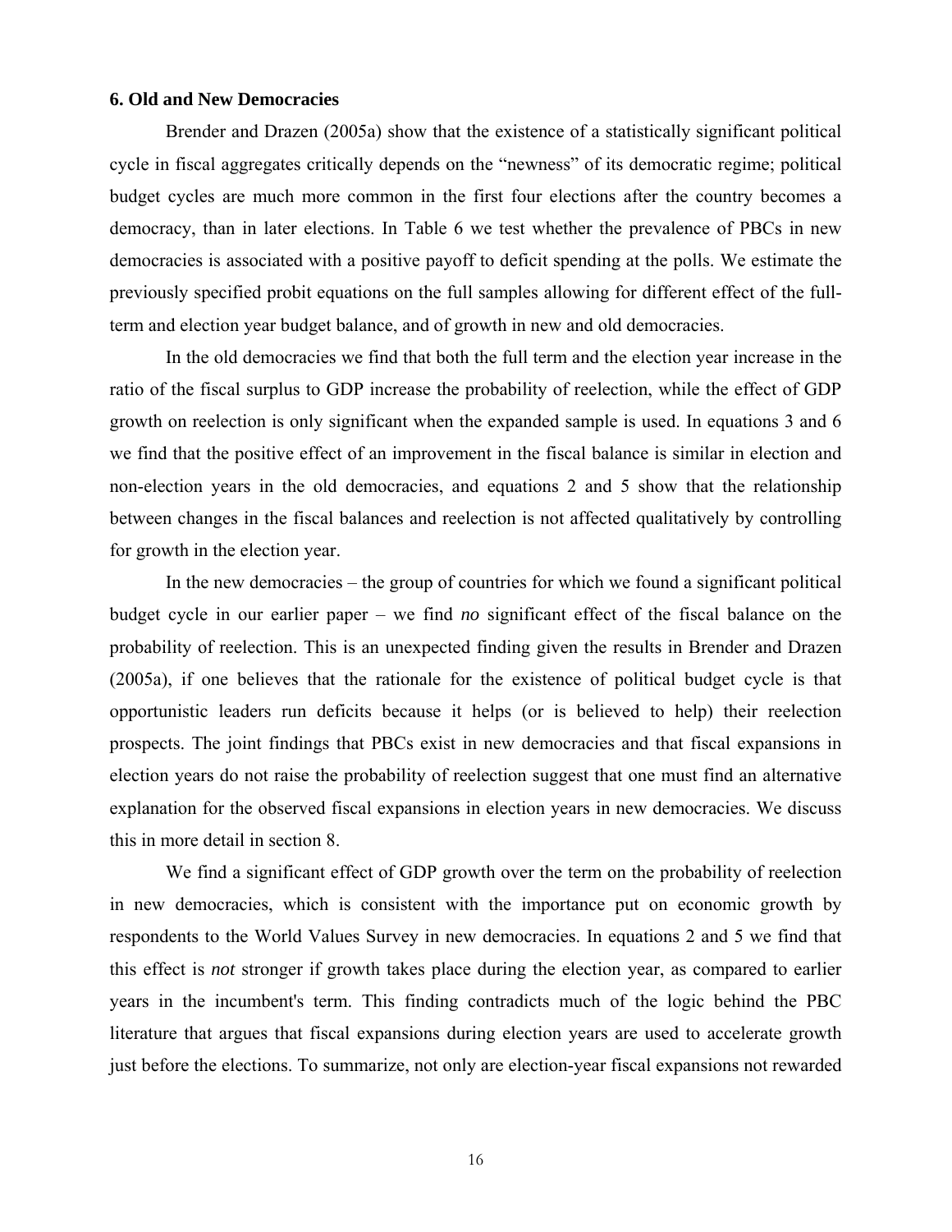### 6. Old and New Democracies

Brender and Drazen (2005a) show that the existence of a statistically significant political cycle in fiscal aggregates critically depends on the "newness" of its democratic regime; political budget cycles are much more common in the first four elections after the country becomes a democracy, than in later elections. In Table 6 we test whether the prevalence of PBCs in new democracies is associated with a positive payoff to deficit spending at the polls. We estimate the previously specified probit equations on the full samples allowing for different effect of the full-term and election year budget balance, and of growth in new and old democracies.

In the old democracies we find that both the full term and the election year increase in the ratio of the fiscal surplus to GDP increase the probability of reelection, while the effect of GDP growth on reelection is only significant when the expanded sample is used. In equations 3 and 6 we find that the positive effect of an improvement in the fiscal balance is similar in election and non-election years in the old democracies, and equations 2 and 5 show that the relationship between changes in the fiscal balances and reelection is not affected qualitatively by controlling for growth in the election year.

In the new democracies – the group of countries for which we found a significant political budget cycle in our earlier paper – we find *no* significant effect of the fiscal balance on the probability of reelection. This is an unexpected finding given the results in Brender and Drazen (2005a), if one believes that the rationale for the existence of political budget cycle is that opportunistic leaders run deficits because it helps (or is believed to help) their reelection prospects. The joint findings that PBCs exist in new democracies and that fiscal expansions in election years do not raise the probability of reelection suggest that one must find an alternative explanation for the observed fiscal expansions in election years in new democracies. We discuss this in more detail in section 8.

We find a significant effect of GDP growth over the term on the probability of reelection in new democracies, which is consistent with the importance put on economic growth by respondents to the World Values Survey in new democracies. In equations 2 and 5 we find that this effect is *not* stronger if growth takes place during the election year, as compared to earlier years in the incumbent's term. This finding contradicts much of the logic behind the PBC literature that argues that fiscal expansions during election years are used to accelerate growth just before the elections. To summarize, not only are election-year fiscal expansions not rewarded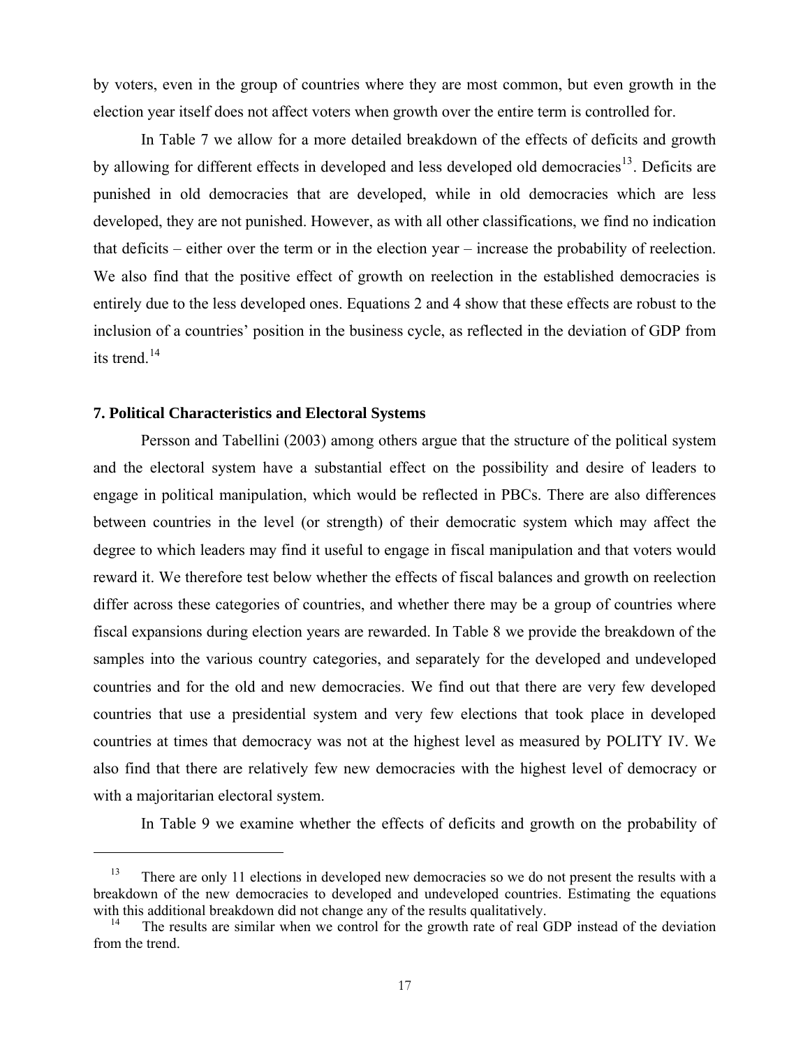by voters, even in the group of countries where they are most common, but even growth in the election year itself does not affect voters when growth over the entire term is controlled for.

In Table 7 we allow for a more detailed breakdown of the effects of deficits and growth by allowing for different effects in developed and less developed old democracies[13]. Deficits are punished in old democracies that are developed, while in old democracies which are less developed, they are not punished. However, as with all other classifications, we find no indication that deficits – either over the term or in the election year – increase the probability of reelection. We also find that the positive effect of growth on reelection in the established democracies is entirely due to the less developed ones. Equations 2 and 4 show that these effects are robust to the inclusion of a countries' position in the business cycle, as reflected in the deviation of GDP from its trend.[14]

## 7. Political Characteristics and Electoral Systems

Persson and Tabellini (2003) among others argue that the structure of the political system and the electoral system have a substantial effect on the possibility and desire of leaders to engage in political manipulation, which would be reflected in PBCs. There are also differences between countries in the level (or strength) of their democratic system which may affect the degree to which leaders may find it useful to engage in fiscal manipulation and that voters would reward it. We therefore test below whether the effects of fiscal balances and growth on reelection differ across these categories of countries, and whether there may be a group of countries where fiscal expansions during election years are rewarded. In Table 8 we provide the breakdown of the samples into the various country categories, and separately for the developed and undeveloped countries and for the old and new democracies. We find out that there are very few developed countries that use a presidential system and very few elections that took place in developed countries at times that democracy was not at the highest level as measured by POLITY IV. We also find that there are relatively few new democracies with the highest level of democracy or with a majoritarian electoral system.

In Table 9 we examine whether the effects of deficits and growth on the probability of

---

[13] There are only 11 elections in developed new democracies so we do not present the results with a breakdown of the new democracies to developed and undeveloped countries. Estimating the equations with this additional breakdown did not change any of the results qualitatively.

[14] The results are similar when we control for the growth rate of real GDP instead of the deviation from the trend.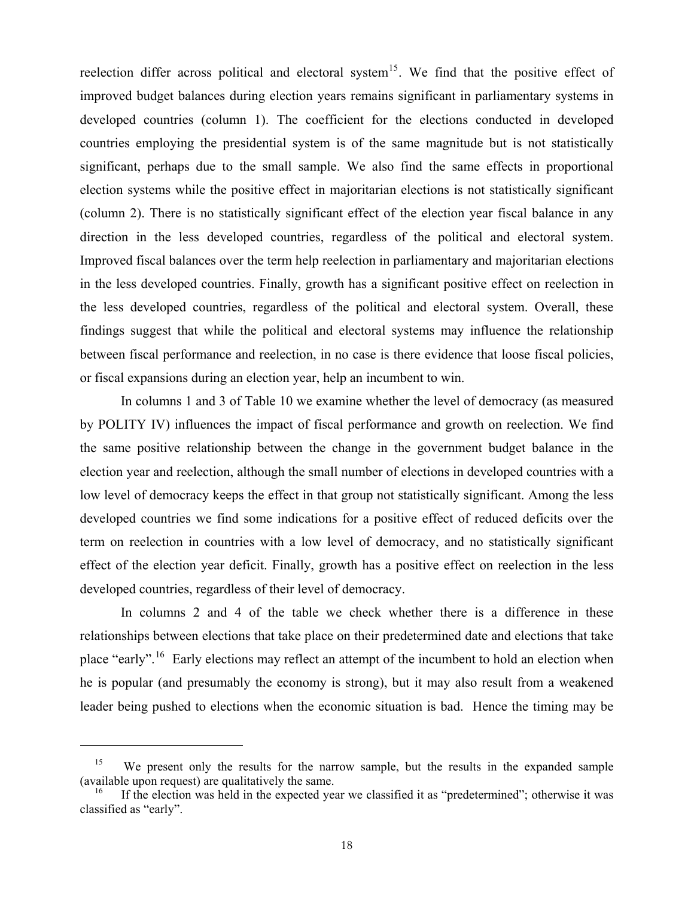reelection differ across political and electoral system[15]. We find that the positive effect of improved budget balances during election years remains significant in parliamentary systems in developed countries (column 1). The coefficient for the elections conducted in developed countries employing the presidential system is of the same magnitude but is not statistically significant, perhaps due to the small sample. We also find the same effects in proportional election systems while the positive effect in majoritarian elections is not statistically significant (column 2). There is no statistically significant effect of the election year fiscal balance in any direction in the less developed countries, regardless of the political and electoral system. Improved fiscal balances over the term help reelection in parliamentary and majoritarian elections in the less developed countries. Finally, growth has a significant positive effect on reelection in the less developed countries, regardless of the political and electoral system. Overall, these findings suggest that while the political and electoral systems may influence the relationship between fiscal performance and reelection, in no case is there evidence that loose fiscal policies, or fiscal expansions during an election year, help an incumbent to win.

In columns 1 and 3 of Table 10 we examine whether the level of democracy (as measured by POLITY IV) influences the impact of fiscal performance and growth on reelection. We find the same positive relationship between the change in the government budget balance in the election year and reelection, although the small number of elections in developed countries with a low level of democracy keeps the effect in that group not statistically significant. Among the less developed countries we find some indications for a positive effect of reduced deficits over the term on reelection in countries with a low level of democracy, and no statistically significant effect of the election year deficit. Finally, growth has a positive effect on reelection in the less developed countries, regardless of their level of democracy.

In columns 2 and 4 of the table we check whether there is a difference in these relationships between elections that take place on their predetermined date and elections that take place "early".[16] Early elections may reflect an attempt of the incumbent to hold an election when he is popular (and presumably the economy is strong), but it may also result from a weakened leader being pushed to elections when the economic situation is bad. Hence the timing may be

---

[15] We present only the results for the narrow sample, but the results in the expanded sample (available upon request) are qualitatively the same.

[16] If the election was held in the expected year we classified it as "predetermined"; otherwise it was classified as "early".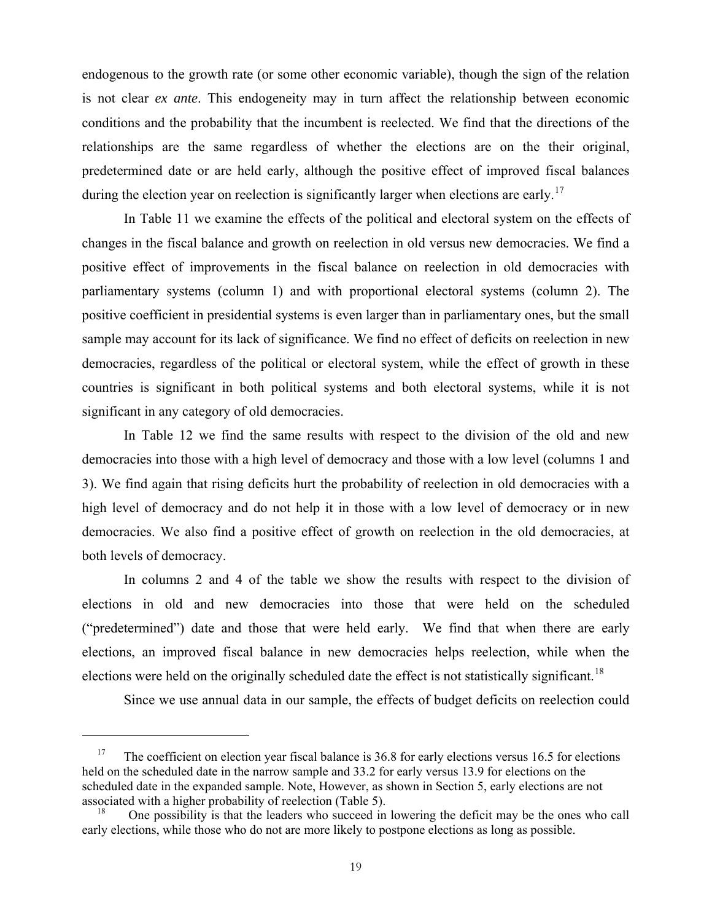endogenous to the growth rate (or some other economic variable), though the sign of the relation is not clear *ex ante*. This endogeneity may in turn affect the relationship between economic conditions and the probability that the incumbent is reelected. We find that the directions of the relationships are the same regardless of whether the elections are on the their original, predetermined date or are held early, although the positive effect of improved fiscal balances during the election year on reelection is significantly larger when elections are early.[17]

In Table 11 we examine the effects of the political and electoral system on the effects of changes in the fiscal balance and growth on reelection in old versus new democracies. We find a positive effect of improvements in the fiscal balance on reelection in old democracies with parliamentary systems (column 1) and with proportional electoral systems (column 2). The positive coefficient in presidential systems is even larger than in parliamentary ones, but the small sample may account for its lack of significance. We find no effect of deficits on reelection in new democracies, regardless of the political or electoral system, while the effect of growth in these countries is significant in both political systems and both electoral systems, while it is not significant in any category of old democracies.

In Table 12 we find the same results with respect to the division of the old and new democracies into those with a high level of democracy and those with a low level (columns 1 and 3). We find again that rising deficits hurt the probability of reelection in old democracies with a high level of democracy and do not help it in those with a low level of democracy or in new democracies. We also find a positive effect of growth on reelection in the old democracies, at both levels of democracy.

In columns 2 and 4 of the table we show the results with respect to the division of elections in old and new democracies into those that were held on the scheduled ("predetermined") date and those that were held early. We find that when there are early elections, an improved fiscal balance in new democracies helps reelection, while when the elections were held on the originally scheduled date the effect is not statistically significant.[18]

Since we use annual data in our sample, the effects of budget deficits on reelection could

---

[17] The coefficient on election year fiscal balance is 36.8 for early elections versus 16.5 for elections held on the scheduled date in the narrow sample and 33.2 for early versus 13.9 for elections on the scheduled date in the expanded sample. Note, However, as shown in Section 5, early elections are not associated with a higher probability of reelection (Table 5).

[18] One possibility is that the leaders who succeed in lowering the deficit may be the ones who call early elections, while those who do not are more likely to postpone elections as long as possible.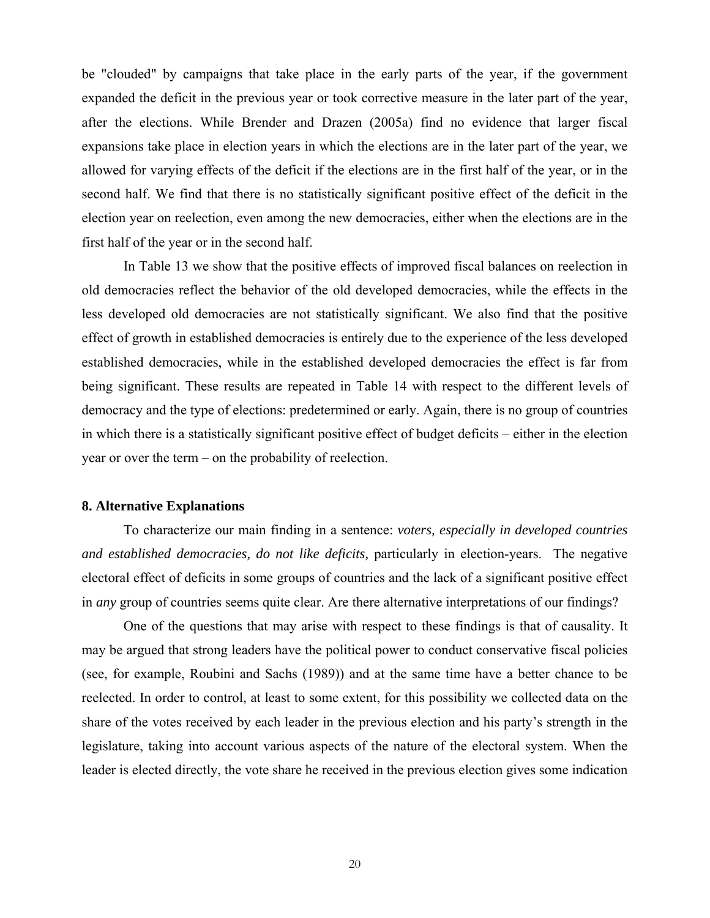be "clouded" by campaigns that take place in the early parts of the year, if the government expanded the deficit in the previous year or took corrective measure in the later part of the year, after the elections. While Brender and Drazen (2005a) find no evidence that larger fiscal expansions take place in election years in which the elections are in the later part of the year, we allowed for varying effects of the deficit if the elections are in the first half of the year, or in the second half. We find that there is no statistically significant positive effect of the deficit in the election year on reelection, even among the new democracies, either when the elections are in the first half of the year or in the second half.

In Table 13 we show that the positive effects of improved fiscal balances on reelection in old democracies reflect the behavior of the old developed democracies, while the effects in the less developed old democracies are not statistically significant. We also find that the positive effect of growth in established democracies is entirely due to the experience of the less developed established democracies, while in the established developed democracies the effect is far from being significant. These results are repeated in Table 14 with respect to the different levels of democracy and the type of elections: predetermined or early. Again, there is no group of countries in which there is a statistically significant positive effect of budget deficits – either in the election year or over the term – on the probability of reelection.

## 8. Alternative Explanations

To characterize our main finding in a sentence: *voters, especially in developed countries and established democracies, do not like deficits,* particularly in election-years. The negative electoral effect of deficits in some groups of countries and the lack of a significant positive effect in *any* group of countries seems quite clear. Are there alternative interpretations of our findings?

One of the questions that may arise with respect to these findings is that of causality. It may be argued that strong leaders have the political power to conduct conservative fiscal policies (see, for example, Roubini and Sachs (1989)) and at the same time have a better chance to be reelected. In order to control, at least to some extent, for this possibility we collected data on the share of the votes received by each leader in the previous election and his party's strength in the legislature, taking into account various aspects of the nature of the electoral system. When the leader is elected directly, the vote share he received in the previous election gives some indication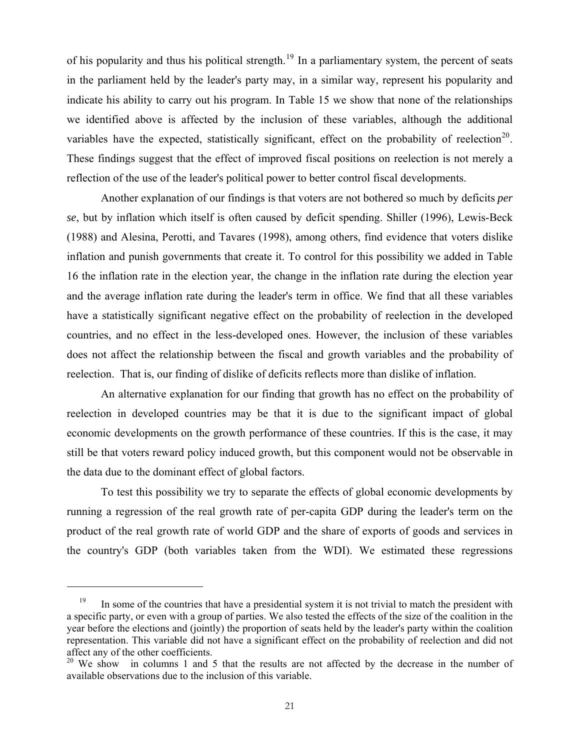of his popularity and thus his political strength.[19] In a parliamentary system, the percent of seats in the parliament held by the leader's party may, in a similar way, represent his popularity and indicate his ability to carry out his program. In Table 15 we show that none of the relationships we identified above is affected by the inclusion of these variables, although the additional variables have the expected, statistically significant, effect on the probability of reelection[20]. These findings suggest that the effect of improved fiscal positions on reelection is not merely a reflection of the use of the leader's political power to better control fiscal developments.

Another explanation of our findings is that voters are not bothered so much by deficits *per se*, but by inflation which itself is often caused by deficit spending. Shiller (1996), Lewis-Beck (1988) and Alesina, Perotti, and Tavares (1998), among others, find evidence that voters dislike inflation and punish governments that create it. To control for this possibility we added in Table 16 the inflation rate in the election year, the change in the inflation rate during the election year and the average inflation rate during the leader's term in office. We find that all these variables have a statistically significant negative effect on the probability of reelection in the developed countries, and no effect in the less-developed ones. However, the inclusion of these variables does not affect the relationship between the fiscal and growth variables and the probability of reelection. That is, our finding of dislike of deficits reflects more than dislike of inflation.

An alternative explanation for our finding that growth has no effect on the probability of reelection in developed countries may be that it is due to the significant impact of global economic developments on the growth performance of these countries. If this is the case, it may still be that voters reward policy induced growth, but this component would not be observable in the data due to the dominant effect of global factors.

To test this possibility we try to separate the effects of global economic developments by running a regression of the real growth rate of per-capita GDP during the leader's term on the product of the real growth rate of world GDP and the share of exports of goods and services in the country's GDP (both variables taken from the WDI). We estimated these regressions

---

[19] In some of the countries that have a presidential system it is not trivial to match the president with a specific party, or even with a group of parties. We also tested the effects of the size of the coalition in the year before the elections and (jointly) the proportion of seats held by the leader's party within the coalition representation. This variable did not have a significant effect on the probability of reelection and did not affect any of the other coefficients.

[20] We show in columns 1 and 5 that the results are not affected by the decrease in the number of available observations due to the inclusion of this variable.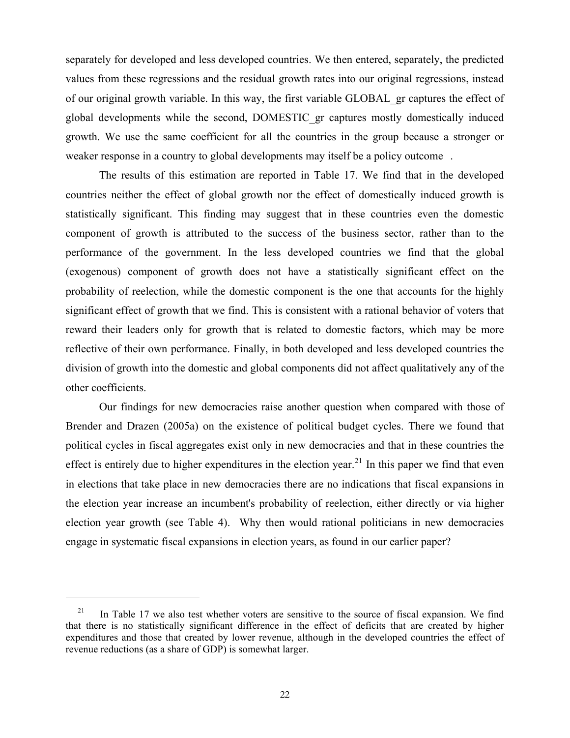separately for developed and less developed countries. We then entered, separately, the predicted values from these regressions and the residual growth rates into our original regressions, instead of our original growth variable. In this way, the first variable GLOBAL_gr captures the effect of global developments while the second, DOMESTIC_gr captures mostly domestically induced growth. We use the same coefficient for all the countries in the group because a stronger or weaker response in a country to global developments may itself be a policy outcome .

The results of this estimation are reported in Table 17. We find that in the developed countries neither the effect of global growth nor the effect of domestically induced growth is statistically significant. This finding may suggest that in these countries even the domestic component of growth is attributed to the success of the business sector, rather than to the performance of the government. In the less developed countries we find that the global (exogenous) component of growth does not have a statistically significant effect on the probability of reelection, while the domestic component is the one that accounts for the highly significant effect of growth that we find. This is consistent with a rational behavior of voters that reward their leaders only for growth that is related to domestic factors, which may be more reflective of their own performance. Finally, in both developed and less developed countries the division of growth into the domestic and global components did not affect qualitatively any of the other coefficients.

Our findings for new democracies raise another question when compared with those of Brender and Drazen (2005a) on the existence of political budget cycles. There we found that political cycles in fiscal aggregates exist only in new democracies and that in these countries the effect is entirely due to higher expenditures in the election year.[21] In this paper we find that even in elections that take place in new democracies there are no indications that fiscal expansions in the election year increase an incumbent's probability of reelection, either directly or via higher election year growth (see Table 4). Why then would rational politicians in new democracies engage in systematic fiscal expansions in election years, as found in our earlier paper?

---

[21] In Table 17 we also test whether voters are sensitive to the source of fiscal expansion. We find that there is no statistically significant difference in the effect of deficits that are created by higher expenditures and those that created by lower revenue, although in the developed countries the effect of revenue reductions (as a share of GDP) is somewhat larger.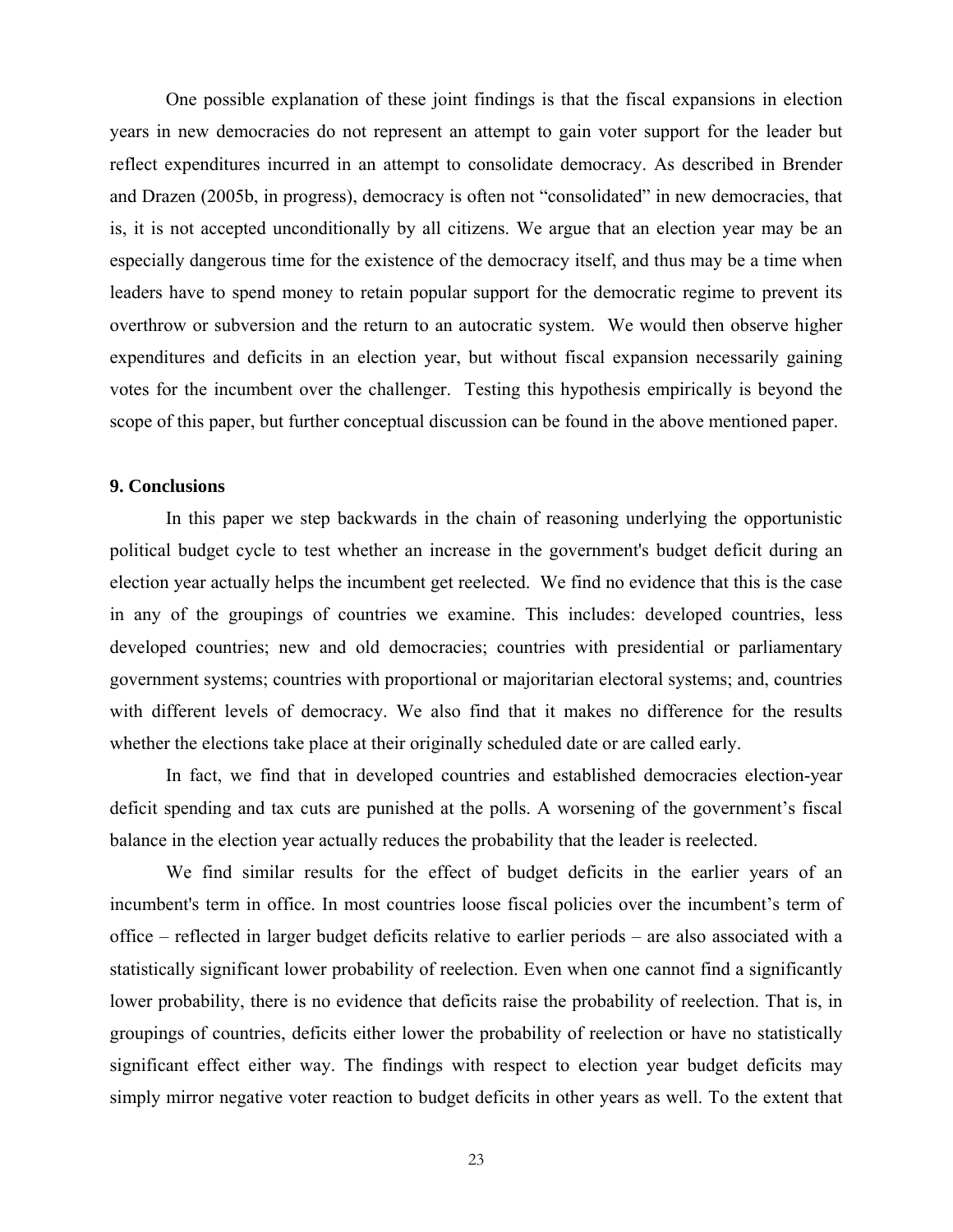One possible explanation of these joint findings is that the fiscal expansions in election years in new democracies do not represent an attempt to gain voter support for the leader but reflect expenditures incurred in an attempt to consolidate democracy. As described in Brender and Drazen (2005b, in progress), democracy is often not "consolidated" in new democracies, that is, it is not accepted unconditionally by all citizens. We argue that an election year may be an especially dangerous time for the existence of the democracy itself, and thus may be a time when leaders have to spend money to retain popular support for the democratic regime to prevent its overthrow or subversion and the return to an autocratic system. We would then observe higher expenditures and deficits in an election year, but without fiscal expansion necessarily gaining votes for the incumbent over the challenger. Testing this hypothesis empirically is beyond the scope of this paper, but further conceptual discussion can be found in the above mentioned paper.

## 9. Conclusions

In this paper we step backwards in the chain of reasoning underlying the opportunistic political budget cycle to test whether an increase in the government's budget deficit during an election year actually helps the incumbent get reelected. We find no evidence that this is the case in any of the groupings of countries we examine. This includes: developed countries, less developed countries; new and old democracies; countries with presidential or parliamentary government systems; countries with proportional or majoritarian electoral systems; and, countries with different levels of democracy. We also find that it makes no difference for the results whether the elections take place at their originally scheduled date or are called early.

In fact, we find that in developed countries and established democracies election-year deficit spending and tax cuts are punished at the polls. A worsening of the government's fiscal balance in the election year actually reduces the probability that the leader is reelected.

We find similar results for the effect of budget deficits in the earlier years of an incumbent's term in office. In most countries loose fiscal policies over the incumbent's term of office – reflected in larger budget deficits relative to earlier periods – are also associated with a statistically significant lower probability of reelection. Even when one cannot find a significantly lower probability, there is no evidence that deficits raise the probability of reelection. That is, in groupings of countries, deficits either lower the probability of reelection or have no statistically significant effect either way. The findings with respect to election year budget deficits may simply mirror negative voter reaction to budget deficits in other years as well. To the extent that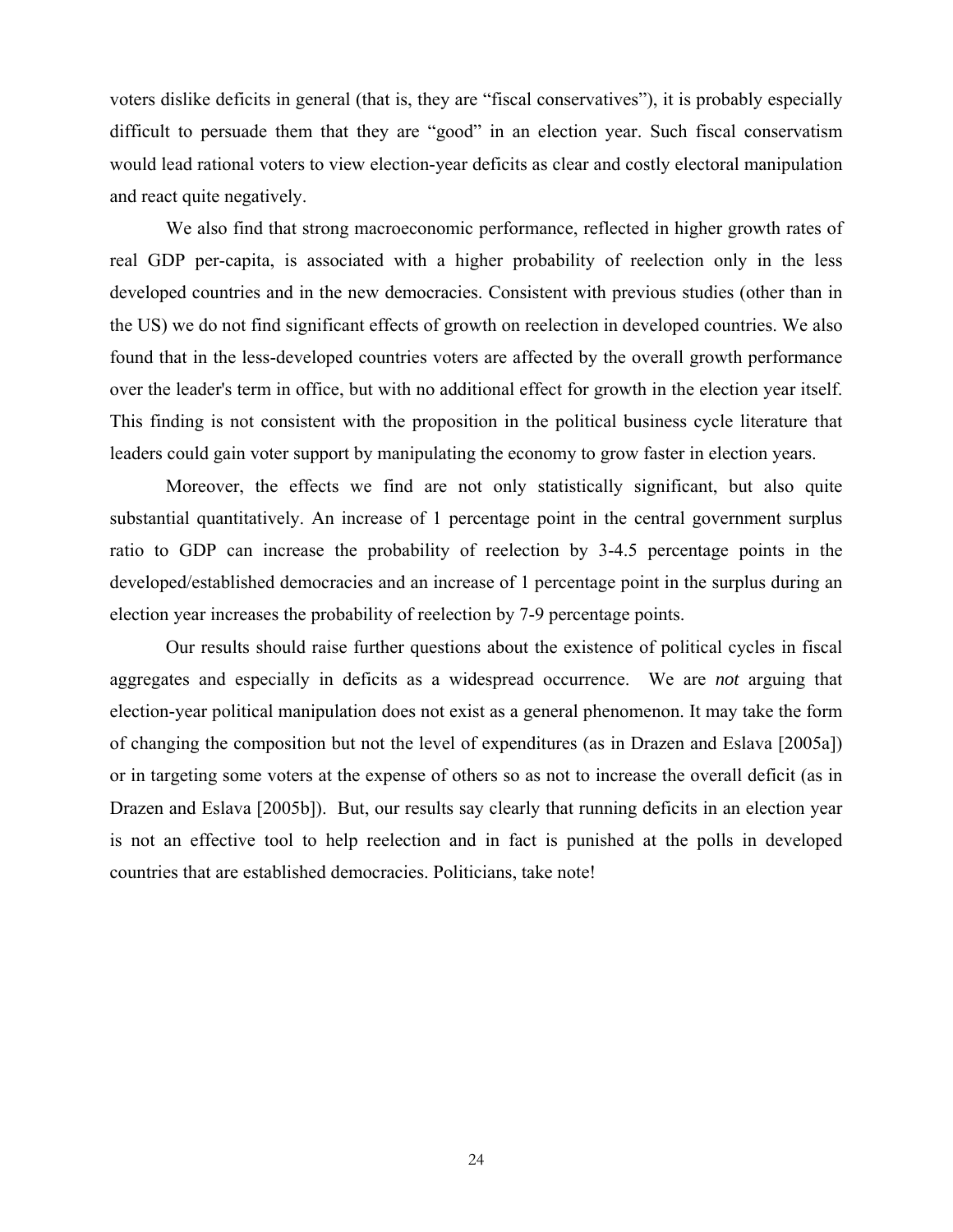voters dislike deficits in general (that is, they are "fiscal conservatives"), it is probably especially difficult to persuade them that they are "good" in an election year. Such fiscal conservatism would lead rational voters to view election-year deficits as clear and costly electoral manipulation and react quite negatively.

We also find that strong macroeconomic performance, reflected in higher growth rates of real GDP per-capita, is associated with a higher probability of reelection only in the less developed countries and in the new democracies. Consistent with previous studies (other than in the US) we do not find significant effects of growth on reelection in developed countries. We also found that in the less-developed countries voters are affected by the overall growth performance over the leader's term in office, but with no additional effect for growth in the election year itself. This finding is not consistent with the proposition in the political business cycle literature that leaders could gain voter support by manipulating the economy to grow faster in election years.

Moreover, the effects we find are not only statistically significant, but also quite substantial quantitatively. An increase of 1 percentage point in the central government surplus ratio to GDP can increase the probability of reelection by 3-4.5 percentage points in the developed/established democracies and an increase of 1 percentage point in the surplus during an election year increases the probability of reelection by 7-9 percentage points.

Our results should raise further questions about the existence of political cycles in fiscal aggregates and especially in deficits as a widespread occurrence. We are *not* arguing that election-year political manipulation does not exist as a general phenomenon. It may take the form of changing the composition but not the level of expenditures (as in Drazen and Eslava [2005a]) or in targeting some voters at the expense of others so as not to increase the overall deficit (as in Drazen and Eslava [2005b]). But, our results say clearly that running deficits in an election year is not an effective tool to help reelection and in fact is punished at the polls in developed countries that are established democracies. Politicians, take note!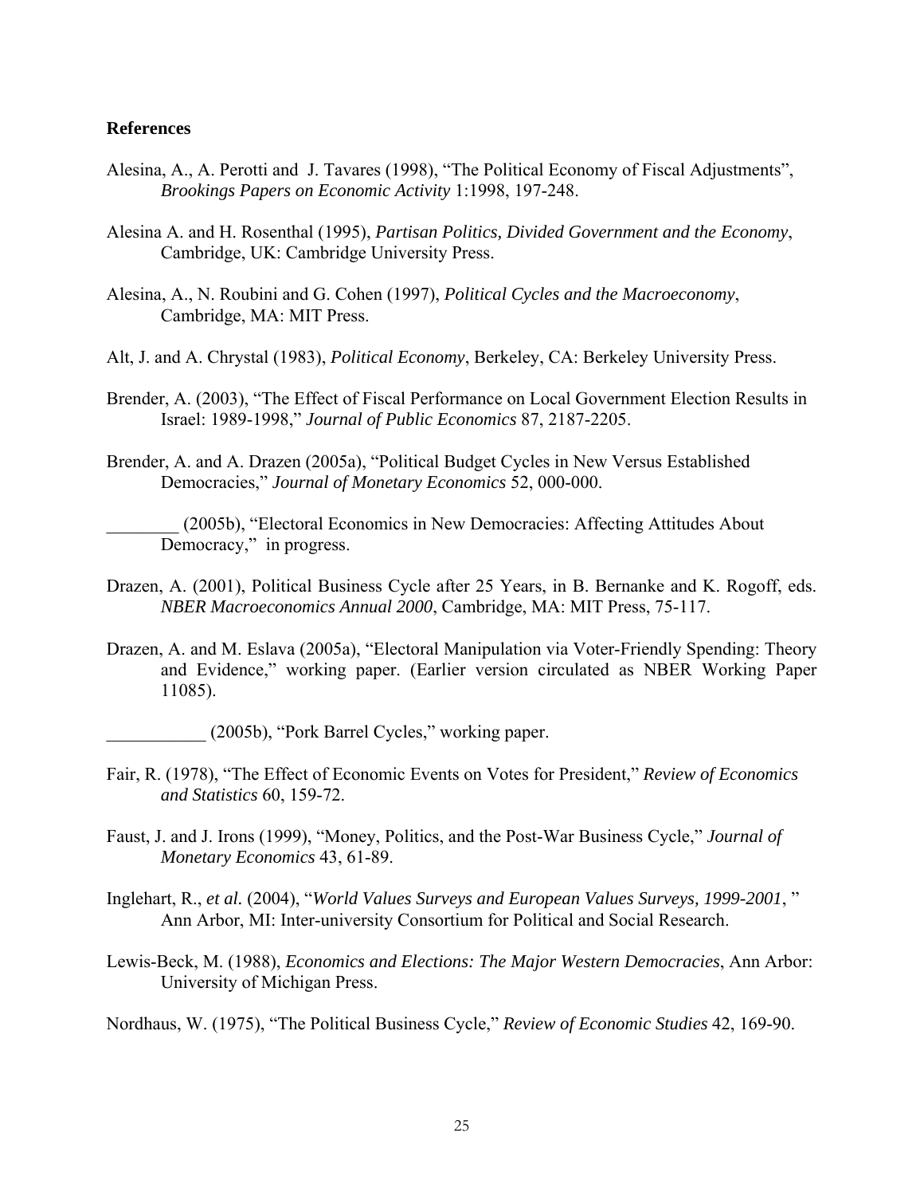**References**

Alesina, A., A. Perotti and J. Tavares (1998), "The Political Economy of Fiscal Adjustments", *Brookings Papers on Economic Activity* 1:1998, 197-248.

Alesina A. and H. Rosenthal (1995), *Partisan Politics, Divided Government and the Economy*, Cambridge, UK: Cambridge University Press.

Alesina, A., N. Roubini and G. Cohen (1997), *Political Cycles and the Macroeconomy*, Cambridge, MA: MIT Press.

Alt, J. and A. Chrystal (1983), *Political Economy*, Berkeley, CA: Berkeley University Press.

Brender, A. (2003), "The Effect of Fiscal Performance on Local Government Election Results in Israel: 1989-1998," *Journal of Public Economics* 87, 2187-2205.

Brender, A. and A. Drazen (2005a), "Political Budget Cycles in New Versus Established Democracies," *Journal of Monetary Economics* 52, 000-000.

________ (2005b), "Electoral Economics in New Democracies: Affecting Attitudes About Democracy," in progress.

Drazen, A. (2001), Political Business Cycle after 25 Years, in B. Bernanke and K. Rogoff, eds. *NBER Macroeconomics Annual 2000*, Cambridge, MA: MIT Press, 75-117.

Drazen, A. and M. Eslava (2005a), "Electoral Manipulation via Voter-Friendly Spending: Theory and Evidence," working paper. (Earlier version circulated as NBER Working Paper 11085).

___________ (2005b), "Pork Barrel Cycles," working paper.

Fair, R. (1978), "The Effect of Economic Events on Votes for President," *Review of Economics and Statistics* 60, 159-72.

Faust, J. and J. Irons (1999), "Money, Politics, and the Post-War Business Cycle," *Journal of Monetary Economics* 43, 61-89.

Inglehart, R., *et al.* (2004), "*World Values Surveys and European Values Surveys, 1999-2001*, " Ann Arbor, MI: Inter-university Consortium for Political and Social Research.

Lewis-Beck, M. (1988), *Economics and Elections: The Major Western Democracies*, Ann Arbor: University of Michigan Press.

Nordhaus, W. (1975), "The Political Business Cycle," *Review of Economic Studies* 42, 169-90.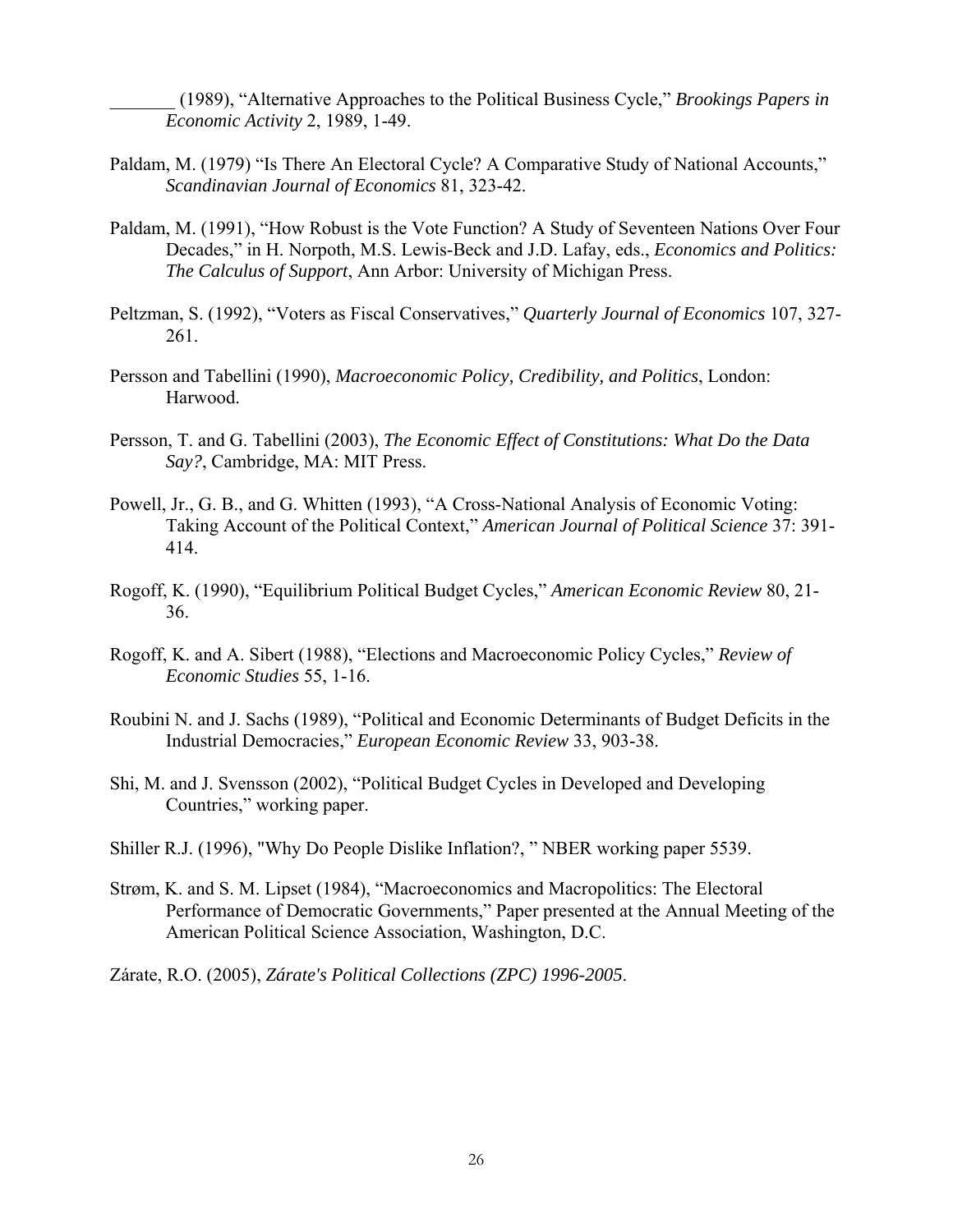_______ (1989), “Alternative Approaches to the Political Business Cycle,” *Brookings Papers in Economic Activity* 2, 1989, 1-49.

Paldam, M. (1979) “Is There An Electoral Cycle? A Comparative Study of National Accounts,” *Scandinavian Journal of Economics* 81, 323-42.

Paldam, M. (1991), “How Robust is the Vote Function? A Study of Seventeen Nations Over Four Decades,” in H. Norpoth, M.S. Lewis-Beck and J.D. Lafay, eds., *Economics and Politics: The Calculus of Support*, Ann Arbor: University of Michigan Press.

Peltzman, S. (1992), “Voters as Fiscal Conservatives,” *Quarterly Journal of Economics* 107, 327-261.

Persson and Tabellini (1990), *Macroeconomic Policy, Credibility, and Politics*, London: Harwood.

Persson, T. and G. Tabellini (2003), *The Economic Effect of Constitutions: What Do the Data Say?*, Cambridge, MA: MIT Press.

Powell, Jr., G. B., and G. Whitten (1993), “A Cross-National Analysis of Economic Voting: Taking Account of the Political Context,” *American Journal of Political Science* 37: 391-414.

Rogoff, K. (1990), “Equilibrium Political Budget Cycles,” *American Economic Review* 80, 21-36.

Rogoff, K. and A. Sibert (1988), “Elections and Macroeconomic Policy Cycles,” *Review of Economic Studies* 55, 1-16.

Roubini N. and J. Sachs (1989), “Political and Economic Determinants of Budget Deficits in the Industrial Democracies,” *European Economic Review* 33, 903-38.

Shi, M. and J. Svensson (2002), “Political Budget Cycles in Developed and Developing Countries,” working paper.

Shiller R.J. (1996), "Why Do People Dislike Inflation?, " NBER working paper 5539.

Strøm, K. and S. M. Lipset (1984), “Macroeconomics and Macropolitics: The Electoral Performance of Democratic Governments,” Paper presented at the Annual Meeting of the American Political Science Association, Washington, D.C.

Zárate, R.O. (2005), *Zárate's Political Collections (ZPC) 1996-2005*.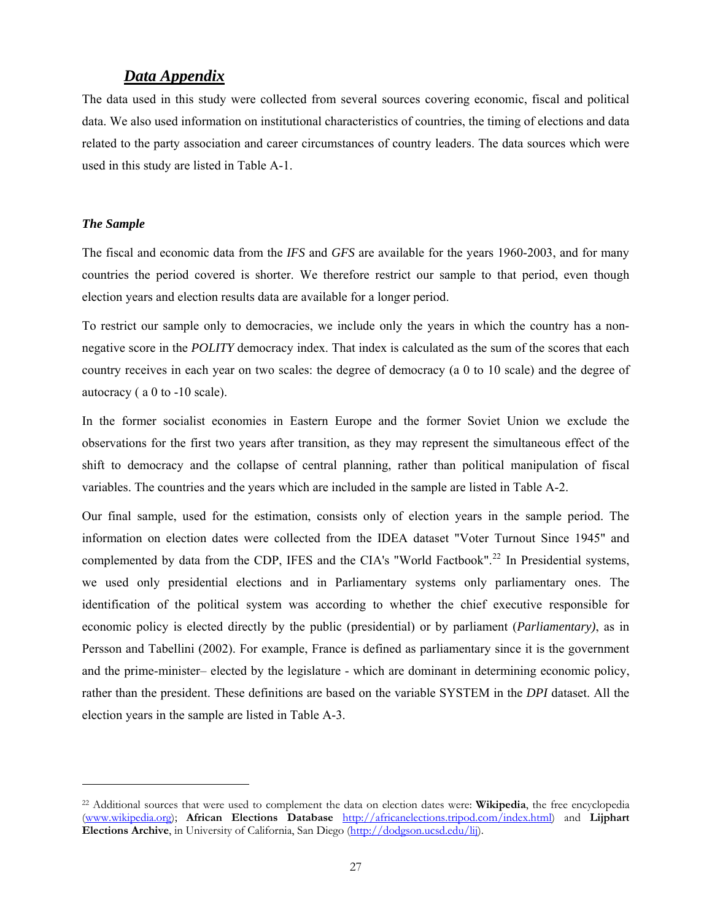## *Data Appendix*

The data used in this study were collected from several sources covering economic, fiscal and political data. We also used information on institutional characteristics of countries, the timing of elections and data related to the party association and career circumstances of country leaders. The data sources which were used in this study are listed in Table A-1.

### *The Sample*

The fiscal and economic data from the *IFS* and *GFS* are available for the years 1960-2003, and for many countries the period covered is shorter. We therefore restrict our sample to that period, even though election years and election results data are available for a longer period.

To restrict our sample only to democracies, we include only the years in which the country has a non-negative score in the *POLITY* democracy index. That index is calculated as the sum of the scores that each country receives in each year on two scales: the degree of democracy (a 0 to 10 scale) and the degree of autocracy ( a 0 to -10 scale).

In the former socialist economies in Eastern Europe and the former Soviet Union we exclude the observations for the first two years after transition, as they may represent the simultaneous effect of the shift to democracy and the collapse of central planning, rather than political manipulation of fiscal variables. The countries and the years which are included in the sample are listed in Table A-2.

Our final sample, used for the estimation, consists only of election years in the sample period. The information on election dates were collected from the IDEA dataset "Voter Turnout Since 1945" and complemented by data from the CDP, IFES and the CIA's "World Factbook".[22] In Presidential systems, we used only presidential elections and in Parliamentary systems only parliamentary ones. The identification of the political system was according to whether the chief executive responsible for economic policy is elected directly by the public (presidential) or by parliament (*Parliamentary)*, as in Persson and Tabellini (2002). For example, France is defined as parliamentary since it is the government and the prime-minister– elected by the legislature - which are dominant in determining economic policy, rather than the president. These definitions are based on the variable SYSTEM in the *DPI* dataset. All the election years in the sample are listed in Table A-3.

---

[22] Additional sources that were used to complement the data on election dates were: **Wikipedia**, the free encyclopedia (www.wikipedia.org); **African Elections Database** http://africanelections.tripod.com/index.html) and **Lijphart Elections Archive**, in University of California, San Diego (http://dodgson.ucsd.edu/lij).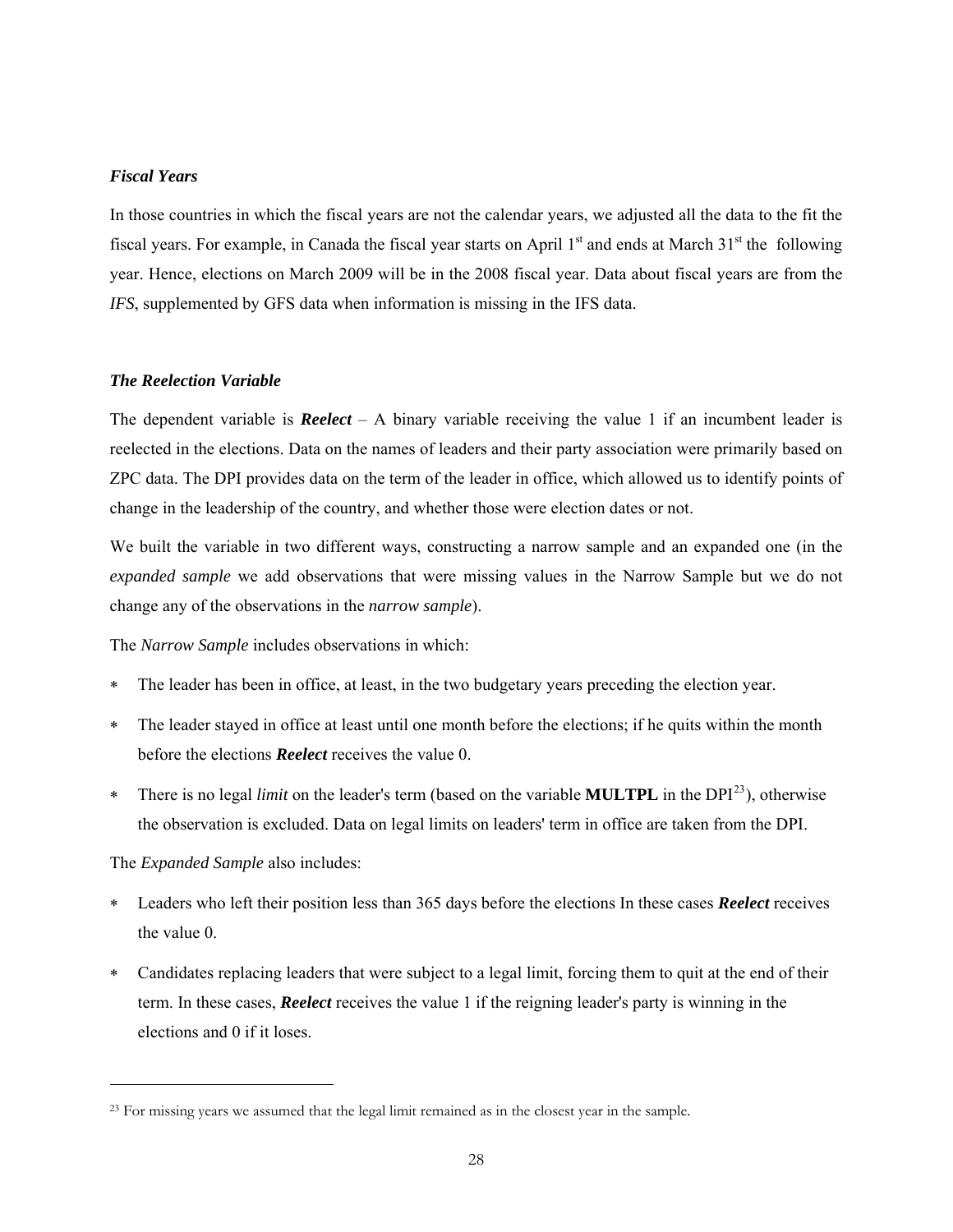***Fiscal Years***

In those countries in which the fiscal years are not the calendar years, we adjusted all the data to the fit the fiscal years. For example, in Canada the fiscal year starts on April 1st and ends at March 31st the following year. Hence, elections on March 2009 will be in the 2008 fiscal year. Data about fiscal years are from the *IFS*, supplemented by GFS data when information is missing in the IFS data.

***The Reelection Variable***

The dependent variable is ***Reelect*** – A binary variable receiving the value 1 if an incumbent leader is reelected in the elections. Data on the names of leaders and their party association were primarily based on ZPC data. The DPI provides data on the term of the leader in office, which allowed us to identify points of change in the leadership of the country, and whether those were election dates or not.

We built the variable in two different ways, constructing a narrow sample and an expanded one (in the *expanded sample* we add observations that were missing values in the Narrow Sample but we do not change any of the observations in the *narrow sample*).

The *Narrow Sample* includes observations in which:

* The leader has been in office, at least, in the two budgetary years preceding the election year.
* The leader stayed in office at least until one month before the elections; if he quits within the month before the elections ***Reelect*** receives the value 0.
* There is no legal *limit* on the leader's term (based on the variable **MULTPL** in the DPI[23]), otherwise the observation is excluded. Data on legal limits on leaders' term in office are taken from the DPI.

The *Expanded Sample* also includes:

* Leaders who left their position less than 365 days before the elections In these cases ***Reelect*** receives the value 0.
* Candidates replacing leaders that were subject to a legal limit, forcing them to quit at the end of their term. In these cases, ***Reelect*** receives the value 1 if the reigning leader's party is winning in the elections and 0 if it loses.

[23] For missing years we assumed that the legal limit remained as in the closest year in the sample.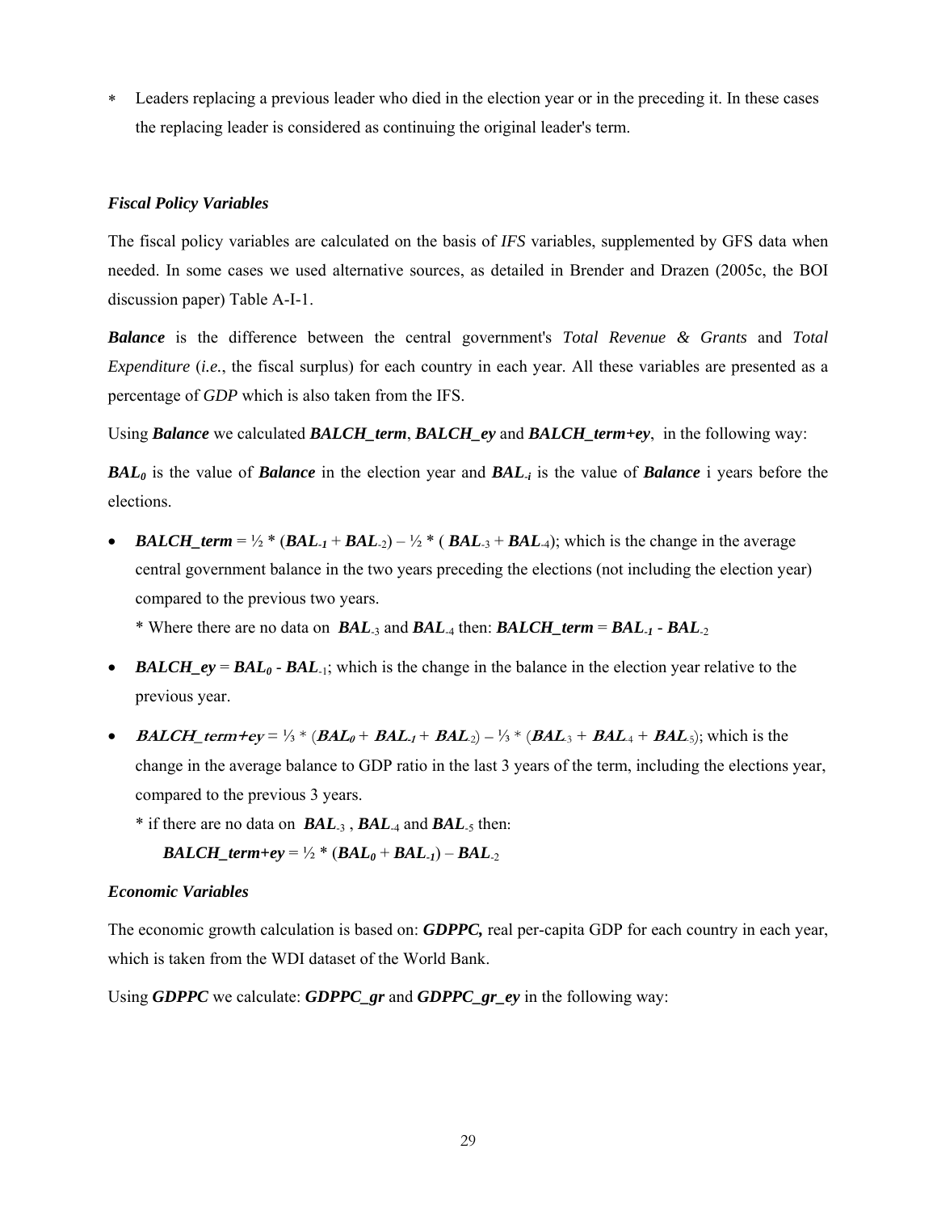* Leaders replacing a previous leader who died in the election year or in the preceding it. In these cases the replacing leader is considered as continuing the original leader's term.

### *Fiscal Policy Variables*

The fiscal policy variables are calculated on the basis of *IFS* variables, supplemented by GFS data when needed. In some cases we used alternative sources, as detailed in Brender and Drazen (2005c, the BOI discussion paper) Table A-I-1.

***Balance*** is the difference between the central government's *Total Revenue & Grants* and *Total Expenditure* (*i.e.*, the fiscal surplus) for each country in each year. All these variables are presented as a percentage of *GDP* which is also taken from the IFS.

Using ***Balance*** we calculated ***BALCH_term***, ***BALCH_ey*** and ***BALCH_term+ey***, in the following way:

$BAL_0$ is the value of ***Balance*** in the election year and $BAL_{-i}$ is the value of ***Balance*** i years before the elections.

- ***BALCH_term*** = $\frac{1}{2} * (BAL_{-1} + BAL_{-2}) - \frac{1}{2} * (BAL_{-3} + BAL_{-4})$; which is the change in the average central government balance in the two years preceding the elections (not including the election year) compared to the previous two years.
  
  * Where there are no data on $BAL_{-3}$ and $BAL_{-4}$ then: ***BALCH_term*** = $BAL_{-1} - BAL_{-2}$

- ***BALCH_ey*** = $BAL_0 - BAL_{-1}$; which is the change in the balance in the election year relative to the previous year.

- ***BALCH_term+ey*** = $\frac{1}{3} * (BAL_0 + BAL_{-1} + BAL_{-2}) - \frac{1}{3} * (BAL_{-3} + BAL_{-4} + BAL_{-5})$; which is the change in the average balance to GDP ratio in the last 3 years of the term, including the elections year, compared to the previous 3 years.
  
  * if there are no data on $BAL_{-3}$ , $BAL_{-4}$ and $BAL_{-5}$ then:
  
  ***BALCH_term+ey*** = $\frac{1}{2} * (BAL_0 + BAL_{-1}) - BAL_{-2}$

### *Economic Variables*

The economic growth calculation is based on: ***GDPPC,*** real per-capita GDP for each country in each year, which is taken from the WDI dataset of the World Bank.

Using ***GDPPC*** we calculate: ***GDPPC_gr*** and ***GDPPC_gr_ey*** in the following way: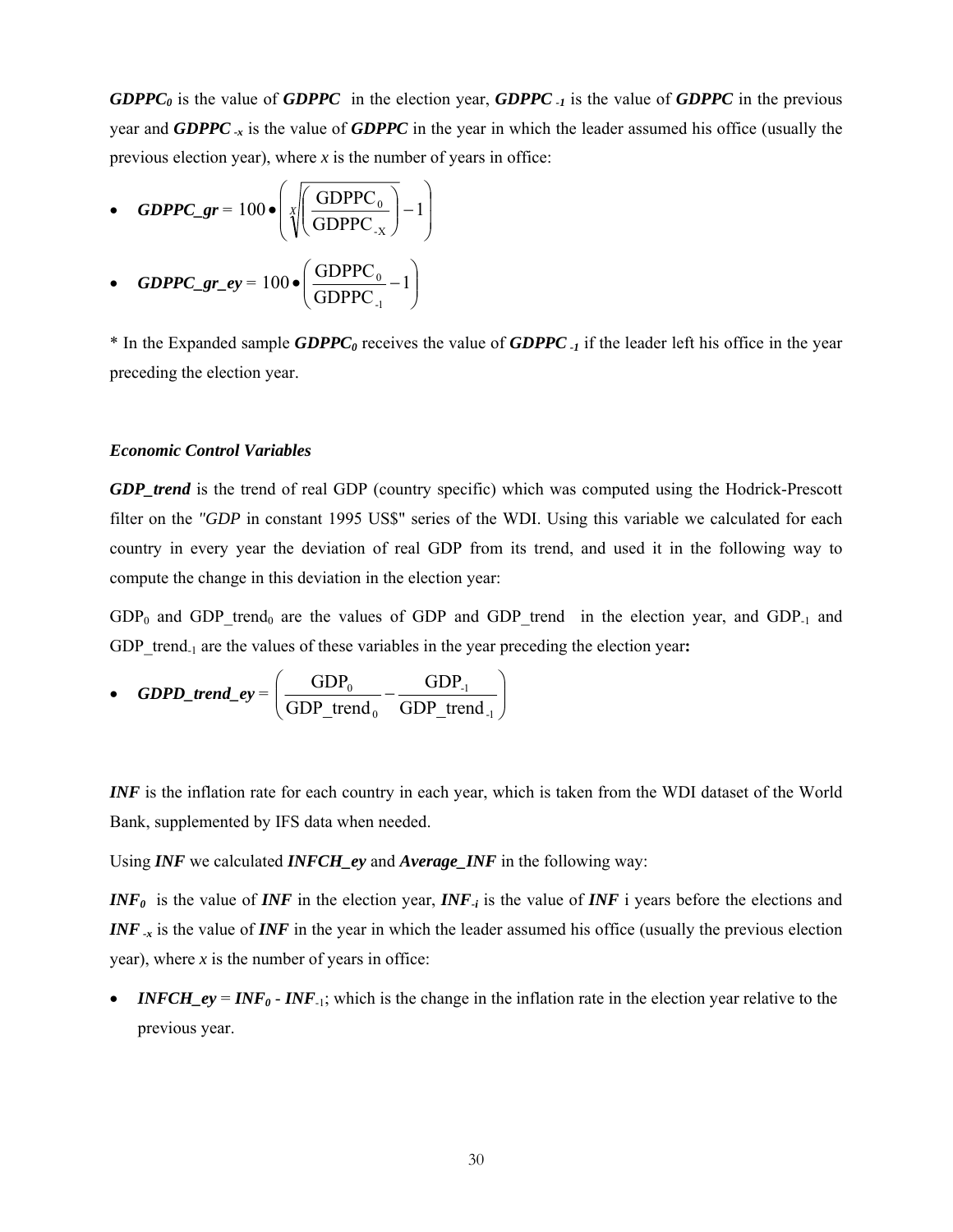***GDPPC₀*** is the value of ***GDPPC*** in the election year, ***GDPPC₋₁*** is the value of ***GDPPC*** in the previous year and ***GDPPC₋ₓ*** is the value of ***GDPPC*** in the year in which the leader assumed his office (usually the previous election year), where *x* is the number of years in office:

- ***GDPPC_gr*** = $100 \bullet \left( \sqrt[X]{\left( \frac{\text{GDPPC}_0}{\text{GDPPC}_{\text{-X}}} \right)} - 1 \right)$
- ***GDPPC_gr_ey*** = $100 \bullet \left( \frac{\text{GDPPC}_0}{\text{GDPPC}_{\text{-1}}} - 1 \right)$

* In the Expanded sample ***GDPPC₀*** receives the value of ***GDPPC₋₁*** if the leader left his office in the year preceding the election year.

### *Economic Control Variables*

***GDP_trend*** is the trend of real GDP (country specific) which was computed using the Hodrick-Prescott filter on the *"GDP* in constant 1995 US$" series of the WDI. Using this variable we calculated for each country in every year the deviation of real GDP from its trend, and used it in the following way to compute the change in this deviation in the election year:

$\text{GDP}_0$ and $\text{GDP\_trend}_0$ are the values of GDP and GDP_trend in the election year, and $\text{GDP}_{-1}$ and $\text{GDP\_trend}_{-1}$ are the values of these variables in the year preceding the election year**:**

- ***GDPD_trend_ey*** = $\left( \frac{\text{GDP}_0}{\text{GDP\_trend}_0} - \frac{\text{GDP}_{\text{-1}}}{\text{GDP\_trend}_{\text{-1}}} \right)$

***INF*** is the inflation rate for each country in each year, which is taken from the WDI dataset of the World Bank, supplemented by IFS data when needed.

Using ***INF*** we calculated ***INFCH_ey*** and ***Average_INF*** in the following way:

***INF₀*** is the value of ***INF*** in the election year, ***INF₋ᵢ*** is the value of ***INF*** i years before the elections and ***INF₋ₓ*** is the value of ***INF*** in the year in which the leader assumed his office (usually the previous election year), where *x* is the number of years in office:

- ***INFCH_ey*** = $INF_0 - INF_{-1}$; which is the change in the inflation rate in the election year relative to the previous year.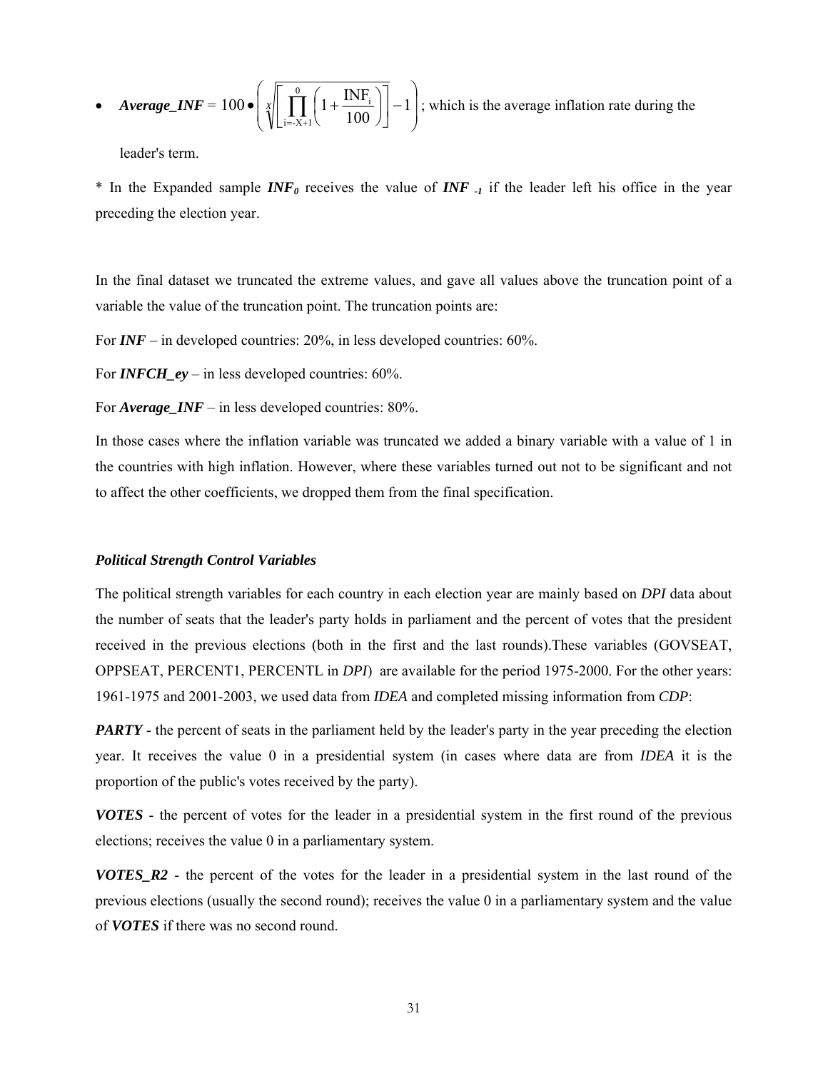- ***Average_INF*** = $100 \bullet \left( \sqrt[X]{\left[ \prod_{i=-X+1}^{0} \left(1 + \frac{INF_i}{100}\right) \right]} - 1 \right)$; which is the average inflation rate during the leader's term.

\* In the Expanded sample $\boldsymbol{INF_0}$ receives the value of $\boldsymbol{INF_{-1}}$ if the leader left his office in the year preceding the election year.

In the final dataset we truncated the extreme values, and gave all values above the truncation point of a variable the value of the truncation point. The truncation points are:

For ***INF*** – in developed countries: 20%, in less developed countries: 60%.

For ***INFCH_ey*** – in less developed countries: 60%.

For ***Average_INF*** – in less developed countries: 80%.

In those cases where the inflation variable was truncated we added a binary variable with a value of 1 in the countries with high inflation. However, where these variables turned out not to be significant and not to affect the other coefficients, we dropped them from the final specification.

### *Political Strength Control Variables*

The political strength variables for each country in each election year are mainly based on *DPI* data about the number of seats that the leader's party holds in parliament and the percent of votes that the president received in the previous elections (both in the first and the last rounds).These variables (GOVSEAT, OPPSEAT, PERCENT1, PERCENTL in *DPI*) are available for the period 1975-2000. For the other years: 1961-1975 and 2001-2003, we used data from *IDEA* and completed missing information from *CDP*:

***PARTY*** - the percent of seats in the parliament held by the leader's party in the year preceding the election year. It receives the value 0 in a presidential system (in cases where data are from *IDEA* it is the proportion of the public's votes received by the party).

***VOTES*** - the percent of votes for the leader in a presidential system in the first round of the previous elections; receives the value 0 in a parliamentary system.

***VOTES_R2*** - the percent of the votes for the leader in a presidential system in the last round of the previous elections (usually the second round); receives the value 0 in a parliamentary system and the value of ***VOTES*** if there was no second round.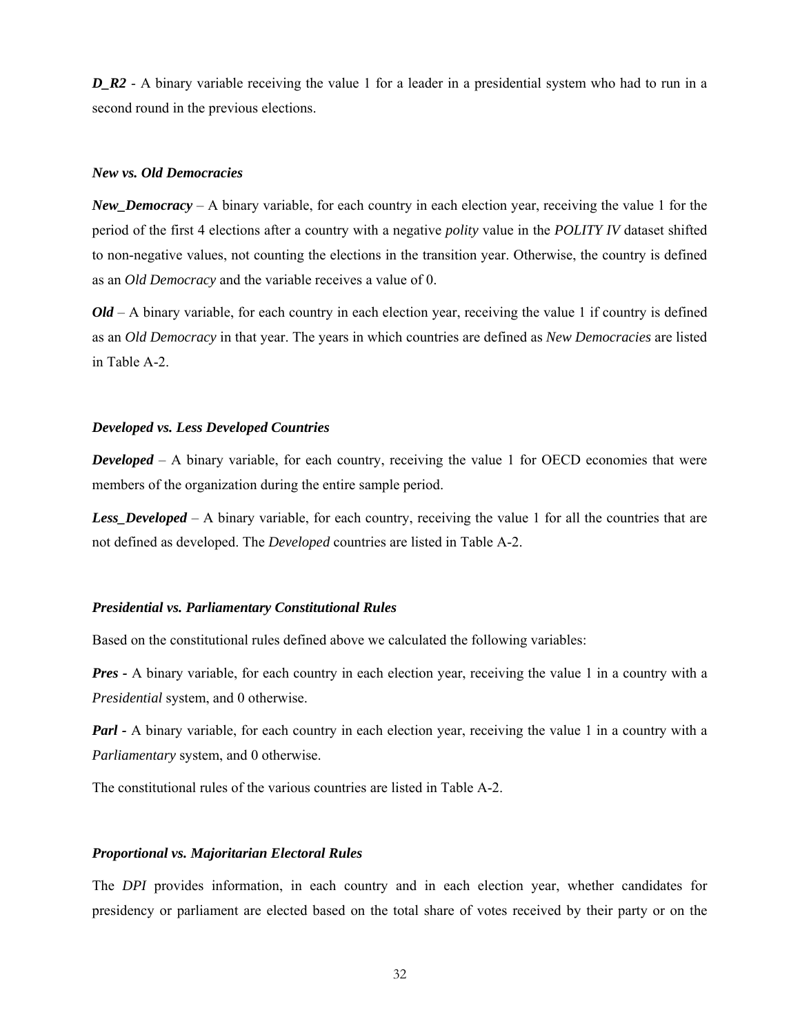***D_R2*** - A binary variable receiving the value 1 for a leader in a presidential system who had to run in a second round in the previous elections.

***New vs. Old Democracies***

***New_Democracy*** – A binary variable, for each country in each election year, receiving the value 1 for the period of the first 4 elections after a country with a negative *polity* value in the *POLITY IV* dataset shifted to non-negative values, not counting the elections in the transition year. Otherwise, the country is defined as an *Old Democracy* and the variable receives a value of 0.

***Old*** – A binary variable, for each country in each election year, receiving the value 1 if country is defined as an *Old Democracy* in that year. The years in which countries are defined as *New Democracies* are listed in Table A-2.

***Developed vs. Less Developed Countries***

***Developed*** – A binary variable, for each country, receiving the value 1 for OECD economies that were members of the organization during the entire sample period.

***Less_Developed*** – A binary variable, for each country, receiving the value 1 for all the countries that are not defined as developed. The *Developed* countries are listed in Table A-2.

***Presidential vs. Parliamentary Constitutional Rules***

Based on the constitutional rules defined above we calculated the following variables:

***Pres*** - A binary variable, for each country in each election year, receiving the value 1 in a country with a *Presidential* system, and 0 otherwise.

***Parl*** - A binary variable, for each country in each election year, receiving the value 1 in a country with a *Parliamentary* system, and 0 otherwise.

The constitutional rules of the various countries are listed in Table A-2.

***Proportional vs. Majoritarian Electoral Rules***

The *DPI* provides information, in each country and in each election year, whether candidates for presidency or parliament are elected based on the total share of votes received by their party or on the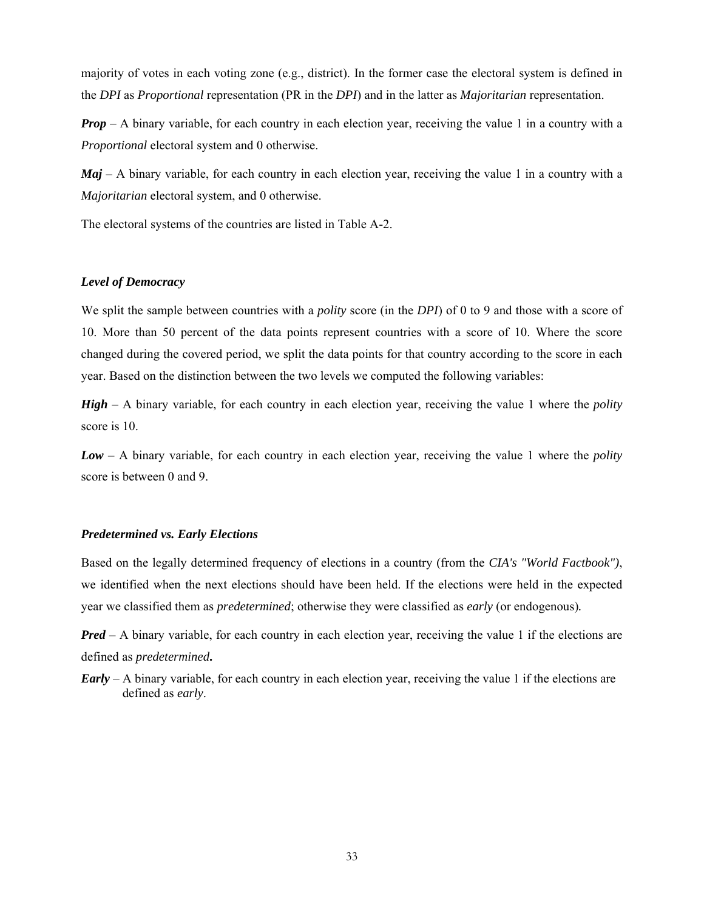majority of votes in each voting zone (e.g., district). In the former case the electoral system is defined in the *DPI* as *Proportional* representation (PR in the *DPI*) and in the latter as *Majoritarian* representation.

***Prop*** – A binary variable, for each country in each election year, receiving the value 1 in a country with a *Proportional* electoral system and 0 otherwise.

***Maj*** – A binary variable, for each country in each election year, receiving the value 1 in a country with a *Majoritarian* electoral system, and 0 otherwise.

The electoral systems of the countries are listed in Table A-2.

### *Level of Democracy*

We split the sample between countries with a *polity* score (in the *DPI*) of 0 to 9 and those with a score of 10. More than 50 percent of the data points represent countries with a score of 10. Where the score changed during the covered period, we split the data points for that country according to the score in each year. Based on the distinction between the two levels we computed the following variables:

***High*** – A binary variable, for each country in each election year, receiving the value 1 where the *polity* score is 10.

***Low*** – A binary variable, for each country in each election year, receiving the value 1 where the *polity* score is between 0 and 9.

### *Predetermined vs. Early Elections*

Based on the legally determined frequency of elections in a country (from the *CIA's "World Factbook")*, we identified when the next elections should have been held. If the elections were held in the expected year we classified them as *predetermined*; otherwise they were classified as *early* (or endogenous).

***Pred*** – A binary variable, for each country in each election year, receiving the value 1 if the elections are defined as ***predetermined*.**

***Early*** – A binary variable, for each country in each election year, receiving the value 1 if the elections are defined as *early*.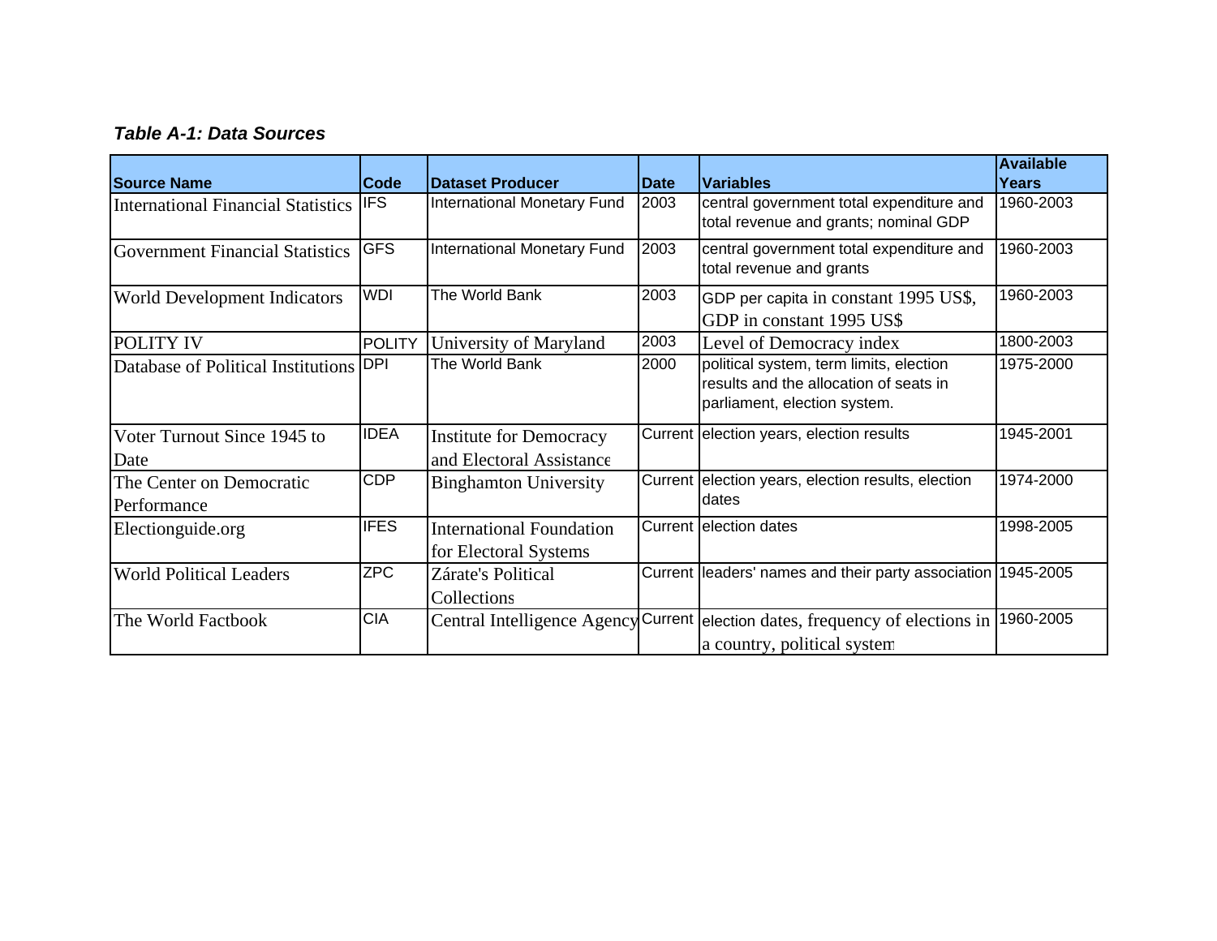***Table A-1: Data Sources***

| Source Name | Code | Dataset Producer | Date | Variables | Available Years |
|---|---|---|---|---|---|
| International Financial Statistics | IFS | International Monetary Fund | 2003 | central government total expenditure and total revenue and grants; nominal GDP | 1960-2003 |
| Government Financial Statistics | GFS | International Monetary Fund | 2003 | central government total expenditure and total revenue and grants | 1960-2003 |
| World Development Indicators | WDI | The World Bank | 2003 | GDP per capita in constant 1995 US$, GDP in constant 1995 US$ | 1960-2003 |
| POLITY IV | POLITY | University of Maryland | 2003 | Level of Democracy index | 1800-2003 |
| Database of Political Institutions | DPI | The World Bank | 2000 | political system, term limits, election results and the allocation of seats in parliament, election system. | 1975-2000 |
| Voter Turnout Since 1945 to Date | IDEA | Institute for Democracy and Electoral Assistance | Current | election years, election results | 1945-2001 |
| The Center on Democratic Performance | CDP | Binghamton University | Current | election years, election results, election dates | 1974-2000 |
| Electionguide.org | IFES | International Foundation for Electoral Systems | Current | election dates | 1998-2005 |
| World Political Leaders | ZPC | Zárate's Political Collections | Current | leaders' names and their party association | 1945-2005 |
| The World Factbook | CIA | Central Intelligence Agency | Current | election dates, frequency of elections in a country, political system | 1960-2005 |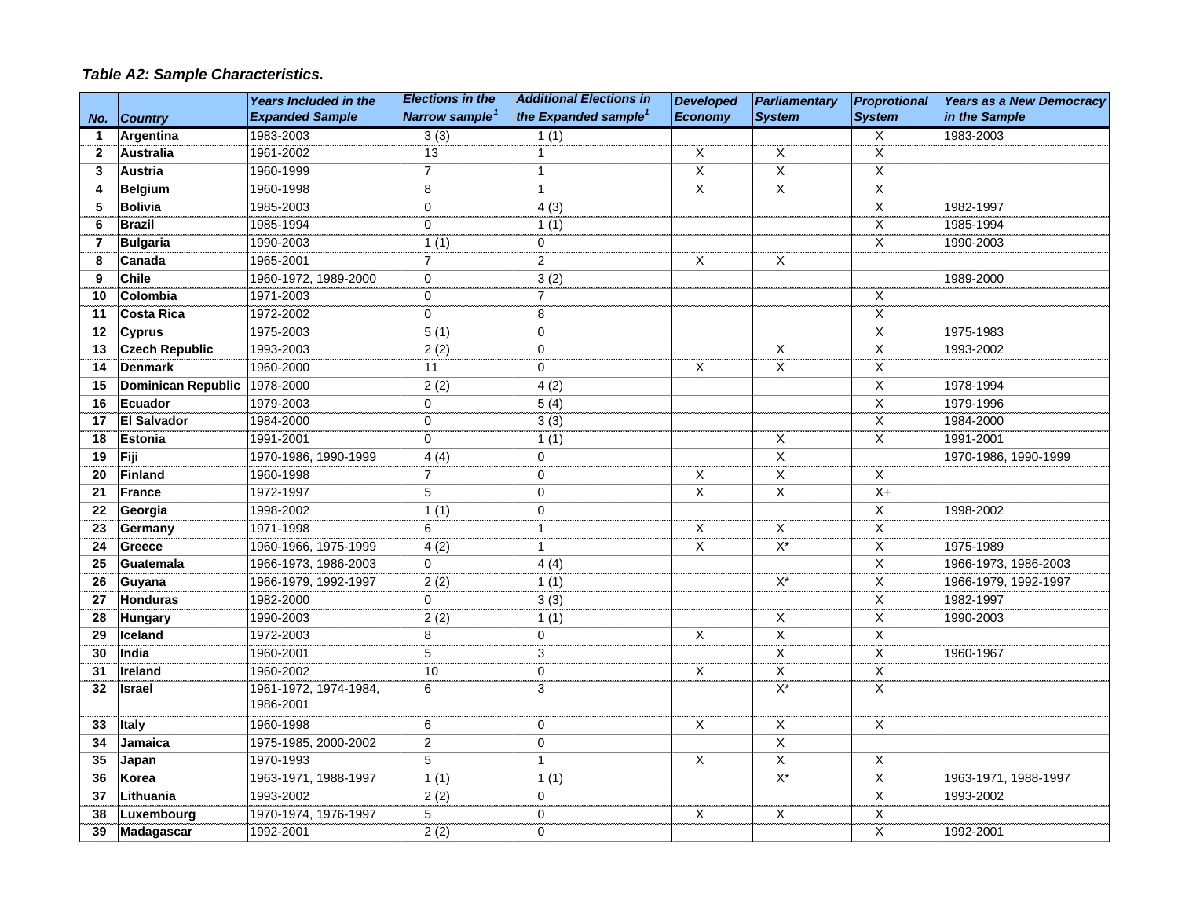***Table A2: Sample Characteristics.***

| No. | Country | Years Included in the Expanded Sample | Elections in the Narrow sample[1] | Additional Elections in the Expanded sample[1] | Developed Economy | Parliamentary System | Proprotional System | Years as a New Democracy in the Sample |
|---|---|---|---|---|---|---|---|---|
| 1 | Argentina | 1983-2003 | 3 (3) | 1 (1) | | | X | 1983-2003 |
| 2 | Australia | 1961-2002 | 13 | 1 | X | X | X | |
| 3 | Austria | 1960-1999 | 7 | 1 | X | X | X | |
| 4 | Belgium | 1960-1998 | 8 | 1 | X | X | X | |
| 5 | Bolivia | 1985-2003 | 0 | 4 (3) | | | X | 1982-1997 |
| 6 | Brazil | 1985-1994 | 0 | 1 (1) | | | X | 1985-1994 |
| 7 | Bulgaria | 1990-2003 | 1 (1) | 0 | | | X | 1990-2003 |
| 8 | Canada | 1965-2001 | 7 | 2 | X | X | | |
| 9 | Chile | 1960-1972, 1989-2000 | 0 | 3 (2) | | | | 1989-2000 |
| 10 | Colombia | 1971-2003 | 0 | 7 | | | X | |
| 11 | Costa Rica | 1972-2002 | 0 | 8 | | | X | |
| 12 | Cyprus | 1975-2003 | 5 (1) | 0 | | | X | 1975-1983 |
| 13 | Czech Republic | 1993-2003 | 2 (2) | 0 | | X | X | 1993-2002 |
| 14 | Denmark | 1960-2000 | 11 | 0 | X | X | X | |
| 15 | Dominican Republic | 1978-2000 | 2 (2) | 4 (2) | | | X | 1978-1994 |
| 16 | Ecuador | 1979-2003 | 0 | 5 (4) | | | X | 1979-1996 |
| 17 | El Salvador | 1984-2000 | 0 | 3 (3) | | | X | 1984-2000 |
| 18 | Estonia | 1991-2001 | 0 | 1 (1) | | X | X | 1991-2001 |
| 19 | Fiji | 1970-1986, 1990-1999 | 4 (4) | 0 | | X | | 1970-1986, 1990-1999 |
| 20 | Finland | 1960-1998 | 7 | 0 | X | X | X | |
| 21 | France | 1972-1997 | 5 | 0 | X | X | X+ | |
| 22 | Georgia | 1998-2002 | 1 (1) | 0 | | | X | 1998-2002 |
| 23 | Germany | 1971-1998 | 6 | 1 | X | X | X | |
| 24 | Greece | 1960-1966, 1975-1999 | 4 (2) | 1 | X | X* | X | 1975-1989 |
| 25 | Guatemala | 1966-1973, 1986-2003 | 0 | 4 (4) | | | X | 1966-1973, 1986-2003 |
| 26 | Guyana | 1966-1979, 1992-1997 | 2 (2) | 1 (1) | | X* | X | 1966-1979, 1992-1997 |
| 27 | Honduras | 1982-2000 | 0 | 3 (3) | | | X | 1982-1997 |
| 28 | Hungary | 1990-2003 | 2 (2) | 1 (1) | | X | X | 1990-2003 |
| 29 | Iceland | 1972-2003 | 8 | 0 | X | X | X | |
| 30 | India | 1960-2001 | 5 | 3 | | X | X | 1960-1967 |
| 31 | Ireland | 1960-2002 | 10 | 0 | X | X | X | |
| 32 | Israel | 1961-1972, 1974-1984, 1986-2001 | 6 | 3 | | X* | X | |
| 33 | Italy | 1960-1998 | 6 | 0 | X | X | X | |
| 34 | Jamaica | 1975-1985, 2000-2002 | 2 | 0 | | X | | |
| 35 | Japan | 1970-1993 | 5 | 1 | X | X | X | |
| 36 | Korea | 1963-1971, 1988-1997 | 1 (1) | 1 (1) | | X* | X | 1963-1971, 1988-1997 |
| 37 | Lithuania | 1993-2002 | 2 (2) | 0 | | | X | 1993-2002 |
| 38 | Luxembourg | 1970-1974, 1976-1997 | 5 | 0 | X | X | X | |
| 39 | Madagascar | 1992-2001 | 2 (2) | 0 | | | X | 1992-2001 |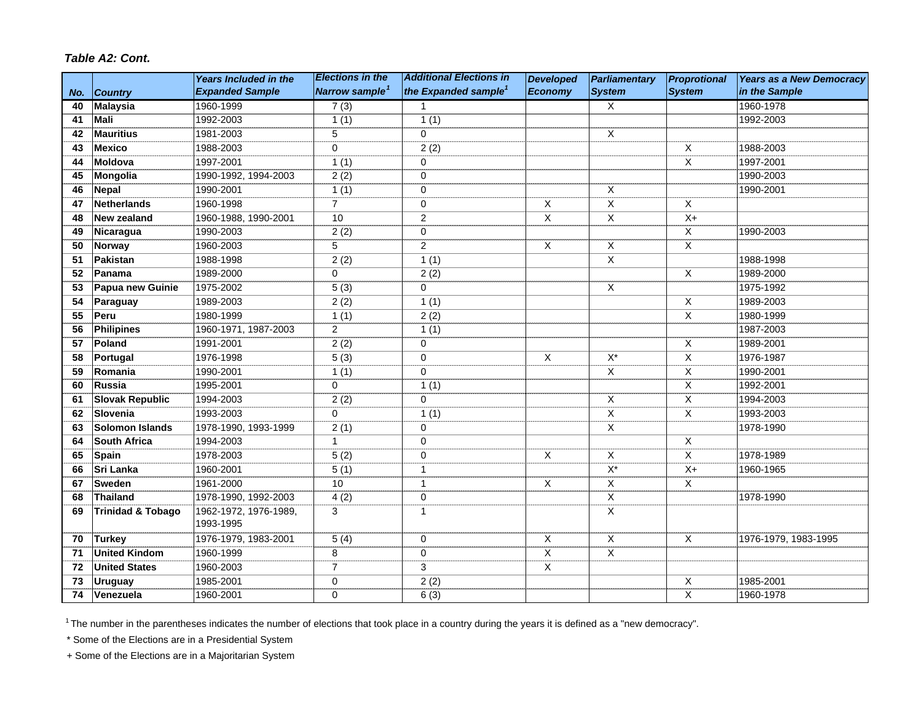***Table A2: Cont.***

| No. | Country | Years Included in the Expanded Sample | Elections in the Narrow sample[1] | Additional Elections in the Expanded sample[1] | Developed Economy | Parliamentary System | Proprotional System | Years as a New Democracy in the Sample |
|---|---|---|---|---|---|---|---|---|
| 40 | Malaysia | 1960-1999 | 7 (3) | 1 | | X | | 1960-1978 |
| 41 | Mali | 1992-2003 | 1 (1) | 1 (1) | | | | 1992-2003 |
| 42 | Mauritius | 1981-2003 | 5 | 0 | | X | | |
| 43 | Mexico | 1988-2003 | 0 | 2 (2) | | | X | 1988-2003 |
| 44 | Moldova | 1997-2001 | 1 (1) | 0 | | | X | 1997-2001 |
| 45 | Mongolia | 1990-1992, 1994-2003 | 2 (2) | 0 | | | | 1990-2003 |
| 46 | Nepal | 1990-2001 | 1 (1) | 0 | | X | | 1990-2001 |
| 47 | Netherlands | 1960-1998 | 7 | 0 | X | X | X | |
| 48 | New zealand | 1960-1988, 1990-2001 | 10 | 2 | X | X | X+ | |
| 49 | Nicaragua | 1990-2003 | 2 (2) | 0 | | | X | 1990-2003 |
| 50 | Norway | 1960-2003 | 5 | 2 | X | X | X | |
| 51 | Pakistan | 1988-1998 | 2 (2) | 1 (1) | | X | | 1988-1998 |
| 52 | Panama | 1989-2000 | 0 | 2 (2) | | | X | 1989-2000 |
| 53 | Papua new Guinie | 1975-2002 | 5 (3) | 0 | | X | | 1975-1992 |
| 54 | Paraguay | 1989-2003 | 2 (2) | 1 (1) | | | X | 1989-2003 |
| 55 | Peru | 1980-1999 | 1 (1) | 2 (2) | | | X | 1980-1999 |
| 56 | Philipines | 1960-1971, 1987-2003 | 2 | 1 (1) | | | | 1987-2003 |
| 57 | Poland | 1991-2001 | 2 (2) | 0 | | | X | 1989-2001 |
| 58 | Portugal | 1976-1998 | 5 (3) | 0 | X | X* | X | 1976-1987 |
| 59 | Romania | 1990-2001 | 1 (1) | 0 | | X | X | 1990-2001 |
| 60 | Russia | 1995-2001 | 0 | 1 (1) | | | X | 1992-2001 |
| 61 | Slovak Republic | 1994-2003 | 2 (2) | 0 | | X | X | 1994-2003 |
| 62 | Slovenia | 1993-2003 | 0 | 1 (1) | | X | X | 1993-2003 |
| 63 | Solomon Islands | 1978-1990, 1993-1999 | 2 (1) | 0 | | X | | 1978-1990 |
| 64 | South Africa | 1994-2003 | 1 | 0 | | | X | |
| 65 | Spain | 1978-2003 | 5 (2) | 0 | X | X | X | 1978-1989 |
| 66 | Sri Lanka | 1960-2001 | 5 (1) | 1 | | X* | X+ | 1960-1965 |
| 67 | Sweden | 1961-2000 | 10 | 1 | X | X | X | |
| 68 | Thailand | 1978-1990, 1992-2003 | 4 (2) | 0 | | X | | 1978-1990 |
| 69 | Trinidad & Tobago | 1962-1972, 1976-1989, 1993-1995 | 3 | 1 | | X | | |
| 70 | Turkey | 1976-1979, 1983-2001 | 5 (4) | 0 | X | X | X | 1976-1979, 1983-1995 |
| 71 | United Kindom | 1960-1999 | 8 | 0 | X | X | | |
| 72 | United States | 1960-2003 | 7 | 3 | X | | | |
| 73 | Uruguay | 1985-2001 | 0 | 2 (2) | | | X | 1985-2001 |
| 74 | Venezuela | 1960-2001 | 0 | 6 (3) | | | X | 1960-1978 |

[1] The number in the parentheses indicates the number of elections that took place in a country during the years it is defined as a "new democracy".

\* Some of the Elections are in a Presidential System

\+ Some of the Elections are in a Majoritarian System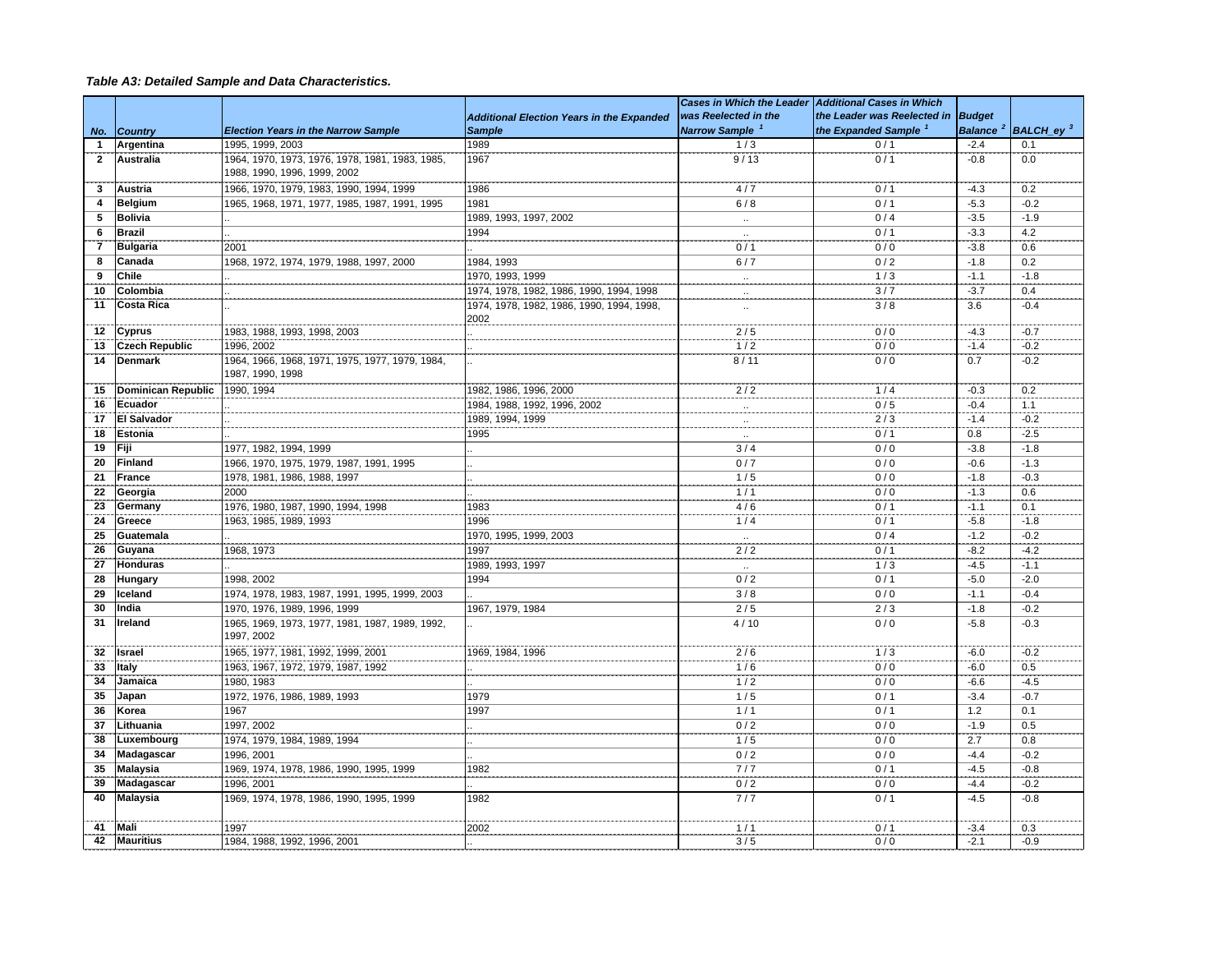***Table A3: Detailed Sample and Data Characteristics.***

| No. | Country | Election Years in the Narrow Sample | Additional Election Years in the Expanded Sample | Cases in Which the Leader was Reelected in the Narrow Sample [1] | Additional Cases in Which the Leader was Reelected in the Expanded Sample [1] | Budget Balance [2] | BALCH_ey [3] |
|---|---|---|---|---|---|---|---|
| 1 | Argentina | 1995, 1999, 2003 | 1989 | 1 / 3 | 0 / 1 | -2.4 | 0.1 |
| 2 | Australia | 1964, 1970, 1973, 1976, 1978, 1981, 1983, 1985, 1988, 1990, 1996, 1999, 2002 | 1967 | 9 / 13 | 0 / 1 | -0.8 | 0.0 |
| 3 | Austria | 1966, 1970, 1979, 1983, 1990, 1994, 1999 | 1986 | 4 / 7 | 0 / 1 | -4.3 | 0.2 |
| 4 | Belgium | 1965, 1968, 1971, 1977, 1985, 1987, 1991, 1995 | 1981 | 6 / 8 | 0 / 1 | -5.3 | -0.2 |
| 5 | Bolivia | .. | 1989, 1993, 1997, 2002 | .. | 0 / 4 | -3.5 | -1.9 |
| 6 | Brazil | .. | 1994 | .. | 0 / 1 | -3.3 | 4.2 |
| 7 | Bulgaria | 2001 | .. | 0 / 1 | 0 / 0 | -3.8 | 0.6 |
| 8 | Canada | 1968, 1972, 1974, 1979, 1988, 1997, 2000 | 1984, 1993 | 6 / 7 | 0 / 2 | -1.8 | 0.2 |
| 9 | Chile | .. | 1970, 1993, 1999 | .. | 1 / 3 | -1.1 | -1.8 |
| 10 | Colombia | .. | 1974, 1978, 1982, 1986, 1990, 1994, 1998 | .. | 3 / 7 | -3.7 | 0.4 |
| 11 | Costa Rica | .. | 1974, 1978, 1982, 1986, 1990, 1994, 1998, 2002 | .. | 3 / 8 | 3.6 | -0.4 |
| 12 | Cyprus | 1983, 1988, 1993, 1998, 2003 | .. | 2 / 5 | 0 / 0 | -4.3 | -0.7 |
| 13 | Czech Republic | 1996, 2002 | .. | 1 / 2 | 0 / 0 | -1.4 | -0.2 |
| 14 | Denmark | 1964, 1966, 1968, 1971, 1975, 1977, 1979, 1984, 1987, 1990, 1998 | .. | 8 / 11 | 0 / 0 | 0.7 | -0.2 |
| 15 | Dominican Republic | 1990, 1994 | 1982, 1986, 1996, 2000 | 2 / 2 | 1 / 4 | -0.3 | 0.2 |
| 16 | Ecuador | .. | 1984, 1988, 1992, 1996, 2002 | .. | 0 / 5 | -0.4 | 1.1 |
| 17 | El Salvador | .. | 1989, 1994, 1999 | .. | 2 / 3 | -1.4 | -0.2 |
| 18 | Estonia | .. | 1995 | .. | 0 / 1 | 0.8 | -2.5 |
| 19 | Fiji | 1977, 1982, 1994, 1999 | .. | 3 / 4 | 0 / 0 | -3.8 | -1.8 |
| 20 | Finland | 1966, 1970, 1975, 1979, 1987, 1991, 1995 | .. | 0 / 7 | 0 / 0 | -0.6 | -1.3 |
| 21 | France | 1978, 1981, 1986, 1988, 1997 | .. | 1 / 5 | 0 / 0 | -1.8 | -0.3 |
| 22 | Georgia | 2000 | .. | 1 / 1 | 0 / 0 | -1.3 | 0.6 |
| 23 | Germany | 1976, 1980, 1987, 1990, 1994, 1998 | 1983 | 4 / 6 | 0 / 1 | -1.1 | 0.1 |
| 24 | Greece | 1963, 1985, 1989, 1993 | 1996 | 1 / 4 | 0 / 1 | -5.8 | -1.8 |
| 25 | Guatemala | .. | 1970, 1995, 1999, 2003 | .. | 0 / 4 | -1.2 | -0.2 |
| 26 | Guyana | 1968, 1973 | 1997 | 2 / 2 | 0 / 1 | -8.2 | -4.2 |
| 27 | Honduras | .. | 1989, 1993, 1997 | .. | 1 / 3 | -4.5 | -1.1 |
| 28 | Hungary | 1998, 2002 | 1994 | 0 / 2 | 0 / 1 | -5.0 | -2.0 |
| 29 | Iceland | 1974, 1978, 1983, 1987, 1991, 1995, 1999, 2003 | .. | 3 / 8 | 0 / 0 | -1.1 | -0.4 |
| 30 | India | 1970, 1976, 1989, 1996, 1999 | 1967, 1979, 1984 | 2 / 5 | 2 / 3 | -1.8 | -0.2 |
| 31 | Ireland | 1965, 1969, 1973, 1977, 1981, 1987, 1989, 1992, 1997, 2002 | .. | 4 / 10 | 0 / 0 | -5.8 | -0.3 |
| 32 | Israel | 1965, 1977, 1981, 1992, 1999, 2001 | 1969, 1984, 1996 | 2 / 6 | 1 / 3 | -6.0 | -0.2 |
| 33 | Italy | 1963, 1967, 1972, 1979, 1987, 1992 | .. | 1 / 6 | 0 / 0 | -6.0 | 0.5 |
| 34 | Jamaica | 1980, 1983 | .. | 1 / 2 | 0 / 0 | -6.6 | -4.5 |
| 35 | Japan | 1972, 1976, 1986, 1989, 1993 | 1979 | 1 / 5 | 0 / 1 | -3.4 | -0.7 |
| 36 | Korea | 1967 | 1997 | 1 / 1 | 0 / 1 | 1.2 | 0.1 |
| 37 | Lithuania | 1997, 2002 | .. | 0 / 2 | 0 / 0 | -1.9 | 0.5 |
| 38 | Luxembourg | 1974, 1979, 1984, 1989, 1994 | .. | 1 / 5 | 0 / 0 | 2.7 | 0.8 |
| 34 | Madagascar | 1996, 2001 | .. | 0 / 2 | 0 / 0 | -4.4 | -0.2 |
| 35 | Malaysia | 1969, 1974, 1978, 1986, 1990, 1995, 1999 | 1982 | 7 / 7 | 0 / 1 | -4.5 | -0.8 |
| 39 | Madagascar | 1996, 2001 | .. | 0 / 2 | 0 / 0 | -4.4 | -0.2 |
| 40 | Malaysia | 1969, 1974, 1978, 1986, 1990, 1995, 1999 | 1982 | 7 / 7 | 0 / 1 | -4.5 | -0.8 |
| 41 | Mali | 1997 | 2002 | 1 / 1 | 0 / 1 | -3.4 | 0.3 |
| 42 | Mauritius | 1984, 1988, 1992, 1996, 2001 | .. | 3 / 5 | 0 / 0 | -2.1 | -0.9 |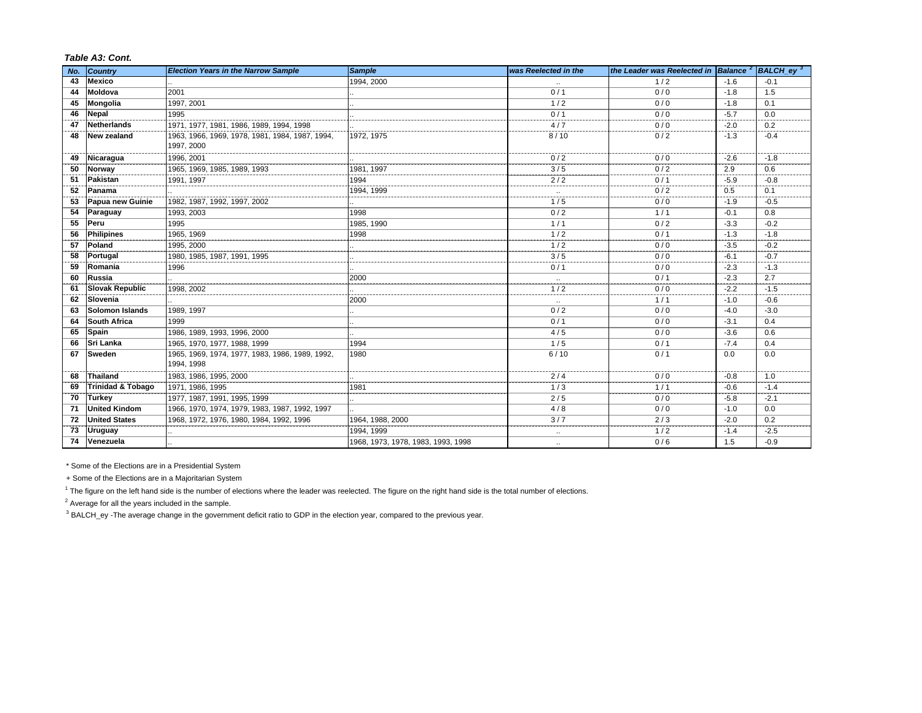***Table A3: Cont.***

| No. | Country | Election Years in the Narrow Sample | Sample | was Reelected in the | the Leader was Reelected in | Balance [2] | BALCH_ey [3] |
|---|---|---|---|---|---|---|---|
| 43 | **Mexico** | .. | 1994, 2000 | .. | 1 / 2 | -1.6 | -0.1 |
| 44 | **Moldova** | 2001 | .. | 0 / 1 | 0 / 0 | -1.8 | 1.5 |
| 45 | **Mongolia** | 1997, 2001 | .. | 1 / 2 | 0 / 0 | -1.8 | 0.1 |
| 46 | **Nepal** | 1995 | .. | 0 / 1 | 0 / 0 | -5.7 | 0.0 |
| 47 | **Netherlands** | 1971, 1977, 1981, 1986, 1989, 1994, 1998 | .. | 4 / 7 | 0 / 0 | -2.0 | 0.2 |
| 48 | **New zealand** | 1963, 1966, 1969, 1978, 1981, 1984, 1987, 1994, 1997, 2000 | 1972, 1975 | 8 / 10 | 0 / 2 | -1.3 | -0.4 |
| 49 | **Nicaragua** | 1996, 2001 | .. | 0 / 2 | 0 / 0 | -2.6 | -1.8 |
| 50 | **Norway** | 1965, 1969, 1985, 1989, 1993 | 1981, 1997 | 3 / 5 | 0 / 2 | 2.9 | 0.6 |
| 51 | **Pakistan** | 1991, 1997 | 1994 | 2 / 2 | 0 / 1 | -5.9 | -0.8 |
| 52 | **Panama** | .. | 1994, 1999 | .. | 0 / 2 | 0.5 | 0.1 |
| 53 | **Papua new Guinie** | 1982, 1987, 1992, 1997, 2002 | .. | 1 / 5 | 0 / 0 | -1.9 | -0.5 |
| 54 | **Paraguay** | 1993, 2003 | 1998 | 0 / 2 | 1 / 1 | -0.1 | 0.8 |
| 55 | **Peru** | 1995 | 1985, 1990 | 1 / 1 | 0 / 2 | -3.3 | -0.2 |
| 56 | **Philipines** | 1965, 1969 | 1998 | 1 / 2 | 0 / 1 | -1.3 | -1.8 |
| 57 | **Poland** | 1995, 2000 | .. | 1 / 2 | 0 / 0 | -3.5 | -0.2 |
| 58 | **Portugal** | 1980, 1985, 1987, 1991, 1995 | .. | 3 / 5 | 0 / 0 | -6.1 | -0.7 |
| 59 | **Romania** | 1996 | .. | 0 / 1 | 0 / 0 | -2.3 | -1.3 |
| 60 | **Russia** | .. | 2000 | .. | 0 / 1 | -2.3 | 2.7 |
| 61 | **Slovak Republic** | 1998, 2002 | .. | 1 / 2 | 0 / 0 | -2.2 | -1.5 |
| 62 | **Slovenia** | .. | 2000 | .. | 1 / 1 | -1.0 | -0.6 |
| 63 | **Solomon Islands** | 1989, 1997 | .. | 0 / 2 | 0 / 0 | -4.0 | -3.0 |
| 64 | **South Africa** | 1999 | .. | 0 / 1 | 0 / 0 | -3.1 | 0.4 |
| 65 | **Spain** | 1986, 1989, 1993, 1996, 2000 | .. | 4 / 5 | 0 / 0 | -3.6 | 0.6 |
| 66 | **Sri Lanka** | 1965, 1970, 1977, 1988, 1999 | 1994 | 1 / 5 | 0 / 1 | -7.4 | 0.4 |
| 67 | **Sweden** | 1965, 1969, 1974, 1977, 1983, 1986, 1989, 1992, 1994, 1998 | 1980 | 6 / 10 | 0 / 1 | 0.0 | 0.0 |
| 68 | **Thailand** | 1983, 1986, 1995, 2000 | .. | 2 / 4 | 0 / 0 | -0.8 | 1.0 |
| 69 | **Trinidad & Tobago** | 1971, 1986, 1995 | 1981 | 1 / 3 | 1 / 1 | -0.6 | -1.4 |
| 70 | **Turkey** | 1977, 1987, 1991, 1995, 1999 | .. | 2 / 5 | 0 / 0 | -5.8 | -2.1 |
| 71 | **United Kindom** | 1966, 1970, 1974, 1979, 1983, 1987, 1992, 1997 | .. | 4 / 8 | 0 / 0 | -1.0 | 0.0 |
| 72 | **United States** | 1968, 1972, 1976, 1980, 1984, 1992, 1996 | 1964, 1988, 2000 | 3 / 7 | 2 / 3 | -2.0 | 0.2 |
| 73 | **Uruguay** | .. | 1994, 1999 | .. | 1 / 2 | -1.4 | -2.5 |
| 74 | **Venezuela** | .. | 1968, 1973, 1978, 1983, 1993, 1998 | .. | 0 / 6 | 1.5 | -0.9 |

\* Some of the Elections are in a Presidential System

\+ Some of the Elections are in a Majoritarian System

[1] The figure on the left hand side is the number of elections where the leader was reelected. The figure on the right hand side is the total number of elections.

[2] Average for all the years included in the sample.

[3] BALCH_ey -The average change in the government deficit ratio to GDP in the election year, compared to the previous year.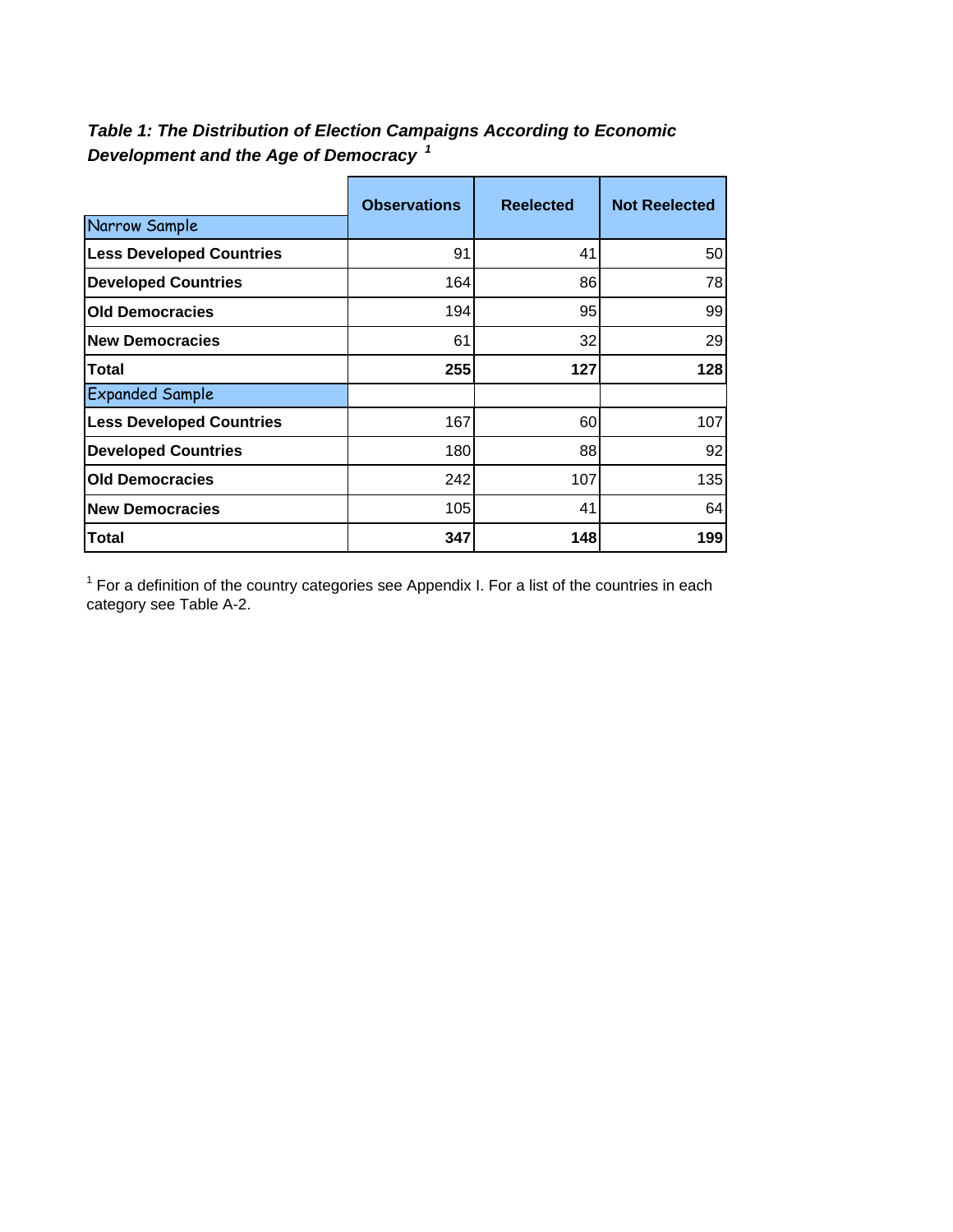***Table 1: The Distribution of Election Campaigns According to Economic Development and the Age of Democracy*** [1]

| | **Observations** | **Reelected** | **Not Reelected** |
|---|---|---|---|
| Narrow Sample | | | |
| **Less Developed Countries** | 91 | 41 | 50 |
| **Developed Countries** | 164 | 86 | 78 |
| **Old Democracies** | 194 | 95 | 99 |
| **New Democracies** | 61 | 32 | 29 |
| **Total** | **255** | **127** | **128** |
| Expanded Sample | | | |
| **Less Developed Countries** | 167 | 60 | 107 |
| **Developed Countries** | 180 | 88 | 92 |
| **Old Democracies** | 242 | 107 | 135 |
| **New Democracies** | 105 | 41 | 64 |
| **Total** | **347** | **148** | **199** |

[1] For a definition of the country categories see Appendix I. For a list of the countries in each category see Table A-2.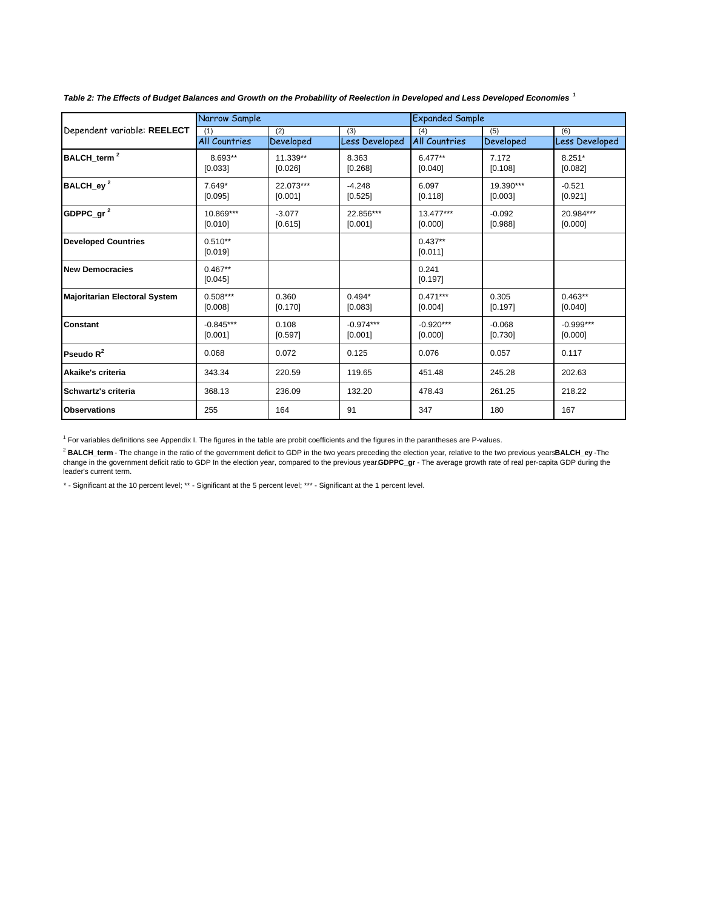*Table 2: The Effects of Budget Balances and Growth on the Probability of Reelection in Developed and Less Developed Economies* [1]

| Dependent variable: **REELECT** | Narrow Sample | | | Expanded Sample | | |
|---|---|---|---|---|---|---|
| | (1) All Countries | (2) Developed | (3) Less Developed | (4) All Countries | (5) Developed | (6) Less Developed |
| **BALCH_term** [2] | 8.693** [0.033] | 11.339** [0.026] | 8.363 [0.268] | 6.477** [0.040] | 7.172 [0.108] | 8.251* [0.082] |
| **BALCH_ey** [2] | 7.649* [0.095] | 22.073*** [0.001] | -4.248 [0.525] | 6.097 [0.118] | 19.390*** [0.003] | -0.521 [0.921] |
| **GDPPC_gr** [2] | 10.869*** [0.010] | -3.077 [0.615] | 22.856*** [0.001] | 13.477*** [0.000] | -0.092 [0.988] | 20.984*** [0.000] |
| **Developed Countries** | 0.510** [0.019] | | | 0.437** [0.011] | | |
| **New Democracies** | 0.467** [0.045] | | | 0.241 [0.197] | | |
| **Majoritarian Electoral System** | 0.508*** [0.008] | 0.360 [0.170] | 0.494* [0.083] | 0.471*** [0.004] | 0.305 [0.197] | 0.463** [0.040] |
| **Constant** | -0.845*** [0.001] | 0.108 [0.597] | -0.974*** [0.001] | -0.920*** [0.000] | -0.068 [0.730] | -0.999*** [0.000] |
| **Pseudo $R^2$** | 0.068 | 0.072 | 0.125 | 0.076 | 0.057 | 0.117 |
| **Akaike's criteria** | 343.34 | 220.59 | 119.65 | 451.48 | 245.28 | 202.63 |
| **Schwartz's criteria** | 368.13 | 236.09 | 132.20 | 478.43 | 261.25 | 218.22 |
| **Observations** | 255 | 164 | 91 | 347 | 180 | 167 |

[1] For variables definitions see Appendix I. The figures in the table are probit coefficients and the figures in the parantheses are P-values.

[2] **BALCH_term** - The change in the ratio of the government deficit to GDP in the two years preceding the election year, relative to the two previous years **BALCH_ey** -The change in the government deficit ratio to GDP In the election year, compared to the previous year. **GDPPC_gr** - The average growth rate of real per-capita GDP during the leader's current term.

* - Significant at the 10 percent level; ** - Significant at the 5 percent level; *** - Significant at the 1 percent level.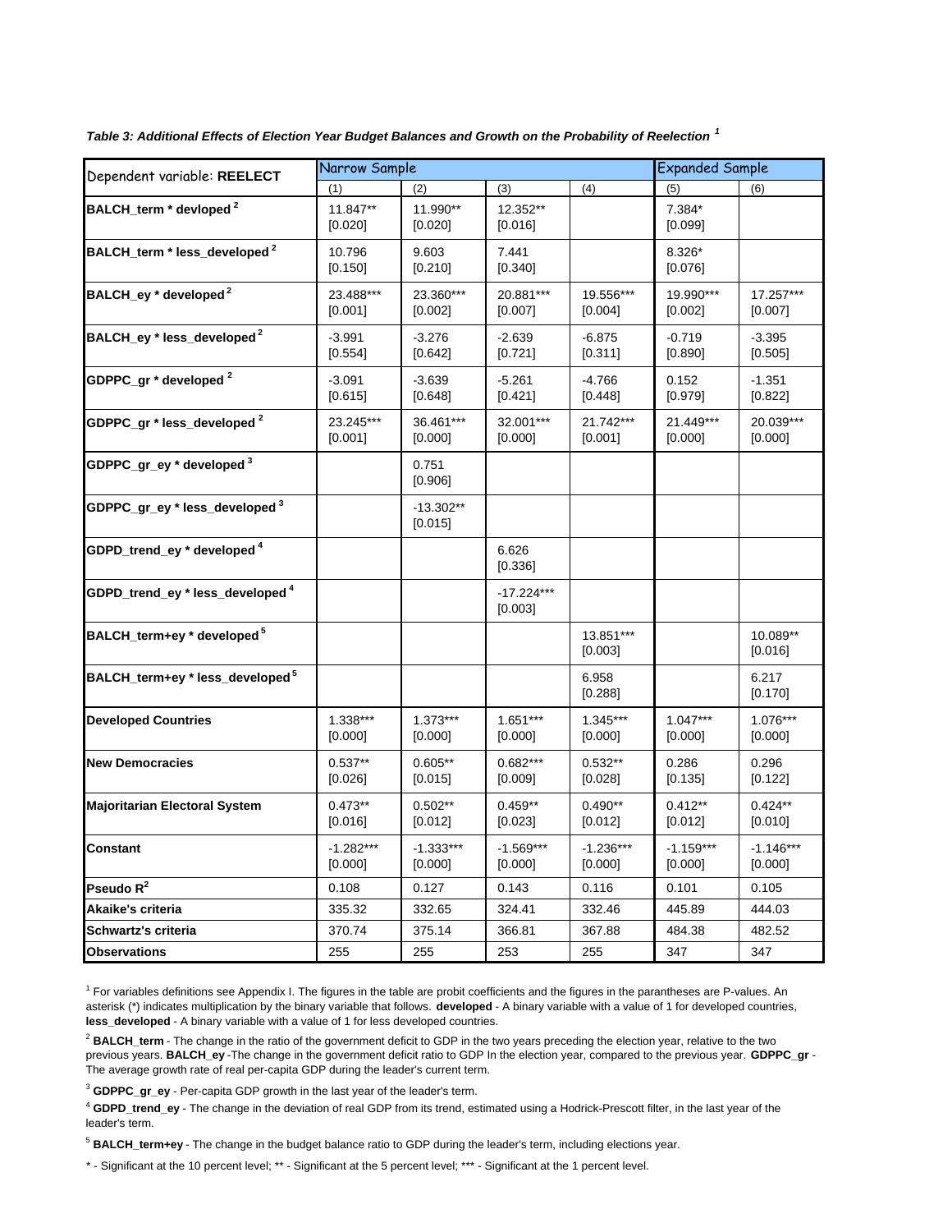*Table 3: Additional Effects of Election Year Budget Balances and Growth on the Probability of Reelection [1]*

| Dependent variable: **REELECT** | Narrow Sample | | | | Expanded Sample | |
|---|---|---|---|---|---|---|
| | (1) | (2) | (3) | (4) | (5) | (6) |
| **BALCH_term * devloped [2]** | 11.847** [0.020] | 11.990** [0.020] | 12.352** [0.016] | | 7.384* [0.099] | |
| **BALCH_term * less_developed [2]** | 10.796 [0.150] | 9.603 [0.210] | 7.441 [0.340] | | 8.326* [0.076] | |
| **BALCH_ey * developed [2]** | 23.488*** [0.001] | 23.360*** [0.002] | 20.881*** [0.007] | 19.556*** [0.004] | 19.990*** [0.002] | 17.257*** [0.007] |
| **BALCH_ey * less_developed [2]** | -3.991 [0.554] | -3.276 [0.642] | -2.639 [0.721] | -6.875 [0.311] | -0.719 [0.890] | -3.395 [0.505] |
| **GDPPC_gr * developed [2]** | -3.091 [0.615] | -3.639 [0.648] | -5.261 [0.421] | -4.766 [0.448] | 0.152 [0.979] | -1.351 [0.822] |
| **GDPPC_gr * less_developed [2]** | 23.245*** [0.001] | 36.461*** [0.000] | 32.001*** [0.000] | 21.742*** [0.001] | 21.449*** [0.000] | 20.039*** [0.000] |
| **GDPPC_gr_ey * developed [3]** | | 0.751 [0.906] | | | | |
| **GDPPC_gr_ey * less_developed [3]** | | -13.302** [0.015] | | | | |
| **GDPD_trend_ey * developed [4]** | | | 6.626 [0.336] | | | |
| **GDPD_trend_ey * less_developed [4]** | | | -17.224*** [0.003] | | | |
| **BALCH_term+ey * developed [5]** | | | | 13.851*** [0.003] | | 10.089** [0.016] |
| **BALCH_term+ey * less_developed [5]** | | | | 6.958 [0.288] | | 6.217 [0.170] |
| **Developed Countries** | 1.338*** [0.000] | 1.373*** [0.000] | 1.651*** [0.000] | 1.345*** [0.000] | 1.047*** [0.000] | 1.076*** [0.000] |
| **New Democracies** | 0.537** [0.026] | 0.605** [0.015] | 0.682*** [0.009] | 0.532** [0.028] | 0.286 [0.135] | 0.296 [0.122] |
| **Majoritarian Electoral System** | 0.473** [0.016] | 0.502** [0.012] | 0.459** [0.023] | 0.490** [0.012] | 0.412** [0.012] | 0.424** [0.010] |
| **Constant** | -1.282*** [0.000] | -1.333*** [0.000] | -1.569*** [0.000] | -1.236*** [0.000] | -1.159*** [0.000] | -1.146*** [0.000] |
| **Pseudo $R^2$** | 0.108 | 0.127 | 0.143 | 0.116 | 0.101 | 0.105 |
| **Akaike's criteria** | 335.32 | 332.65 | 324.41 | 332.46 | 445.89 | 444.03 |
| **Schwartz's criteria** | 370.74 | 375.14 | 366.81 | 367.88 | 484.38 | 482.52 |
| **Observations** | 255 | 255 | 253 | 255 | 347 | 347 |

[1] For variables definitions see Appendix I. The figures in the table are probit coefficients and the figures in the parantheses are P-values. An asterisk (*) indicates multiplication by the binary variable that follows. **developed** - A binary variable with a value of 1 for developed countries, **less_developed** - A binary variable with a value of 1 for less developed countries.

[2] **BALCH_term** - The change in the ratio of the government deficit to GDP in the two years preceding the election year, relative to the two previous years. **BALCH_ey** -The change in the government deficit ratio to GDP In the election year, compared to the previous year. **GDPPC_gr** - The average growth rate of real per-capita GDP during the leader's current term.

[3] **GDPPC_gr_ey** - Per-capita GDP growth in the last year of the leader's term.

[4] **GDPD_trend_ey** - The change in the deviation of real GDP from its trend, estimated using a Hodrick-Prescott filter, in the last year of the leader's term.

[5] **BALCH_term+ey** - The change in the budget balance ratio to GDP during the leader's term, including elections year.

* - Significant at the 10 percent level; ** - Significant at the 5 percent level; *** - Significant at the 1 percent level.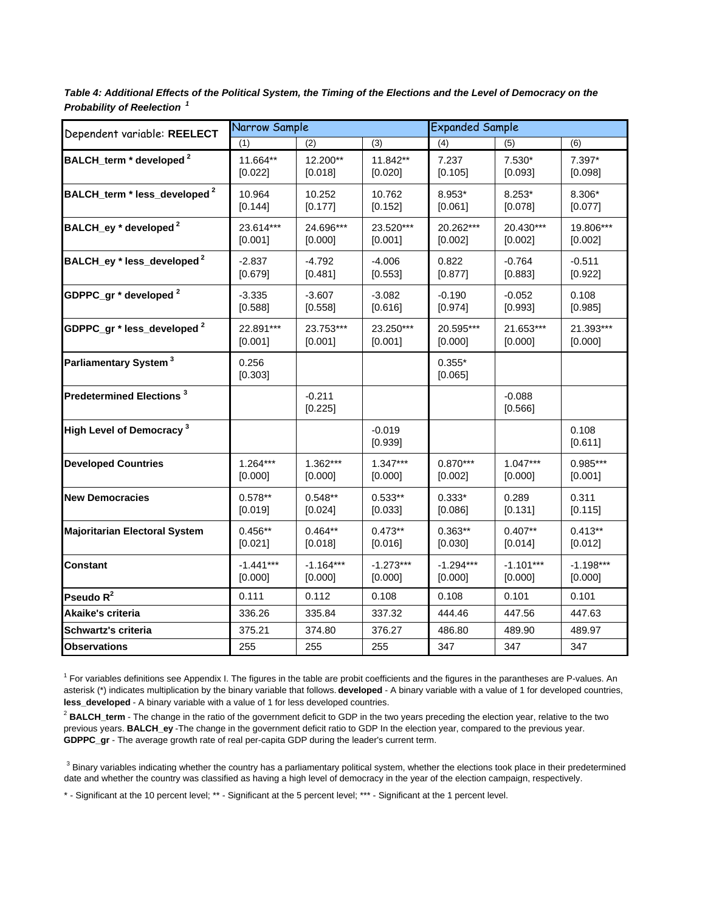***Table 4: Additional Effects of the Political System, the Timing of the Elections and the Level of Democracy on the Probability of Reelection*** [1]

| Dependent variable: **REELECT** | Narrow Sample | | | Expanded Sample | | |
|---|---|---|---|---|---|---|
| | (1) | (2) | (3) | (4) | (5) | (6) |
| **BALCH_term * developed** [2] | 11.664** [0.022] | 12.200** [0.018] | 11.842** [0.020] | 7.237 [0.105] | 7.530* [0.093] | 7.397* [0.098] |
| **BALCH_term * less_developed** [2] | 10.964 [0.144] | 10.252 [0.177] | 10.762 [0.152] | 8.953* [0.061] | 8.253* [0.078] | 8.306* [0.077] |
| **BALCH_ey * developed** [2] | 23.614*** [0.001] | 24.696*** [0.000] | 23.520*** [0.001] | 20.262*** [0.002] | 20.430*** [0.002] | 19.806*** [0.002] |
| **BALCH_ey * less_developed** [2] | -2.837 [0.679] | -4.792 [0.481] | -4.006 [0.553] | 0.822 [0.877] | -0.764 [0.883] | -0.511 [0.922] |
| **GDPPC_gr * developed** [2] | -3.335 [0.588] | -3.607 [0.558] | -3.082 [0.616] | -0.190 [0.974] | -0.052 [0.993] | 0.108 [0.985] |
| **GDPPC_gr * less_developed** [2] | 22.891*** [0.001] | 23.753*** [0.001] | 23.250*** [0.001] | 20.595*** [0.000] | 21.653*** [0.000] | 21.393*** [0.000] |
| **Parliamentary System** [3] | 0.256 [0.303] | | | 0.355* [0.065] | | |
| **Predetermined Elections** [3] | | -0.211 [0.225] | | | -0.088 [0.566] | |
| **High Level of Democracy** [3] | | | -0.019 [0.939] | | | 0.108 [0.611] |
| **Developed Countries** | 1.264*** [0.000] | 1.362*** [0.000] | 1.347*** [0.000] | 0.870*** [0.002] | 1.047*** [0.000] | 0.985*** [0.001] |
| **New Democracies** | 0.578** [0.019] | 0.548** [0.024] | 0.533** [0.033] | 0.333* [0.086] | 0.289 [0.131] | 0.311 [0.115] |
| **Majoritarian Electoral System** | 0.456** [0.021] | 0.464** [0.018] | 0.473** [0.016] | 0.363** [0.030] | 0.407** [0.014] | 0.413** [0.012] |
| **Constant** | -1.441*** [0.000] | -1.164*** [0.000] | -1.273*** [0.000] | -1.294*** [0.000] | -1.101*** [0.000] | -1.198*** [0.000] |
| **Pseudo $R^2$** | 0.111 | 0.112 | 0.108 | 0.108 | 0.101 | 0.101 |
| **Akaike's criteria** | 336.26 | 335.84 | 337.32 | 444.46 | 447.56 | 447.63 |
| **Schwartz's criteria** | 375.21 | 374.80 | 376.27 | 486.80 | 489.90 | 489.97 |
| **Observations** | 255 | 255 | 255 | 347 | 347 | 347 |

[1] For variables definitions see Appendix I. The figures in the table are probit coefficients and the figures in the paranthes are P-values. An asterisk (*) indicates multiplication by the binary variable that follows. **developed** - A binary variable with a value of 1 for developed countries, **less_developed** - A binary variable with a value of 1 for less developed countries.

[2] **BALCH_term** - The change in the ratio of the government deficit to GDP in the two years preceding the election year, relative to the two previous years. **BALCH_ey** -The change in the government deficit ratio to GDP In the election year, compared to the previous year. **GDPPC_gr** - The average growth rate of real per-capita GDP during the leader's current term.

[3] Binary variables indicating whether the country has a parliamentary political system, whether the elections took place in their predetermined date and whether the country was classified as having a high level of democracy in the year of the election campaign, respectively.

* - Significant at the 10 percent level; ** - Significant at the 5 percent level; *** - Significant at the 1 percent level.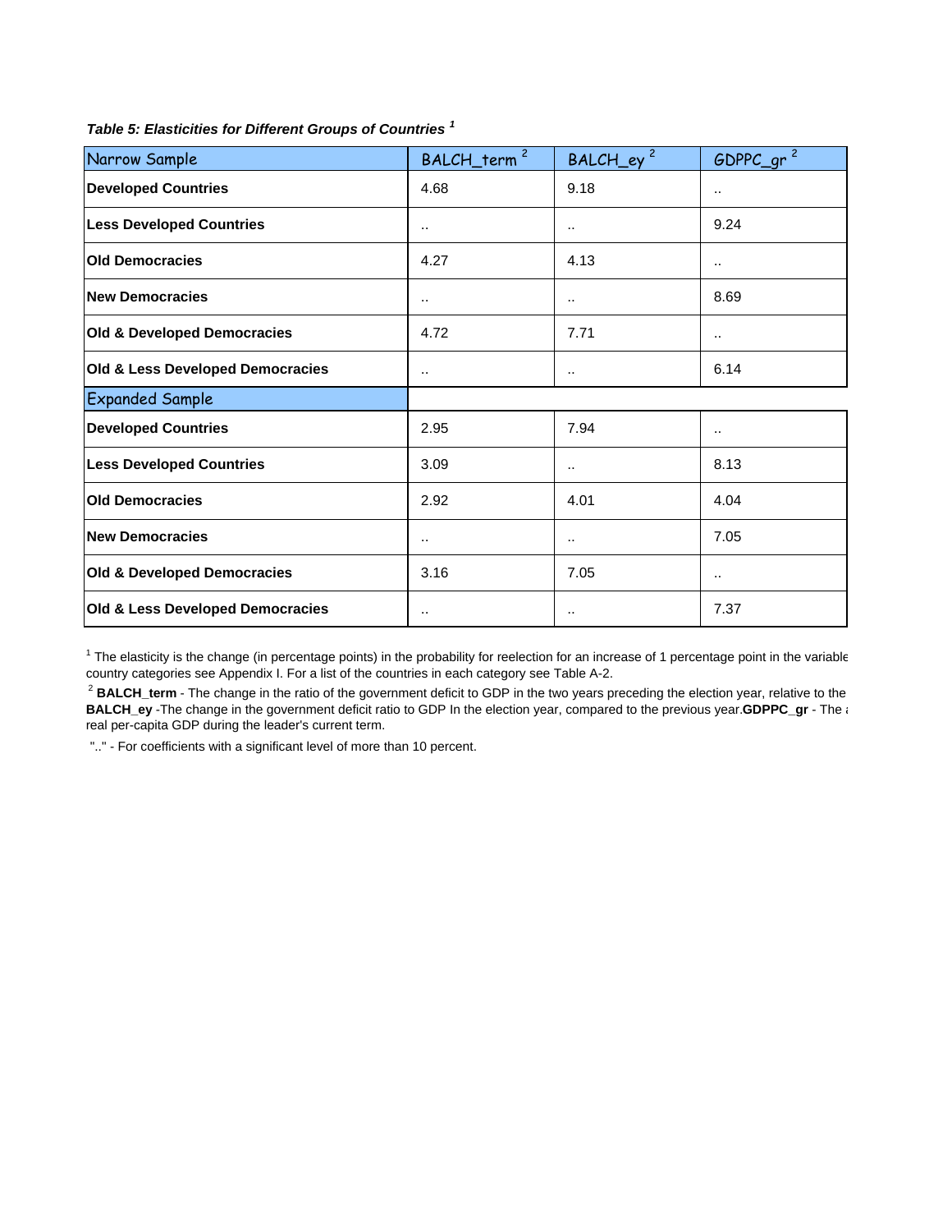*Table 5: Elasticities for Different Groups of Countries* [1]

| Narrow Sample | BALCH_term [2] | BALCH_ey [2] | GDPPC_gr [2] |
|---|---|---|---|
| **Developed Countries** | 4.68 | 9.18 | .. |
| **Less Developed Countries** | .. | .. | 9.24 |
| **Old Democracies** | 4.27 | 4.13 | .. |
| **New Democracies** | .. | .. | 8.69 |
| **Old & Developed Democracies** | 4.72 | 7.71 | .. |
| **Old & Less Developed Democracies** | .. | .. | 6.14 |
| Expanded Sample | | | |
| **Developed Countries** | 2.95 | 7.94 | .. |
| **Less Developed Countries** | 3.09 | .. | 8.13 |
| **Old Democracies** | 2.92 | 4.01 | 4.04 |
| **New Democracies** | .. | .. | 7.05 |
| **Old & Developed Democracies** | 3.16 | 7.05 | .. |
| **Old & Less Developed Democracies** | .. | .. | 7.37 |

[1] The elasticity is the change (in percentage points) in the probability for reelection for an increase of 1 percentage point in the variable country categories see Appendix I. For a list of the countries in each category see Table A-2.

[2] **BALCH_term** - The change in the ratio of the government deficit to GDP in the two years preceding the election year, relative to the **BALCH_ey** -The change in the government deficit ratio to GDP In the election year, compared to the previous year.**GDPPC_gr** - The a real per-capita GDP during the leader's current term.

".." - For coefficients with a significant level of more than 10 percent.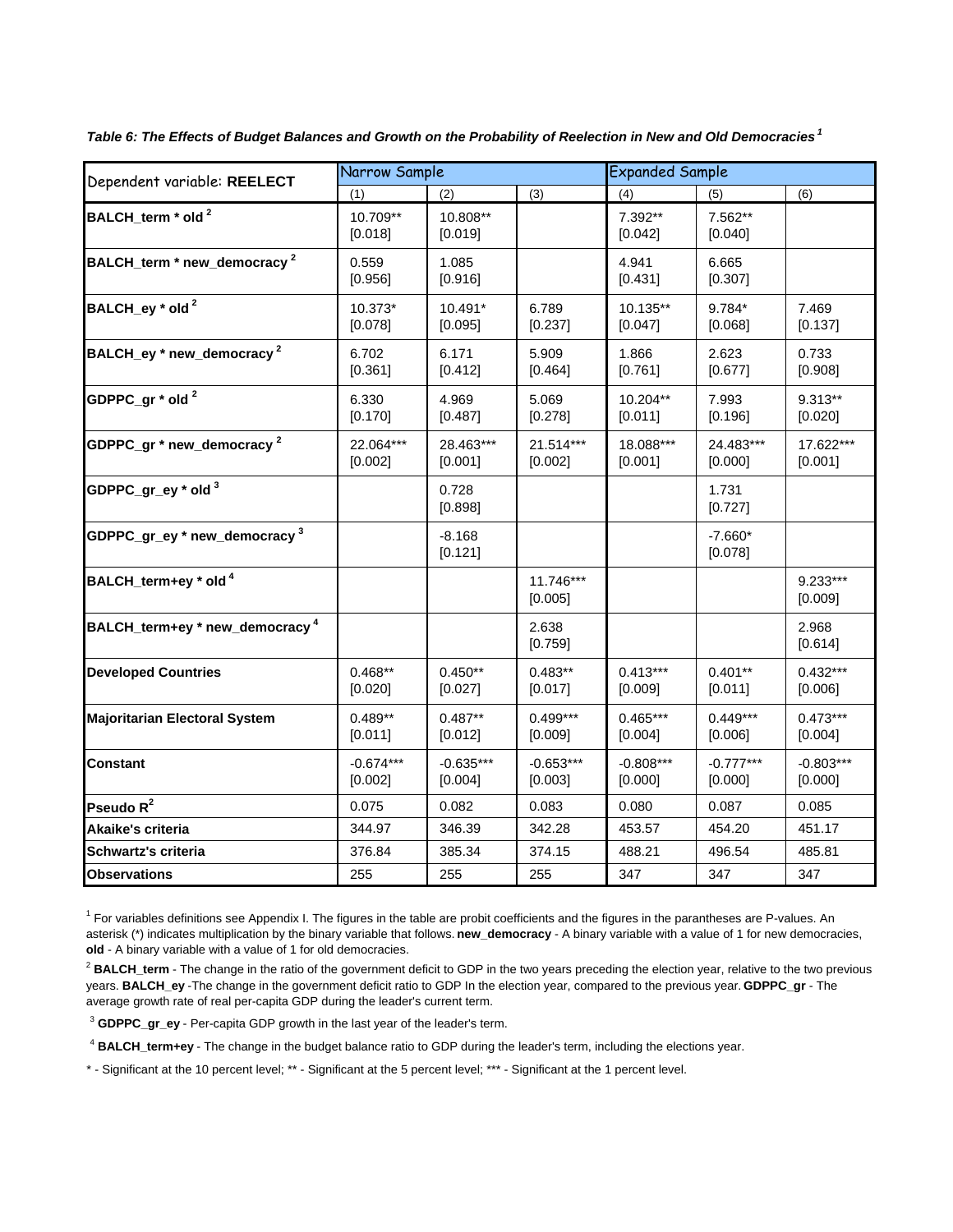***Table 6: The Effects of Budget Balances and Growth on the Probability of Reelection in New and Old Democracies*** [1]

| Dependent variable: **REELECT** | Narrow Sample | | | Expanded Sample | | |
|---|---|---|---|---|---|---|
| | (1) | (2) | (3) | (4) | (5) | (6) |
| **BALCH_term * old** [2] | 10.709** [0.018] | 10.808** [0.019] | | 7.392** [0.042] | 7.562** [0.040] | |
| **BALCH_term * new_democracy** [2] | 0.559 [0.956] | 1.085 [0.916] | | 4.941 [0.431] | 6.665 [0.307] | |
| **BALCH_ey * old** [2] | 10.373* [0.078] | 10.491* [0.095] | 6.789 [0.237] | 10.135** [0.047] | 9.784* [0.068] | 7.469 [0.137] |
| **BALCH_ey * new_democracy** [2] | 6.702 [0.361] | 6.171 [0.412] | 5.909 [0.464] | 1.866 [0.761] | 2.623 [0.677] | 0.733 [0.908] |
| **GDPPC_gr * old** [2] | 6.330 [0.170] | 4.969 [0.487] | 5.069 [0.278] | 10.204** [0.011] | 7.993 [0.196] | 9.313** [0.020] |
| **GDPPC_gr * new_democracy** [2] | 22.064*** [0.002] | 28.463*** [0.001] | 21.514*** [0.002] | 18.088*** [0.001] | 24.483*** [0.000] | 17.622*** [0.001] |
| **GDPPC_gr_ey * old** [3] | | 0.728 [0.898] | | | 1.731 [0.727] | |
| **GDPPC_gr_ey * new_democracy** [3] | | -8.168 [0.121] | | | -7.660* [0.078] | |
| **BALCH_term+ey * old** [4] | | | 11.746*** [0.005] | | | 9.233*** [0.009] |
| **BALCH_term+ey * new_democracy** [4] | | | 2.638 [0.759] | | | 2.968 [0.614] |
| **Developed Countries** | 0.468** [0.020] | 0.450** [0.027] | 0.483** [0.017] | 0.413*** [0.009] | 0.401** [0.011] | 0.432*** [0.006] |
| **Majoritarian Electoral System** | 0.489** [0.011] | 0.487** [0.012] | 0.499*** [0.009] | 0.465*** [0.004] | 0.449*** [0.006] | 0.473*** [0.004] |
| **Constant** | -0.674*** [0.002] | -0.635*** [0.004] | -0.653*** [0.003] | -0.808*** [0.000] | -0.777*** [0.000] | -0.803*** [0.000] |
| **Pseudo $R^2$** | 0.075 | 0.082 | 0.083 | 0.080 | 0.087 | 0.085 |
| **Akaike's criteria** | 344.97 | 346.39 | 342.28 | 453.57 | 454.20 | 451.17 |
| **Schwartz's criteria** | 376.84 | 385.34 | 374.15 | 488.21 | 496.54 | 485.81 |
| **Observations** | 255 | 255 | 255 | 347 | 347 | 347 |

[1] For variables definitions see Appendix I. The figures in the table are probit coefficients and the figures in the parantheses are P-values. An asterisk (*) indicates multiplication by the binary variable that follows. **new_democracy** - A binary variable with a value of 1 for new democracies, **old** - A binary variable with a value of 1 for old democracies.

[2] **BALCH_term** - The change in the ratio of the government deficit to GDP in the two years preceding the election year, relative to the two previous years. **BALCH_ey** -The change in the government deficit ratio to GDP In the election year, compared to the previous year. **GDPPC_gr** - The average growth rate of real per-capita GDP during the leader's current term.

[3] **GDPPC_gr_ey** - Per-capita GDP growth in the last year of the leader's term.

[4] **BALCH_term+ey** - The change in the budget balance ratio to GDP during the leader's term, including the elections year.

* - Significant at the 10 percent level; ** - Significant at the 5 percent level; *** - Significant at the 1 percent level.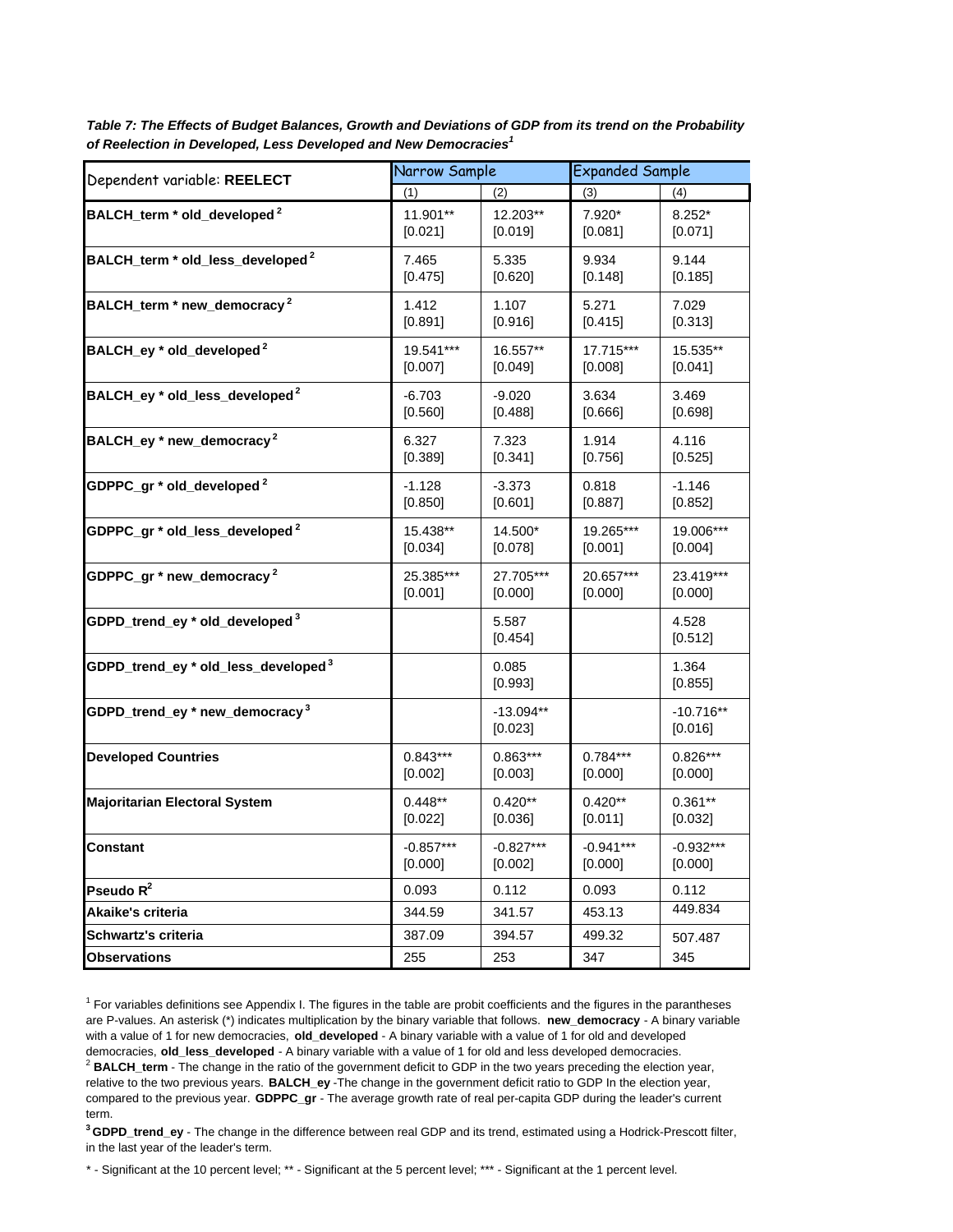***Table 7: The Effects of Budget Balances, Growth and Deviations of GDP from its trend on the Probability of Reelection in Developed, Less Developed and New Democracies[1]***

| Dependent variable: **REELECT** | Narrow Sample | | Expanded Sample | |
|---|---|---|---|---|
| | (1) | (2) | (3) | (4) |
| **BALCH_term * old_developed [2]** | 11.901** [0.021] | 12.203** [0.019] | 7.920* [0.081] | 8.252* [0.071] |
| **BALCH_term * old_less_developed [2]** | 7.465 [0.475] | 5.335 [0.620] | 9.934 [0.148] | 9.144 [0.185] |
| **BALCH_term * new_democracy [2]** | 1.412 [0.891] | 1.107 [0.916] | 5.271 [0.415] | 7.029 [0.313] |
| **BALCH_ey * old_developed [2]** | 19.541*** [0.007] | 16.557** [0.049] | 17.715*** [0.008] | 15.535** [0.041] |
| **BALCH_ey * old_less_developed [2]** | -6.703 [0.560] | -9.020 [0.488] | 3.634 [0.666] | 3.469 [0.698] |
| **BALCH_ey * new_democracy [2]** | 6.327 [0.389] | 7.323 [0.341] | 1.914 [0.756] | 4.116 [0.525] |
| **GDPPC_gr * old_developed [2]** | -1.128 [0.850] | -3.373 [0.601] | 0.818 [0.887] | -1.146 [0.852] |
| **GDPPC_gr * old_less_developed [2]** | 15.438** [0.034] | 14.500* [0.078] | 19.265*** [0.001] | 19.006*** [0.004] |
| **GDPPC_gr * new_democracy [2]** | 25.385*** [0.001] | 27.705*** [0.000] | 20.657*** [0.000] | 23.419*** [0.000] |
| **GDPD_trend_ey * old_developed [3]** | | 5.587 [0.454] | | 4.528 [0.512] |
| **GDPD_trend_ey * old_less_developed [3]** | | 0.085 [0.993] | | 1.364 [0.855] |
| **GDPD_trend_ey * new_democracy [3]** | | -13.094** [0.023] | | -10.716** [0.016] |
| **Developed Countries** | 0.843*** [0.002] | 0.863*** [0.003] | 0.784*** [0.000] | 0.826*** [0.000] |
| **Majoritarian Electoral System** | 0.448** [0.022] | 0.420** [0.036] | 0.420** [0.011] | 0.361** [0.032] |
| **Constant** | -0.857*** [0.000] | -0.827*** [0.002] | -0.941*** [0.000] | -0.932*** [0.000] |
| **Pseudo $R^2$** | 0.093 | 0.112 | 0.093 | 0.112 |
| **Akaike's criteria** | 344.59 | 341.57 | 453.13 | 449.834 |
| **Schwartz's criteria** | 387.09 | 394.57 | 499.32 | 507.487 |
| **Observations** | 255 | 253 | 347 | 345 |

[1] For variables definitions see Appendix I. The figures in the table are probit coefficients and the figures in the parantheses are P-values. An asterisk (*) indicates multiplication by the binary variable that follows. **new_democracy** - A binary variable with a value of 1 for new democracies, **old_developed** - A binary variable with a value of 1 for old and developed democracies, **old_less_developed** - A binary variable with a value of 1 for old and less developed democracies.

[2] **BALCH_term** - The change in the ratio of the government deficit to GDP in the two years preceding the election year, relative to the two previous years. **BALCH_ey** -The change in the government deficit ratio to GDP In the election year, compared to the previous year. **GDPPC_gr** - The average growth rate of real per-capita GDP during the leader's current term.

[3] **GDPD_trend_ey** - The change in the difference between real GDP and its trend, estimated using a Hodrick-Prescott filter, in the last year of the leader's term.

\* - Significant at the 10 percent level; ** - Significant at the 5 percent level; *** - Significant at the 1 percent level.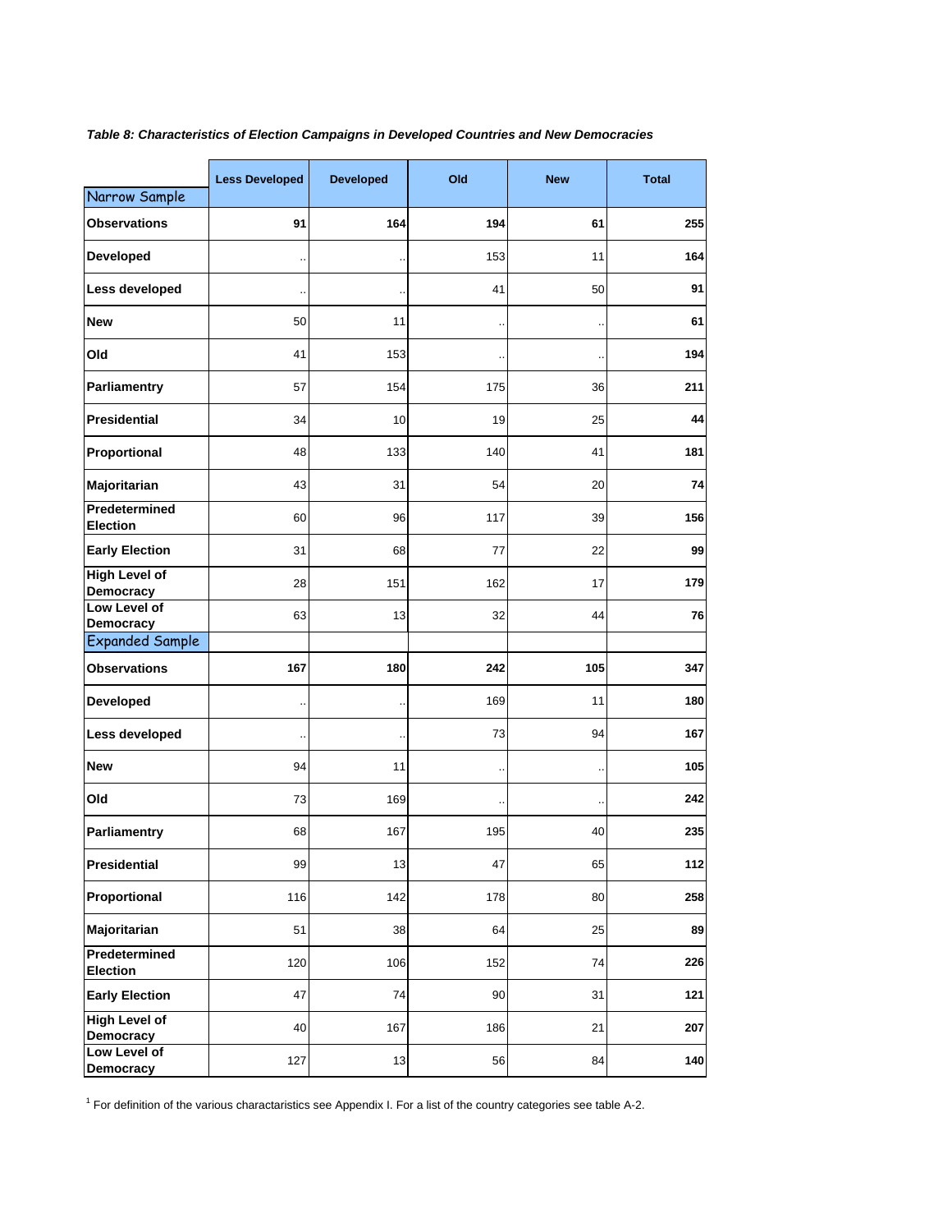*Table 8: Characteristics of Election Campaigns in Developed Countries and New Democracies*

| | Less Developed | Developed | Old | New | Total |
|---|---|---|---|---|---|
| Narrow Sample | | | | | |
| **Observations** | **91** | **164** | **194** | **61** | **255** |
| **Developed** | .. | .. | 153 | 11 | **164** |
| **Less developed** | .. | .. | 41 | 50 | **91** |
| **New** | 50 | 11 | .. | .. | **61** |
| **Old** | 41 | 153 | .. | .. | **194** |
| **Parliamentry** | 57 | 154 | 175 | 36 | **211** |
| **Presidential** | 34 | 10 | 19 | 25 | **44** |
| **Proportional** | 48 | 133 | 140 | 41 | **181** |
| **Majoritarian** | 43 | 31 | 54 | 20 | **74** |
| **Predetermined Election** | 60 | 96 | 117 | 39 | **156** |
| **Early Election** | 31 | 68 | 77 | 22 | **99** |
| **High Level of Democracy** | 28 | 151 | 162 | 17 | **179** |
| **Low Level of Democracy** | 63 | 13 | 32 | 44 | **76** |
| Expanded Sample | | | | | |
| **Observations** | **167** | **180** | **242** | **105** | **347** |
| **Developed** | .. | .. | 169 | 11 | **180** |
| **Less developed** | .. | .. | 73 | 94 | **167** |
| **New** | 94 | 11 | .. | .. | **105** |
| **Old** | 73 | 169 | .. | .. | **242** |
| **Parliamentry** | 68 | 167 | 195 | 40 | **235** |
| **Presidential** | 99 | 13 | 47 | 65 | **112** |
| **Proportional** | 116 | 142 | 178 | 80 | **258** |
| **Majoritarian** | 51 | 38 | 64 | 25 | **89** |
| **Predetermined Election** | 120 | 106 | 152 | 74 | **226** |
| **Early Election** | 47 | 74 | 90 | 31 | **121** |
| **High Level of Democracy** | 40 | 167 | 186 | 21 | **207** |
| **Low Level of Democracy** | 127 | 13 | 56 | 84 | **140** |

[1] For definition of the various charactaristics see Appendix I. For a list of the country categories see table A-2.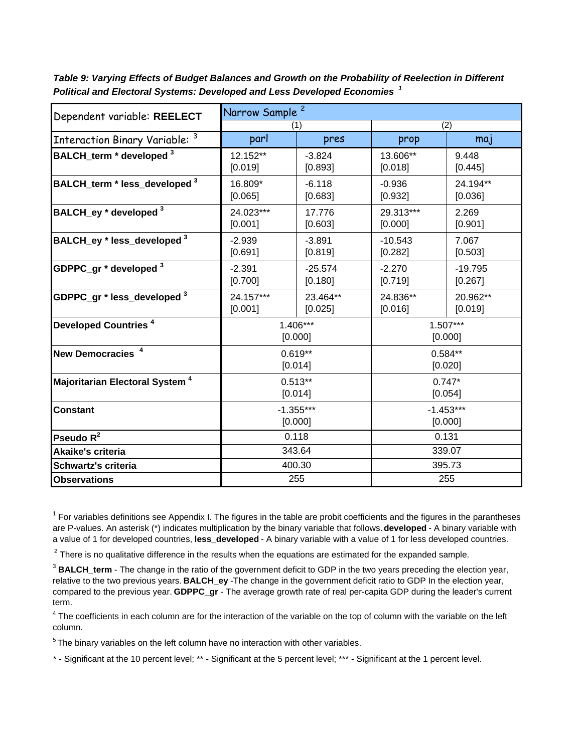***Table 9: Varying Effects of Budget Balances and Growth on the Probability of Reelection in Different Political and Electoral Systems: Developed and Less Developed Economies [1]***

| Dependent variable: **REELECT** | Narrow Sample [2] | | | |
|---|---|---|---|---|
| | (1) | | (2) | |
| Interaction Binary Variable: [3] | parl | pres | prop | maj |
| **BALCH_term * developed [3]** | 12.152** [0.019] | -3.824 [0.893] | 13.606** [0.018] | 9.448 [0.445] |
| **BALCH_term * less_developed [3]** | 16.809* [0.065] | -6.118 [0.683] | -0.936 [0.932] | 24.194** [0.036] |
| **BALCH_ey * developed [3]** | 24.023*** [0.001] | 17.776 [0.603] | 29.313*** [0.000] | 2.269 [0.901] |
| **BALCH_ey * less_developed [3]** | -2.939 [0.691] | -3.891 [0.819] | -10.543 [0.282] | 7.067 [0.503] |
| **GDPPC_gr * developed [3]** | -2.391 [0.700] | -25.574 [0.180] | -2.270 [0.719] | -19.795 [0.267] |
| **GDPPC_gr * less_developed [3]** | 24.157*** [0.001] | 23.464** [0.025] | 24.836** [0.016] | 20.962** [0.019] |
| **Developed Countries [4]** | 1.406*** [0.000] | | 1.507*** [0.000] | |
| **New Democracies [4]** | 0.619** [0.014] | | 0.584** [0.020] | |
| **Majoritarian Electoral System [4]** | 0.513** [0.014] | | 0.747* [0.054] | |
| **Constant** | -1.355*** [0.000] | | -1.453*** [0.000] | |
| **Pseudo $R^2$** | 0.118 | | 0.131 | |
| **Akaike's criteria** | 343.64 | | 339.07 | |
| **Schwartz's criteria** | 400.30 | | 395.73 | |
| **Observations** | 255 | | 255 | |

[1] For variables definitions see Appendix I. The figures in the table are probit coefficients and the figures in the parantheses are P-values. An asterisk (*) indicates multiplication by the binary variable that follows. **developed** - A binary variable with a value of 1 for developed countries, **less_developed** - A binary variable with a value of 1 for less developed countries.

[2] There is no qualitative difference in the results when the equations are estimated for the expanded sample.

[3] **BALCH_term** - The change in the ratio of the government deficit to GDP in the two years preceding the election year, relative to the two previous years. **BALCH_ey** -The change in the government deficit ratio to GDP In the election year, compared to the previous year. **GDPPC_gr** - The average growth rate of real per-capita GDP during the leader's current term.

[4] The coefficients in each column are for the interaction of the variable on the top of column with the variable on the left column.

[5] The binary variables on the left column have no interaction with other variables.

* - Significant at the 10 percent level; ** - Significant at the 5 percent level; *** - Significant at the 1 percent level.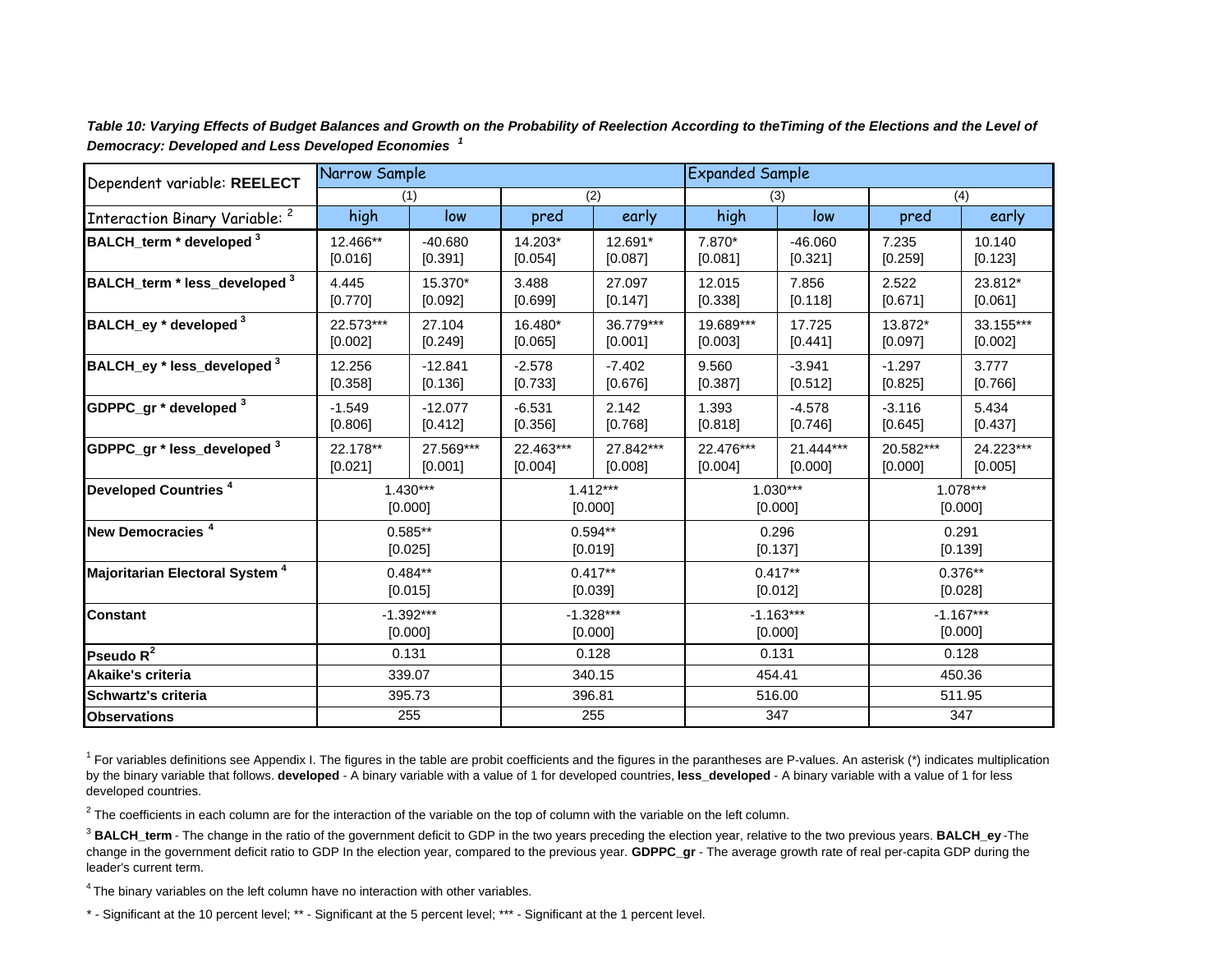***Table 10: Varying Effects of Budget Balances and Growth on the Probability of Reelection According to theTiming of the Elections and the Level of Democracy: Developed and Less Developed Economies*** [1]

| Dependent variable: **REELECT** | Narrow Sample | | | | Expanded Sample | | | |
|---|---|---|---|---|---|---|---|---|
| | (1) | | (2) | | (3) | | (4) | |
| Interaction Binary Variable: [2] | high | low | pred | early | high | low | pred | early |
| **BALCH_term * developed** [3] | 12.466** [0.016] | -40.680 [0.391] | 14.203* [0.054] | 12.691* [0.087] | 7.870* [0.081] | -46.060 [0.321] | 7.235 [0.259] | 10.140 [0.123] |
| **BALCH_term * less_developed** [3] | 4.445 [0.770] | 15.370* [0.092] | 3.488 [0.699] | 27.097 [0.147] | 12.015 [0.338] | 7.856 [0.118] | 2.522 [0.671] | 23.812* [0.061] |
| **BALCH_ey * developed** [3] | 22.573*** [0.002] | 27.104 [0.249] | 16.480* [0.065] | 36.779*** [0.001] | 19.689*** [0.003] | 17.725 [0.441] | 13.872* [0.097] | 33.155*** [0.002] |
| **BALCH_ey * less_developed** [3] | 12.256 [0.358] | -12.841 [0.136] | -2.578 [0.733] | -7.402 [0.676] | 9.560 [0.387] | -3.941 [0.512] | -1.297 [0.825] | 3.777 [0.766] |
| **GDPPC_gr * developed** [3] | -1.549 [0.806] | -12.077 [0.412] | -6.531 [0.356] | 2.142 [0.768] | 1.393 [0.818] | -4.578 [0.746] | -3.116 [0.645] | 5.434 [0.437] |
| **GDPPC_gr * less_developed** [3] | 22.178** [0.021] | 27.569*** [0.001] | 22.463*** [0.004] | 27.842*** [0.008] | 22.476*** [0.004] | 21.444*** [0.000] | 20.582*** [0.000] | 24.223*** [0.005] |
| **Developed Countries** [4] | 1.430*** [0.000] | | 1.412*** [0.000] | | 1.030*** [0.000] | | 1.078*** [0.000] | |
| **New Democracies** [4] | 0.585** [0.025] | | 0.594** [0.019] | | 0.296 [0.137] | | 0.291 [0.139] | |
| **Majoritarian Electoral System** [4] | 0.484** [0.015] | | 0.417** [0.039] | | 0.417** [0.012] | | 0.376** [0.028] | |
| **Constant** | -1.392*** [0.000] | | -1.328*** [0.000] | | -1.163*** [0.000] | | -1.167*** [0.000] | |
| **Pseudo $R^2$** | 0.131 | | 0.128 | | 0.131 | | 0.128 | |
| **Akaike's criteria** | 339.07 | | 340.15 | | 454.41 | | 450.36 | |
| **Schwartz's criteria** | 395.73 | | 396.81 | | 516.00 | | 511.95 | |
| **Observations** | 255 | | 255 | | 347 | | 347 | |

[1] For variables definitions see Appendix I. The figures in the table are probit coefficients and the figures in the parantheses are P-values. An asterisk (*) indicates multiplication by the binary variable that follows. **developed** - A binary variable with a value of 1 for developed countries, **less_developed** - A binary variable with a value of 1 for less developed countries.

[2] The coefficients in each column are for the interaction of the variable on the top of column with the variable on the left column.

[3] **BALCH_term** - The change in the ratio of the government deficit to GDP in the two years preceding the election year, relative to the two previous years. **BALCH_ey** -The change in the government deficit ratio to GDP In the election year, compared to the previous year. **GDPPC_gr** - The average growth rate of real per-capita GDP during the leader's current term.

[4] The binary variables on the left column have no interaction with other variables.

* - Significant at the 10 percent level; ** - Significant at the 5 percent level; *** - Significant at the 1 percent level.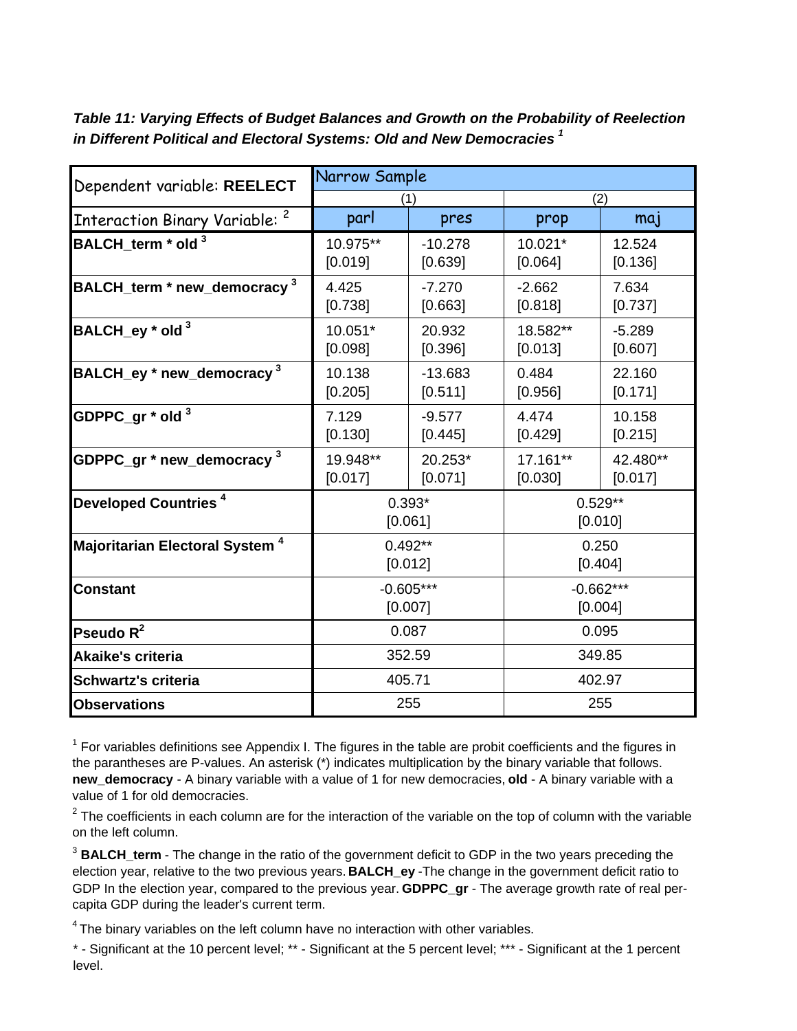***Table 11: Varying Effects of Budget Balances and Growth on the Probability of Reelection in Different Political and Electoral Systems: Old and New Democracies*** [1]

| Dependent variable: **REELECT** | Narrow Sample | | | |
|---|---|---|---|---|
| | (1) | | (2) | |
| Interaction Binary Variable: [2] | parl | pres | prop | maj |
| **BALCH_term * old** [3] | 10.975** [0.019] | -10.278 [0.639] | 10.021* [0.064] | 12.524 [0.136] |
| **BALCH_term * new_democracy** [3] | 4.425 [0.738] | -7.270 [0.663] | -2.662 [0.818] | 7.634 [0.737] |
| **BALCH_ey * old** [3] | 10.051* [0.098] | 20.932 [0.396] | 18.582** [0.013] | -5.289 [0.607] |
| **BALCH_ey * new_democracy** [3] | 10.138 [0.205] | -13.683 [0.511] | 0.484 [0.956] | 22.160 [0.171] |
| **GDPPC_gr * old** [3] | 7.129 [0.130] | -9.577 [0.445] | 4.474 [0.429] | 10.158 [0.215] |
| **GDPPC_gr * new_democracy** [3] | 19.948** [0.017] | 20.253* [0.071] | 17.161** [0.030] | 42.480** [0.017] |
| **Developed Countries** [4] | 0.393* [0.061] | | 0.529** [0.010] | |
| **Majoritarian Electoral System** [4] | 0.492** [0.012] | | 0.250 [0.404] | |
| **Constant** | -0.605*** [0.007] | | -0.662*** [0.004] | |
| **Pseudo $R^2$** | 0.087 | | 0.095 | |
| **Akaike's criteria** | 352.59 | | 349.85 | |
| **Schwartz's criteria** | 405.71 | | 402.97 | |
| **Observations** | 255 | | 255 | |

[1] For variables definitions see Appendix I. The figures in the table are probit coefficients and the figures in the parantheses are P-values. An asterisk (*) indicates multiplication by the binary variable that follows. **new_democracy** - A binary variable with a value of 1 for new democracies, **old** - A binary variable with a value of 1 for old democracies.

[2] The coefficients in each column are for the interaction of the variable on the top of column with the variable on the left column.

[3] **BALCH_term** - The change in the ratio of the government deficit to GDP in the two years preceding the election year, relative to the two previous years. **BALCH_ey** -The change in the government deficit ratio to GDP In the election year, compared to the previous year. **GDPPC_gr** - The average growth rate of real per-capita GDP during the leader's current term.

[4] The binary variables on the left column have no interaction with other variables.

* - Significant at the 10 percent level; ** - Significant at the 5 percent level; *** - Significant at the 1 percent level.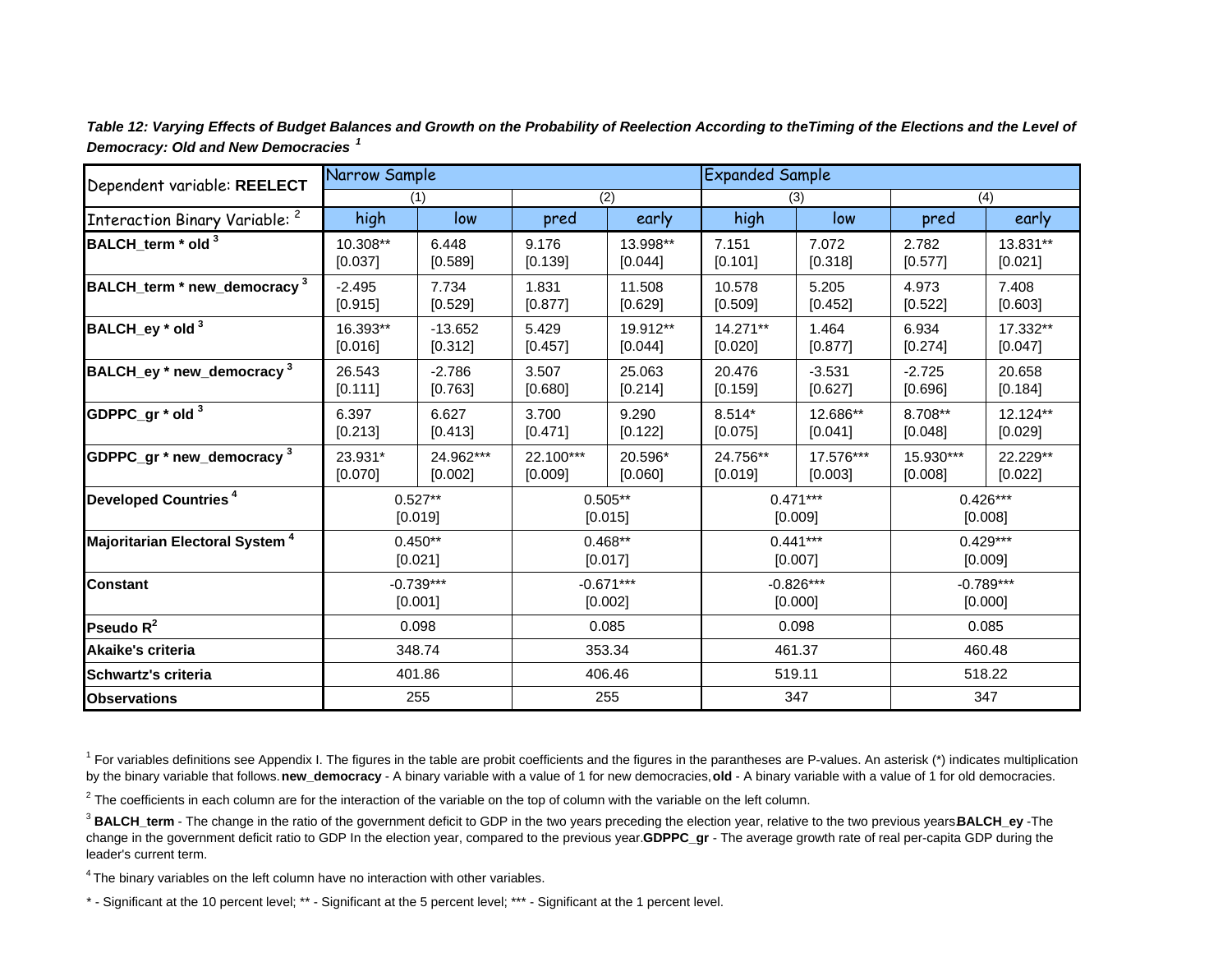***Table 12: Varying Effects of Budget Balances and Growth on the Probability of Reelection According to theTiming of the Elections and the Level of Democracy: Old and New Democracies*** [1]

| Dependent variable: **REELECT** | Narrow Sample | | | | Expanded Sample | | | |
|---|---|---|---|---|---|---|---|---|
| | (1) | | (2) | | (3) | | (4) | |
| Interaction Binary Variable: [2] | high | low | pred | early | high | low | pred | early |
| **BALCH_term * old** [3] | 10.308** [0.037] | 6.448 [0.589] | 9.176 [0.139] | 13.998** [0.044] | 7.151 [0.101] | 7.072 [0.318] | 2.782 [0.577] | 13.831** [0.021] |
| **BALCH_term * new_democracy** [3] | -2.495 [0.915] | 7.734 [0.529] | 1.831 [0.877] | 11.508 [0.629] | 10.578 [0.509] | 5.205 [0.452] | 4.973 [0.522] | 7.408 [0.603] |
| **BALCH_ey * old** [3] | 16.393** [0.016] | -13.652 [0.312] | 5.429 [0.457] | 19.912** [0.044] | 14.271** [0.020] | 1.464 [0.877] | 6.934 [0.274] | 17.332** [0.047] |
| **BALCH_ey * new_democracy** [3] | 26.543 [0.111] | -2.786 [0.763] | 3.507 [0.680] | 25.063 [0.214] | 20.476 [0.159] | -3.531 [0.627] | -2.725 [0.696] | 20.658 [0.184] |
| **GDPPC_gr * old** [3] | 6.397 [0.213] | 6.627 [0.413] | 3.700 [0.471] | 9.290 [0.122] | 8.514* [0.075] | 12.686** [0.041] | 8.708** [0.048] | 12.124** [0.029] |
| **GDPPC_gr * new_democracy** [3] | 23.931* [0.070] | 24.962*** [0.002] | 22.100*** [0.009] | 20.596* [0.060] | 24.756** [0.019] | 17.576*** [0.003] | 15.930*** [0.008] | 22.229** [0.022] |
| **Developed Countries** [4] | 0.527** [0.019] | | 0.505** [0.015] | | 0.471*** [0.009] | | 0.426*** [0.008] | |
| **Majoritarian Electoral System** [4] | 0.450** [0.021] | | 0.468** [0.017] | | 0.441*** [0.007] | | 0.429*** [0.009] | |
| **Constant** | -0.739*** [0.001] | | -0.671*** [0.002] | | -0.826*** [0.000] | | -0.789*** [0.000] | |
| **Pseudo $R^2$** | 0.098 | | 0.085 | | 0.098 | | 0.085 | |
| **Akaike's criteria** | 348.74 | | 353.34 | | 461.37 | | 460.48 | |
| **Schwartz's criteria** | 401.86 | | 406.46 | | 519.11 | | 518.22 | |
| **Observations** | 255 | | 255 | | 347 | | 347 | |

[1] For variables definitions see Appendix I. The figures in the table are probit coefficients and the figures in the parantheses are P-values. An asterisk (*) indicates multiplication by the binary variable that follows. **new_democracy** - A binary variable with a value of 1 for new democracies, **old** - A binary variable with a value of 1 for old democracies.

[2] The coefficients in each column are for the interaction of the variable on the top of column with the variable on the left column.

[3] **BALCH_term** - The change in the ratio of the government deficit to GDP in the two years preceding the election year, relative to the two previous years. **BALCH_ey** -The change in the government deficit ratio to GDP In the election year, compared to the previous year. **GDPPC_gr** - The average growth rate of real per-capita GDP during the leader's current term.

[4] The binary variables on the left column have no interaction with other variables.

\* - Significant at the 10 percent level; ** - Significant at the 5 percent level; *** - Significant at the 1 percent level.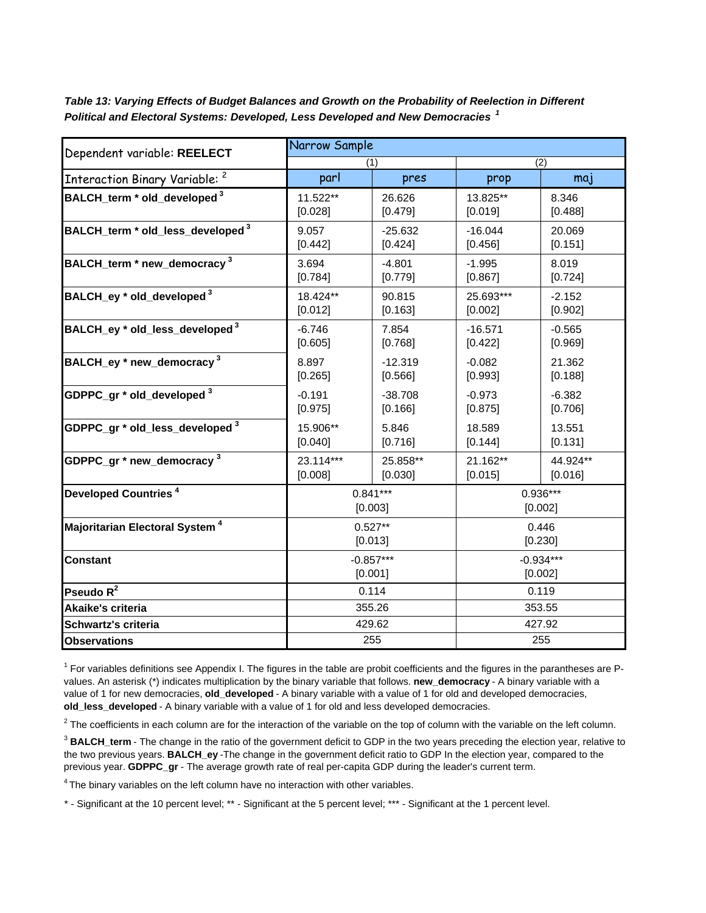***Table 13: Varying Effects of Budget Balances and Growth on the Probability of Reelection in Different Political and Electoral Systems: Developed, Less Developed and New Democracies*** [1]

| Dependent variable: **REELECT** | Narrow Sample | | | |
|---|---|---|---|---|
| | (1) | | (2) | |
| Interaction Binary Variable: [2] | parl | pres | prop | maj |
| **BALCH_term * old_developed** [3] | 11.522** [0.028] | 26.626 [0.479] | 13.825** [0.019] | 8.346 [0.488] |
| **BALCH_term * old_less_developed** [3] | 9.057 [0.442] | -25.632 [0.424] | -16.044 [0.456] | 20.069 [0.151] |
| **BALCH_term * new_democracy** [3] | 3.694 [0.784] | -4.801 [0.779] | -1.995 [0.867] | 8.019 [0.724] |
| **BALCH_ey * old_developed** [3] | 18.424** [0.012] | 90.815 [0.163] | 25.693*** [0.002] | -2.152 [0.902] |
| **BALCH_ey * old_less_developed** [3] | -6.746 [0.605] | 7.854 [0.768] | -16.571 [0.422] | -0.565 [0.969] |
| **BALCH_ey * new_democracy** [3] | 8.897 [0.265] | -12.319 [0.566] | -0.082 [0.993] | 21.362 [0.188] |
| **GDPPC_gr * old_developed** [3] | -0.191 [0.975] | -38.708 [0.166] | -0.973 [0.875] | -6.382 [0.706] |
| **GDPPC_gr * old_less_developed** [3] | 15.906** [0.040] | 5.846 [0.716] | 18.589 [0.144] | 13.551 [0.131] |
| **GDPPC_gr * new_democracy** [3] | 23.114*** [0.008] | 25.858** [0.030] | 21.162** [0.015] | 44.924** [0.016] |
| **Developed Countries** [4] | 0.841*** [0.003] | | 0.936*** [0.002] | |
| **Majoritarian Electoral System** [4] | 0.527** [0.013] | | 0.446 [0.230] | |
| **Constant** | -0.857*** [0.001] | | -0.934*** [0.002] | |
| **Pseudo $R^2$** | 0.114 | | 0.119 | |
| **Akaike's criteria** | 355.26 | | 353.55 | |
| **Schwartz's criteria** | 429.62 | | 427.92 | |
| **Observations** | 255 | | 255 | |

[1] For variables definitions see Appendix I. The figures in the table are probit coefficients and the figures in the parantheses are P-values. An asterisk (*) indicates multiplication by the binary variable that follows. **new_democracy** - A binary variable with a value of 1 for new democracies, **old_developed** - A binary variable with a value of 1 for old and developed democracies, **old_less_developed** - A binary variable with a value of 1 for old and less developed democracies.

[2] The coefficients in each column are for the interaction of the variable on the top of column with the variable on the left column.

[3] **BALCH_term** - The change in the ratio of the government deficit to GDP in the two years preceding the election year, relative to the two previous years. **BALCH_ey** -The change in the government deficit ratio to GDP In the election year, compared to the previous year. **GDPPC_gr** - The average growth rate of real per-capita GDP during the leader's current term.

[4] The binary variables on the left column have no interaction with other variables.

* - Significant at the 10 percent level; ** - Significant at the 5 percent level; *** - Significant at the 1 percent level.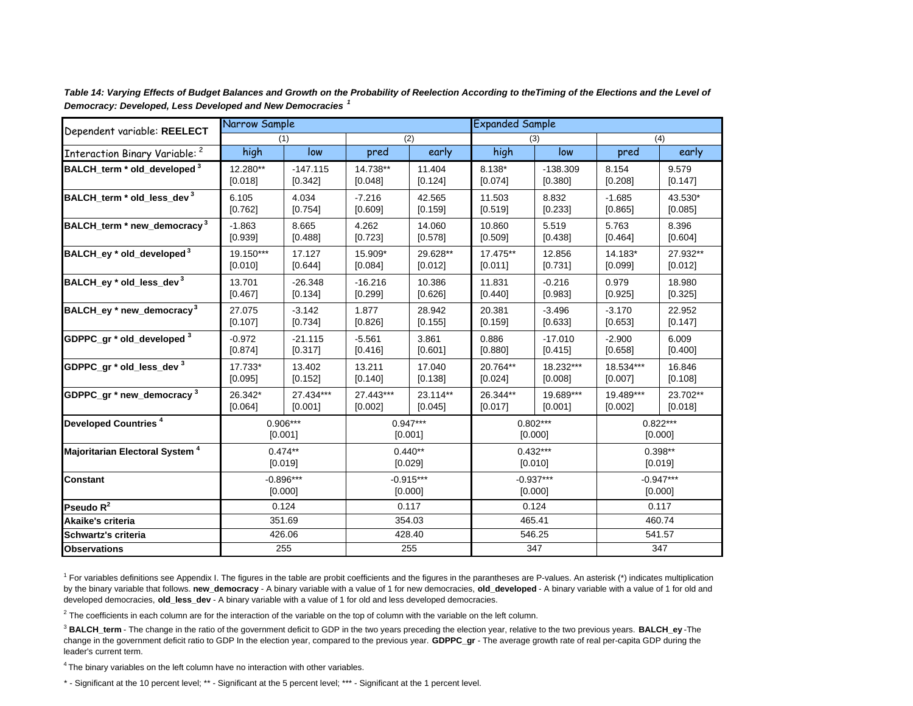***Table 14: Varying Effects of Budget Balances and Growth on the Probability of Reelection According to theTiming of the Elections and the Level of Democracy: Developed, Less Developed and New Democracies*** [1]

| Dependent variable: **REELECT** | Narrow Sample | | | | Expanded Sample | | | |
|---|---|---|---|---|---|---|---|---|
| | (1) | | (2) | | (3) | | (4) | |
| Interaction Binary Variable: [2] | high | low | pred | early | high | low | pred | early |
| **BALCH_term * old_developed** [3] | 12.280** | -147.115 | 14.738** | 11.404 | 8.138* | -138.309 | 8.154 | 9.579 |
| | [0.018] | [0.342] | [0.048] | [0.124] | [0.074] | [0.380] | [0.208] | [0.147] |
| **BALCH_term * old_less_dev** [3] | 6.105 | 4.034 | -7.216 | 42.565 | 11.503 | 8.832 | -1.685 | 43.530* |
| | [0.762] | [0.754] | [0.609] | [0.159] | [0.519] | [0.233] | [0.865] | [0.085] |
| **BALCH_term * new_democracy** [3] | -1.863 | 8.665 | 4.262 | 14.060 | 10.860 | 5.519 | 5.763 | 8.396 |
| | [0.939] | [0.488] | [0.723] | [0.578] | [0.509] | [0.438] | [0.464] | [0.604] |
| **BALCH_ey * old_developed** [3] | 19.150*** | 17.127 | 15.909* | 29.628** | 17.475** | 12.856 | 14.183* | 27.932** |
| | [0.010] | [0.644] | [0.084] | [0.012] | [0.011] | [0.731] | [0.099] | [0.012] |
| **BALCH_ey * old_less_dev** [3] | 13.701 | -26.348 | -16.216 | 10.386 | 11.831 | -0.216 | 0.979 | 18.980 |
| | [0.467] | [0.134] | [0.299] | [0.626] | [0.440] | [0.983] | [0.925] | [0.325] |
| **BALCH_ey * new_democracy** [3] | 27.075 | -3.142 | 1.877 | 28.942 | 20.381 | -3.496 | -3.170 | 22.952 |
| | [0.107] | [0.734] | [0.826] | [0.155] | [0.159] | [0.633] | [0.653] | [0.147] |
| **GDPPC_gr * old_developed** [3] | -0.972 | -21.115 | -5.561 | 3.861 | 0.886 | -17.010 | -2.900 | 6.009 |
| | [0.874] | [0.317] | [0.416] | [0.601] | [0.880] | [0.415] | [0.658] | [0.400] |
| **GDPPC_gr * old_less_dev** [3] | 17.733* | 13.402 | 13.211 | 17.040 | 20.764** | 18.232*** | 18.534*** | 16.846 |
| | [0.095] | [0.152] | [0.140] | [0.138] | [0.024] | [0.008] | [0.007] | [0.108] |
| **GDPPC_gr * new_democracy** [3] | 26.342* | 27.434*** | 27.443*** | 23.114** | 26.344** | 19.689*** | 19.489*** | 23.702** |
| | [0.064] | [0.001] | [0.002] | [0.045] | [0.017] | [0.001] | [0.002] | [0.018] |
| **Developed Countries** [4] | 0.906*** | | 0.947*** | | 0.802*** | | 0.822*** | |
| | [0.001] | | [0.001] | | [0.000] | | [0.000] | |
| **Majoritarian Electoral System** [4] | 0.474** | | 0.440** | | 0.432*** | | 0.398** | |
| | [0.019] | | [0.029] | | [0.010] | | [0.019] | |
| **Constant** | -0.896*** | | -0.915*** | | -0.937*** | | -0.947*** | |
| | [0.000] | | [0.000] | | [0.000] | | [0.000] | |
| **Pseudo $R^2$** | 0.124 | | 0.117 | | 0.124 | | 0.117 | |
| **Akaike's criteria** | 351.69 | | 354.03 | | 465.41 | | 460.74 | |
| **Schwartz's criteria** | 426.06 | | 428.40 | | 546.25 | | 541.57 | |
| **Observations** | 255 | | 255 | | 347 | | 347 | |

[1] For variables definitions see Appendix I. The figures in the table are probit coefficients and the figures in the parantheses are P-values. An asterisk (*) indicates multiplication by the binary variable that follows. **new_democracy** - A binary variable with a value of 1 for new democracies, **old_developed** - A binary variable with a value of 1 for old and developed democracies, **old_less_dev** - A binary variable with a value of 1 for old and less developed democracies.

[2] The coefficients in each column are for the interaction of the variable on the top of column with the variable on the left column.

[3] **BALCH_term** - The change in the ratio of the government deficit to GDP in the two years preceding the election year, relative to the two previous years. **BALCH_ey** -The change in the government deficit ratio to GDP In the election year, compared to the previous year. **GDPPC_gr** - The average growth rate of real per-capita GDP during the leader's current term.

[4] The binary variables on the left column have no interaction with other variables.

\* - Significant at the 10 percent level; ** - Significant at the 5 percent level; *** - Significant at the 1 percent level.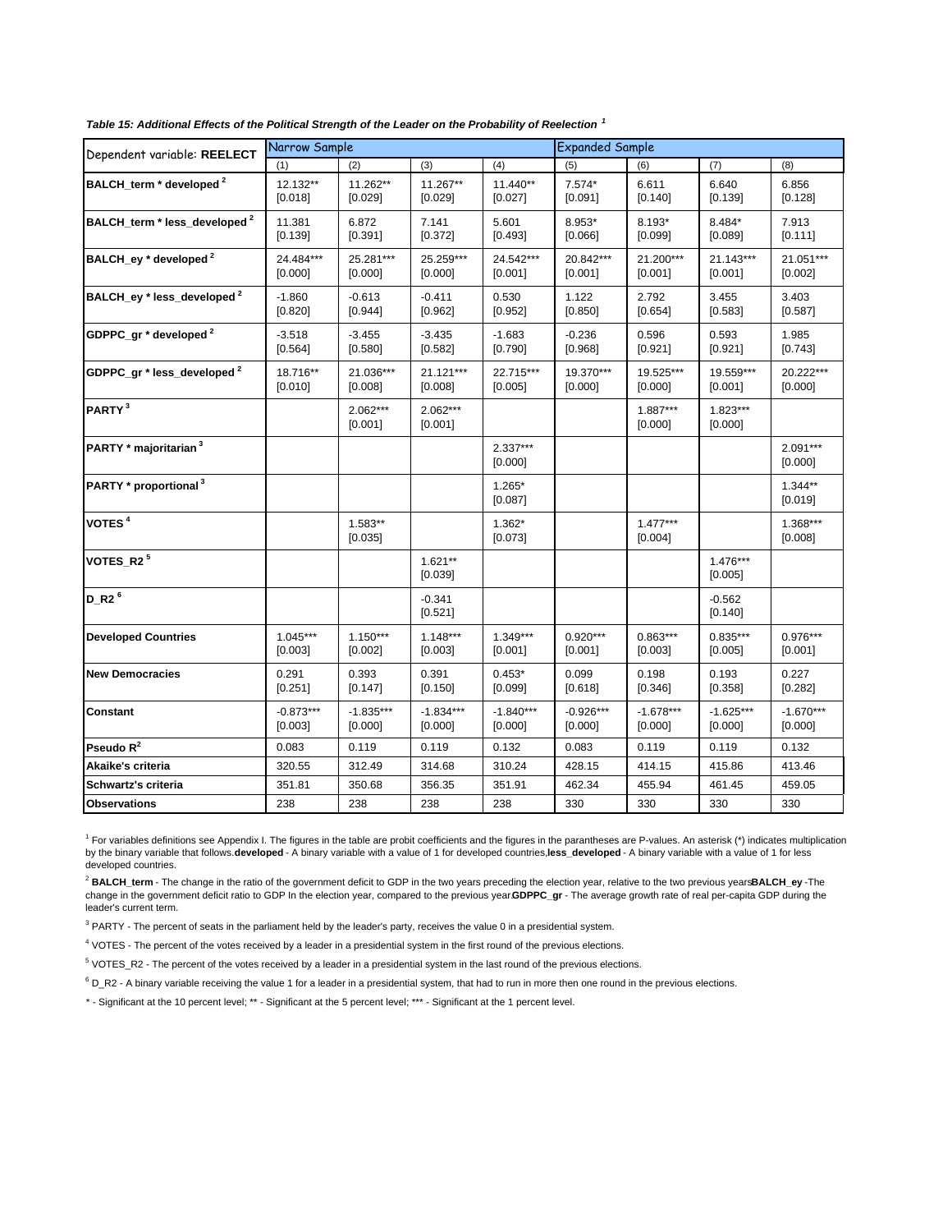*Table 15: Additional Effects of the Political Strength of the Leader on the Probability of Reelection [1]*

| Dependent variable: **REELECT** | Narrow Sample | | | | Expanded Sample | | | |
|---|---|---|---|---|---|---|---|---|
| | (1) | (2) | (3) | (4) | (5) | (6) | (7) | (8) |
| **BALCH_term * developed [2]** | 12.132** [0.018] | 11.262** [0.029] | 11.267** [0.029] | 11.440** [0.027] | 7.574* [0.091] | 6.611 [0.140] | 6.640 [0.139] | 6.856 [0.128] |
| **BALCH_term * less_developed [2]** | 11.381 [0.139] | 6.872 [0.391] | 7.141 [0.372] | 5.601 [0.493] | 8.953* [0.066] | 8.193* [0.099] | 8.484* [0.089] | 7.913 [0.111] |
| **BALCH_ey * developed [2]** | 24.484*** [0.000] | 25.281*** [0.000] | 25.259*** [0.000] | 24.542*** [0.001] | 20.842*** [0.001] | 21.200*** [0.001] | 21.143*** [0.001] | 21.051*** [0.002] |
| **BALCH_ey * less_developed [2]** | -1.860 [0.820] | -0.613 [0.944] | -0.411 [0.962] | 0.530 [0.952] | 1.122 [0.850] | 2.792 [0.654] | 3.455 [0.583] | 3.403 [0.587] |
| **GDPPC_gr * developed [2]** | -3.518 [0.564] | -3.455 [0.580] | -3.435 [0.582] | -1.683 [0.790] | -0.236 [0.968] | 0.596 [0.921] | 0.593 [0.921] | 1.985 [0.743] |
| **GDPPC_gr * less_developed [2]** | 18.716** [0.010] | 21.036*** [0.008] | 21.121*** [0.008] | 22.715*** [0.005] | 19.370*** [0.000] | 19.525*** [0.000] | 19.559*** [0.001] | 20.222*** [0.000] |
| **PARTY [3]** | | 2.062*** [0.001] | 2.062*** [0.001] | | | 1.887*** [0.000] | 1.823*** [0.000] | |
| **PARTY * majoritarian [3]** | | | | 2.337*** [0.000] | | | | 2.091*** [0.000] |
| **PARTY * proportional [3]** | | | | 1.265* [0.087] | | | | 1.344** [0.019] |
| **VOTES [4]** | | 1.583** [0.035] | | 1.362* [0.073] | | 1.477*** [0.004] | | 1.368*** [0.008] |
| **VOTES_R2 [5]** | | | 1.621** [0.039] | | | | 1.476*** [0.005] | |
| **D_R2 [6]** | | | -0.341 [0.521] | | | | -0.562 [0.140] | |
| **Developed Countries** | 1.045*** [0.003] | 1.150*** [0.002] | 1.148*** [0.003] | 1.349*** [0.001] | 0.920*** [0.001] | 0.863*** [0.003] | 0.835*** [0.005] | 0.976*** [0.001] |
| **New Democracies** | 0.291 [0.251] | 0.393 [0.147] | 0.391 [0.150] | 0.453* [0.099] | 0.099 [0.618] | 0.198 [0.346] | 0.193 [0.358] | 0.227 [0.282] |
| **Constant** | -0.873*** [0.003] | -1.835*** [0.000] | -1.834*** [0.000] | -1.840*** [0.000] | -0.926*** [0.000] | -1.678*** [0.000] | -1.625*** [0.000] | -1.670*** [0.000] |
| **Pseudo $R^2$** | 0.083 | 0.119 | 0.119 | 0.132 | 0.083 | 0.119 | 0.119 | 0.132 |
| **Akaike's criteria** | 320.55 | 312.49 | 314.68 | 310.24 | 428.15 | 414.15 | 415.86 | 413.46 |
| **Schwartz's criteria** | 351.81 | 350.68 | 356.35 | 351.91 | 462.34 | 455.94 | 461.45 | 459.05 |
| **Observations** | 238 | 238 | 238 | 238 | 330 | 330 | 330 | 330 |

[1] For variables definitions see Appendix I. The figures in the table are probit coefficients and the figures in the parantheses are P-values. An asterisk (*) indicates multiplication by the binary variable that follows. **developed** - A binary variable with a value of 1 for developed countries, **less_developed** - A binary variable with a value of 1 for less developed countries.

[2] **BALCH_term** - The change in the ratio of the government deficit to GDP in the two years preceding the election year, relative to the two previous years. **BALCH_ey** - The change in the government deficit ratio to GDP In the election year, compared to the previous year. **GDPPC_gr** - The average growth rate of real per-capita GDP during the leader's current term.

[3] PARTY - The percent of seats in the parliament held by the leader's party, receives the value 0 in a presidential system.

[4] VOTES - The percent of the votes received by a leader in a presidential system in the first round of the previous elections.

[5] VOTES_R2 - The percent of the votes received by a leader in a presidential system in the last round of the previous elections.

[6] D_R2 - A binary variable receiving the value 1 for a leader in a presidential system, that had to run in more then one round in the previous elections.

\* - Significant at the 10 percent level; ** - Significant at the 5 percent level; *** - Significant at the 1 percent level.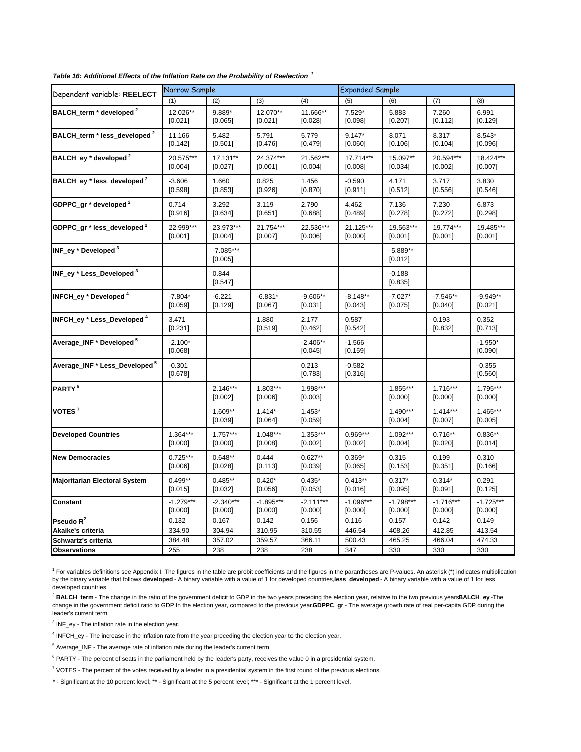*Table 16: Additional Effects of the Inflation Rate on the Probability of Reelection [1]*

| Dependent variable: **REELECT** | Narrow Sample | | | | Expanded Sample | | | |
|---|---|---|---|---|---|---|---|---|
| | (1) | (2) | (3) | (4) | (5) | (6) | (7) | (8) |
| **BALCH_term * developed [2]** | 12.026** [0.021] | 9.889* [0.065] | 12.070** [0.021] | 11.666** [0.028] | 7.529* [0.098] | 5.883 [0.207] | 7.260 [0.112] | 6.991 [0.129] |
| **BALCH_term * less_developed [2]** | 11.166 [0.142] | 5.482 [0.501] | 5.791 [0.476] | 5.779 [0.479] | 9.147* [0.060] | 8.071 [0.106] | 8.317 [0.104] | 8.543* [0.096] |
| **BALCH_ey * developed [2]** | 20.575*** [0.004] | 17.131** [0.027] | 24.374*** [0.001] | 21.562*** [0.004] | 17.714*** [0.008] | 15.097** [0.034] | 20.594*** [0.002] | 18.424*** [0.007] |
| **BALCH_ey * less_developed [2]** | -3.606 [0.598] | 1.660 [0.853] | 0.825 [0.926] | 1.456 [0.870] | -0.590 [0.911] | 4.171 [0.512] | 3.717 [0.556] | 3.830 [0.546] |
| **GDPPC_gr * developed [2]** | 0.714 [0.916] | 3.292 [0.634] | 3.119 [0.651] | 2.790 [0.688] | 4.462 [0.489] | 7.136 [0.278] | 7.230 [0.272] | 6.873 [0.298] |
| **GDPPC_gr * less_developed [2]** | 22.999*** [0.001] | 23.973*** [0.004] | 21.754*** [0.007] | 22.536*** [0.006] | 21.125*** [0.000] | 19.563*** [0.001] | 19.774*** [0.001] | 19.485*** [0.001] |
| **INF_ey * Developed [3]** | | -7.085*** [0.005] | | | | -5.889** [0.012] | | |
| **INF_ey * Less_Developed [3]** | | 0.844 [0.547] | | | | -0.188 [0.835] | | |
| **INFCH_ey * Developed [4]** | -7.804* [0.059] | -6.221 [0.129] | -6.831* [0.067] | -9.606** [0.031] | -8.148** [0.043] | -7.027* [0.075] | -7.546** [0.040] | -9.949** [0.021] |
| **INFCH_ey * Less_Developed [4]** | 3.471 [0.231] | | 1.880 [0.519] | 2.177 [0.462] | 0.587 [0.542] | | 0.193 [0.832] | 0.352 [0.713] |
| **Average_INF * Developed [5]** | -2.100* [0.068] | | | -2.406** [0.045] | -1.566 [0.159] | | | -1.950* [0.090] |
| **Average_INF * Less_Developed [5]** | -0.301 [0.678] | | | 0.213 [0.783] | -0.582 [0.316] | | | -0.355 [0.560] |
| **PARTY [6]** | | 2.146*** [0.002] | 1.803*** [0.006] | 1.998*** [0.003] | | 1.855*** [0.000] | 1.716*** [0.000] | 1.795*** [0.000] |
| **VOTES [7]** | | 1.609** [0.039] | 1.414* [0.064] | 1.453* [0.059] | | 1.490*** [0.004] | 1.414*** [0.007] | 1.465*** [0.005] |
| **Developed Countries** | 1.364*** [0.000] | 1.757*** [0.000] | 1.048*** [0.008] | 1.353*** [0.002] | 0.969*** [0.002] | 1.092*** [0.004] | 0.716** [0.020] | 0.836** [0.014] |
| **New Democracies** | 0.725*** [0.006] | 0.648** [0.028] | 0.444 [0.113] | 0.627** [0.039] | 0.369* [0.065] | 0.315 [0.153] | 0.199 [0.351] | 0.310 [0.166] |
| **Majoritarian Electoral System** | 0.499** [0.015] | 0.485** [0.032] | 0.420* [0.056] | 0.435* [0.053] | 0.413** [0.016] | 0.317* [0.095] | 0.314* [0.091] | 0.291 [0.125] |
| **Constant** | -1.279*** [0.000] | -2.340*** [0.000] | -1.895*** [0.000] | -2.111*** [0.000] | -1.096*** [0.000] | -1.798*** [0.000] | -1.716*** [0.000] | -1.725*** [0.000] |
| **Pseudo $R^2$** | 0.132 | 0.167 | 0.142 | 0.156 | 0.116 | 0.157 | 0.142 | 0.149 |
| **Akaike's criteria** | 334.90 | 304.94 | 310.95 | 310.55 | 446.54 | 408.26 | 412.85 | 413.54 |
| **Schwartz's criteria** | 384.48 | 357.02 | 359.57 | 366.11 | 500.43 | 465.25 | 466.04 | 474.33 |
| **Observations** | 255 | 238 | 238 | 238 | 347 | 330 | 330 | 330 |

[1] For variables definitions see Appendix I. The figures in the table are probit coefficients and the figures in the parantheses are P-values. An asterisk (*) indicates multiplication by the binary variable that follows.**developed** - A binary variable with a value of 1 for developed countries,**less_developed** - A binary variable with a value of 1 for less developed countries.

[2] **BALCH_term** - The change in the ratio of the government deficit to GDP in the two years preceding the election year, relative to the two previous years**BALCH_ey** -The change in the government deficit ratio to GDP In the election year, compared to the previous year.**GDPPC_gr** - The average growth rate of real per-capita GDP during the leader's current term.

[3] INF_ey - The inflation rate in the election year.

[4] INFCH_ey - The increase in the inflation rate from the year preceding the election year to the election year.

[5] Average_INF - The average rate of inflation rate during the leader's current term.

[6] PARTY - The percent of seats in the parliament held by the leader's party, receives the value 0 in a presidential system.

[7] VOTES - The percent of the votes received by a leader in a presidential system in the first round of the previous elections.

\* - Significant at the 10 percent level; ** - Significant at the 5 percent level; *** - Significant at the 1 percent level.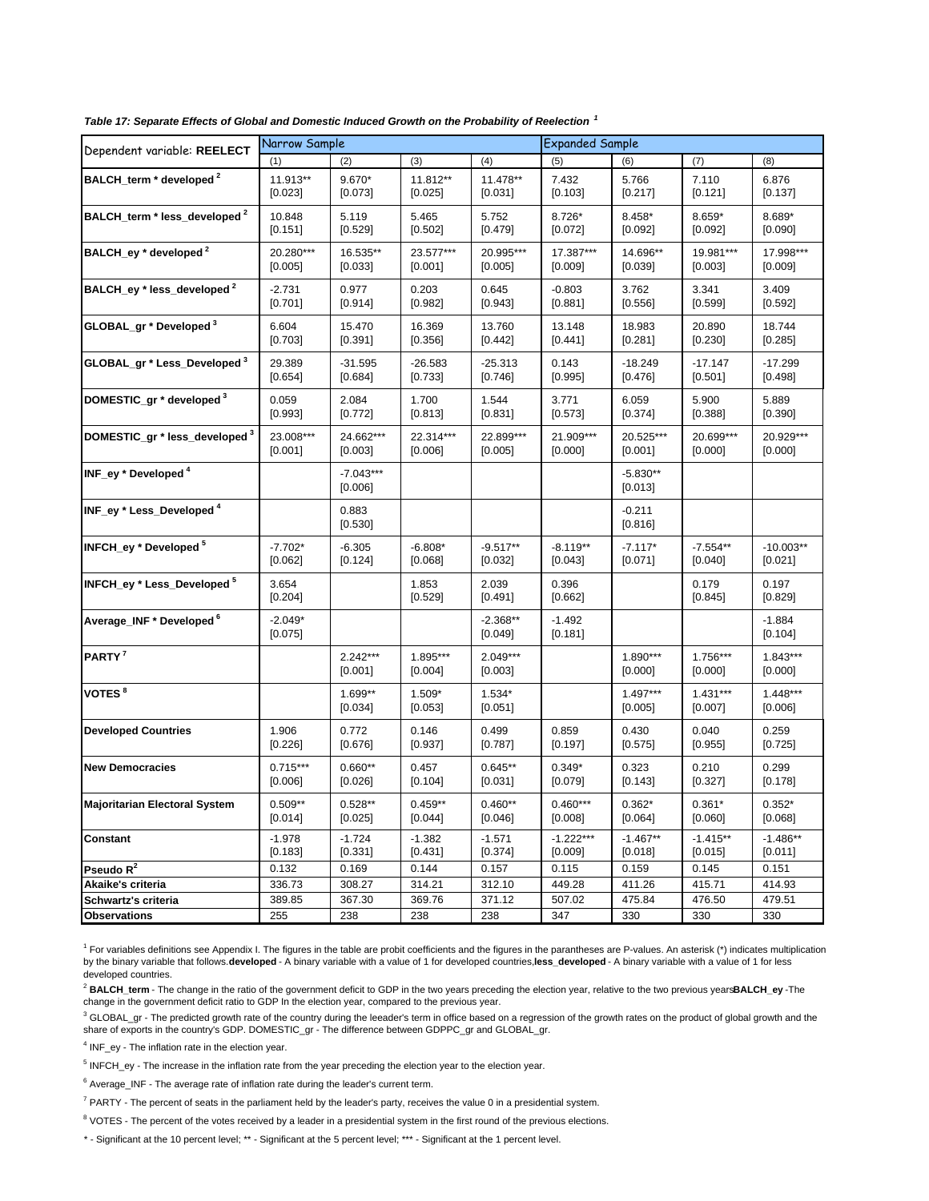*Table 17: Separate Effects of Global and Domestic Induced Growth on the Probability of Reelection* [1]

| Dependent variable: **REELECT** | Narrow Sample | | | | Expanded Sample | | | |
|---|---|---|---|---|---|---|---|---|
| | (1) | (2) | (3) | (4) | (5) | (6) | (7) | (8) |
| **BALCH_term * developed** [2] | 11.913** [0.023] | 9.670* [0.073] | 11.812** [0.025] | 11.478** [0.031] | 7.432 [0.103] | 5.766 [0.217] | 7.110 [0.121] | 6.876 [0.137] |
| **BALCH_term * less_developed** [2] | 10.848 [0.151] | 5.119 [0.529] | 5.465 [0.502] | 5.752 [0.479] | 8.726* [0.072] | 8.458* [0.092] | 8.659* [0.092] | 8.689* [0.090] |
| **BALCH_ey * developed** [2] | 20.280*** [0.005] | 16.535** [0.033] | 23.577*** [0.001] | 20.995*** [0.005] | 17.387*** [0.009] | 14.696** [0.039] | 19.981*** [0.003] | 17.998*** [0.009] |
| **BALCH_ey * less_developed** [2] | -2.731 [0.701] | 0.977 [0.914] | 0.203 [0.982] | 0.645 [0.943] | -0.803 [0.881] | 3.762 [0.556] | 3.341 [0.599] | 3.409 [0.592] |
| **GLOBAL_gr * Developed** [3] | 6.604 [0.703] | 15.470 [0.391] | 16.369 [0.356] | 13.760 [0.442] | 13.148 [0.441] | 18.983 [0.281] | 20.890 [0.230] | 18.744 [0.285] |
| **GLOBAL_gr * Less_Developed** [3] | 29.389 [0.654] | -31.595 [0.684] | -26.583 [0.733] | -25.313 [0.746] | 0.143 [0.995] | -18.249 [0.476] | -17.147 [0.501] | -17.299 [0.498] |
| **DOMESTIC_gr * developed** [3] | 0.059 [0.993] | 2.084 [0.772] | 1.700 [0.813] | 1.544 [0.831] | 3.771 [0.573] | 6.059 [0.374] | 5.900 [0.388] | 5.889 [0.390] |
| **DOMESTIC_gr * less_developed** [3] | 23.008*** [0.001] | 24.662*** [0.003] | 22.314*** [0.006] | 22.899*** [0.005] | 21.909*** [0.000] | 20.525*** [0.001] | 20.699*** [0.000] | 20.929*** [0.000] |
| **INF_ey * Developed** [4] | | -7.043*** [0.006] | | | | -5.830** [0.013] | | |
| **INF_ey * Less_Developed** [4] | | 0.883 [0.530] | | | | -0.211 [0.816] | | |
| **INFCH_ey * Developed** [5] | -7.702* [0.062] | -6.305 [0.124] | -6.808* [0.068] | -9.517** [0.032] | -8.119** [0.043] | -7.117* [0.071] | -7.554** [0.040] | -10.003** [0.021] |
| **INFCH_ey * Less_Developed** [5] | 3.654 [0.204] | | 1.853 [0.529] | 2.039 [0.491] | 0.396 [0.662] | | 0.179 [0.845] | 0.197 [0.829] |
| **Average_INF * Developed** [6] | -2.049* [0.075] | | | -2.368** [0.049] | -1.492 [0.181] | | | -1.884 [0.104] |
| **PARTY** [7] | | 2.242*** [0.001] | 1.895*** [0.004] | 2.049*** [0.003] | | 1.890*** [0.000] | 1.756*** [0.000] | 1.843*** [0.000] |
| **VOTES** [8] | | 1.699** [0.034] | 1.509* [0.053] | 1.534* [0.051] | | 1.497*** [0.005] | 1.431*** [0.007] | 1.448*** [0.006] |
| **Developed Countries** | 1.906 [0.226] | 0.772 [0.676] | 0.146 [0.937] | 0.499 [0.787] | 0.859 [0.197] | 0.430 [0.575] | 0.040 [0.955] | 0.259 [0.725] |
| **New Democracies** | 0.715*** [0.006] | 0.660** [0.026] | 0.457 [0.104] | 0.645** [0.031] | 0.349* [0.079] | 0.323 [0.143] | 0.210 [0.327] | 0.299 [0.178] |
| **Majoritarian Electoral System** | 0.509** [0.014] | 0.528** [0.025] | 0.459** [0.044] | 0.460** [0.046] | 0.460*** [0.008] | 0.362* [0.064] | 0.361* [0.060] | 0.352* [0.068] |
| **Constant** | -1.978 [0.183] | -1.724 [0.331] | -1.382 [0.431] | -1.571 [0.374] | -1.222*** [0.009] | -1.467** [0.018] | -1.415** [0.015] | -1.486** [0.011] |
| **Pseudo $R^2$** | 0.132 | 0.169 | 0.144 | 0.157 | 0.115 | 0.159 | 0.145 | 0.151 |
| **Akaike's criteria** | 336.73 | 308.27 | 314.21 | 312.10 | 449.28 | 411.26 | 415.71 | 414.93 |
| **Schwartz's criteria** | 389.85 | 367.30 | 369.76 | 371.12 | 507.02 | 475.84 | 476.50 | 479.51 |
| **Observations** | 255 | 238 | 238 | 238 | 347 | 330 | 330 | 330 |

[1] For variables definitions see Appendix I. The figures in the table are probit coefficients and the figures in the parantheses are P-values. An asterisk (*) indicates multiplication by the binary variable that follows.**developed** - A binary variable with a value of 1 for developed countries,**less_developed** - A binary variable with a value of 1 for less developed countries.

[2] **BALCH_term** - The change in the ratio of the government deficit to GDP in the two years preceding the election year, relative to the two previous years**BALCH_ey** -The change in the government deficit ratio to GDP In the election year, compared to the previous year.

[3] GLOBAL_gr - The predicted growth rate of the country during the leeader's term in office based on a regression of the growth rates on the product of global growth and the share of exports in the country's GDP. DOMESTIC_gr - The difference between GDPPC_gr and GLOBAL_gr.

[4] INF_ey - The inflation rate in the election year.

[5] INFCH_ey - The increase in the inflation rate from the year preceding the election year to the election year.

[6] Average_INF - The average rate of inflation rate during the leader's current term.

[7] PARTY - The percent of seats in the parliament held by the leader's party, receives the value 0 in a presidential system.

[8] VOTES - The percent of the votes received by a leader in a presidential system in the first round of the previous elections.

* - Significant at the 10 percent level; ** - Significant at the 5 percent level; *** - Significant at the 1 percent level.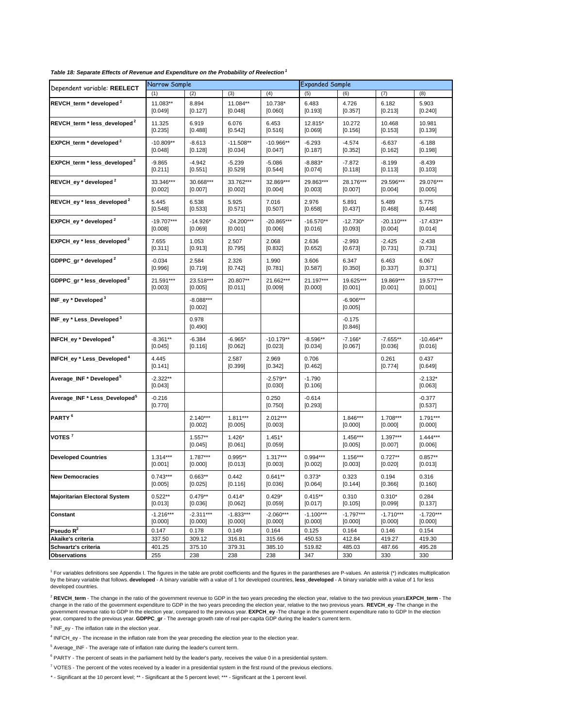*Table 18: Separate Effects of Revenue and Expenditure on the Probability of Reelection [1]*

| Dependent variable: **REELECT** | Narrow Sample | | | | Expanded Sample | | | |
|---|---|---|---|---|---|---|---|---|
| | (1) | (2) | (3) | (4) | (5) | (6) | (7) | (8) |
| **REVCH_term * developed [2]** | 11.083** [0.049] | 8.894 [0.127] | 11.084** [0.048] | 10.738* [0.060] | 6.483 [0.193] | 4.726 [0.357] | 6.182 [0.213] | 5.903 [0.240] |
| **REVCH_term * less_developed [2]** | 11.325 [0.235] | 6.919 [0.488] | 6.076 [0.542] | 6.453 [0.516] | 12.815* [0.069] | 10.272 [0.156] | 10.468 [0.153] | 10.981 [0.139] |
| **EXPCH_term * developed [2]** | -10.809** [0.048] | -8.613 [0.128] | -11.508** [0.034] | -10.966** [0.047] | -6.293 [0.187] | -4.574 [0.352] | -6.637 [0.162] | -6.188 [0.198] |
| **EXPCH_term * less_developed [2]** | -9.865 [0.211] | -4.942 [0.551] | -5.239 [0.529] | -5.086 [0.544] | -8.883* [0.074] | -7.872 [0.118] | -8.199 [0.113] | -8.439 [0.103] |
| **REVCH_ey * developed [2]** | 33.346*** [0.002] | 30.668*** [0.007] | 33.762*** [0.002] | 32.869*** [0.004] | 29.863*** [0.003] | 28.176*** [0.007] | 29.596*** [0.004] | 29.076*** [0.005] |
| **REVCH_ey * less_developed [2]** | 5.445 [0.548] | 6.538 [0.533] | 5.925 [0.571] | 7.016 [0.507] | 2.976 [0.658] | 5.891 [0.437] | 5.489 [0.468] | 5.775 [0.448] |
| **EXPCH_ey * developed [2]** | -19.707*** [0.008] | -14.926* [0.069] | -24.200*** [0.001] | -20.865*** [0.006] | -16.570** [0.016] | -12.730* [0.093] | -20.110*** [0.004] | -17.433** [0.014] |
| **EXPCH_ey * less_developed [2]** | 7.655 [0.311] | 1.053 [0.913] | 2.507 [0.795] | 2.068 [0.832] | 2.636 [0.652] | -2.993 [0.673] | -2.425 [0.731] | -2.438 [0.731] |
| **GDPPC_gr * developed [2]** | -0.034 [0.996] | 2.584 [0.719] | 2.326 [0.742] | 1.990 [0.781] | 3.606 [0.587] | 6.347 [0.350] | 6.463 [0.337] | 6.067 [0.371] |
| **GDPPC_gr * less_developed [2]** | 21.591*** [0.003] | 23.518*** [0.005] | 20.807** [0.011] | 21.662*** [0.009] | 21.197*** [0.000] | 19.625*** [0.001] | 19.869*** [0.001] | 19.577*** [0.001] |
| **INF_ey * Developed [3]** | | -8.088*** [0.002] | | | | -6.906*** [0.005] | | |
| **INF_ey * Less_Developed [3]** | | 0.978 [0.490] | | | | -0.175 [0.846] | | |
| **INFCH_ey * Developed [4]** | -8.361** [0.045] | -6.384 [0.116] | -6.965* [0.062] | -10.179** [0.023] | -8.596** [0.034] | -7.166* [0.067] | -7.655** [0.036] | -10.464** [0.016] |
| **INFCH_ey * Less_Developed [4]** | 4.445 [0.141] | | 2.587 [0.399] | 2.969 [0.342] | 0.706 [0.462] | | 0.261 [0.774] | 0.437 [0.649] |
| **Average_INF * Developed [5]** | -2.322** [0.043] | | | -2.579** [0.030] | -1.790 [0.106] | | | -2.132* [0.063] |
| **Average_INF * Less_Developed [5]** | -0.216 [0.770] | | | 0.250 [0.750] | -0.614 [0.293] | | | -0.377 [0.537] |
| **PARTY [6]** | | 2.140*** [0.002] | 1.811*** [0.005] | 2.012*** [0.003] | | 1.846*** [0.000] | 1.708*** [0.000] | 1.791*** [0.000] |
| **VOTES [7]** | | 1.557** [0.045] | 1.426* [0.061] | 1.451* [0.059] | | 1.456*** [0.005] | 1.397*** [0.007] | 1.444*** [0.006] |
| **Developed Countries** | 1.314*** [0.001] | 1.787*** [0.000] | 0.995** [0.013] | 1.317*** [0.003] | 0.994*** [0.002] | 1.156*** [0.003] | 0.727** [0.020] | 0.857** [0.013] |
| **New Democracies** | 0.743*** [0.005] | 0.663** [0.025] | 0.442 [0.116] | 0.641** [0.036] | 0.373* [0.064] | 0.323 [0.144] | 0.194 [0.366] | 0.316 [0.160] |
| **Majoritarian Electoral System** | 0.522** [0.013] | 0.479** [0.036] | 0.414* [0.062] | 0.429* [0.059] | 0.415** [0.017] | 0.310 [0.105] | 0.310* [0.099] | 0.284 [0.137] |
| **Constant** | -1.216*** [0.000] | -2.311*** [0.000] | -1.833*** [0.000] | -2.060*** [0.000] | -1.100*** [0.000] | -1.797*** [0.000] | -1.710*** [0.000] | -1.720*** [0.000] |
| **Pseudo $R^2$** | 0.147 | 0.178 | 0.149 | 0.164 | 0.125 | 0.164 | 0.146 | 0.154 |
| **Akaike's criteria** | 337.50 | 309.12 | 316.81 | 315.66 | 450.53 | 412.84 | 419.27 | 419.30 |
| **Schwartz's criteria** | 401.25 | 375.10 | 379.31 | 385.10 | 519.82 | 485.03 | 487.66 | 495.28 |
| **Observations** | 255 | 238 | 238 | 238 | 347 | 330 | 330 | 330 |

[1] For variables definitions see Appendix I. The figures in the table are probit coefficients and the figures in the parantheses are P-values. An asterisk (*) indicates multiplication by the binary variable that follows. **developed** - A binary variable with a value of 1 for developed countries, **less_developed** - A binary variable with a value of 1 for less developed countries.

[2] **REVCH_term** - The change in the ratio of the government revenue to GDP in the two years preceding the election year, relative to the two previous years. **EXPCH_term** - The change in the ratio of the government expenditure to GDP in the two years preceding the election year, relative to the two previous years. **REVCH_ey** - The change in the government revenue ratio to GDP In the election year, compared to the previous year. **EXPCH_ey** - The change in the government expenditure ratio to GDP In the election year, compared to the previous year. **GDPPC_gr** - The average growth rate of real per-capita GDP during the leader's current term.

[3] INF_ey - The inflation rate in the election year.

[4] INFCH_ey - The increase in the inflation rate from the year preceding the election year to the election year.

[5] Average_INF - The average rate of inflation rate during the leader's current term.

[6] PARTY - The percent of seats in the parliament held by the leader's party, receives the value 0 in a presidential system.

[7] VOTES - The percent of the votes received by a leader in a presidential system in the first round of the previous elections.

* - Significant at the 10 percent level; ** - Significant at the 5 percent level; *** - Significant at the 1 percent level.